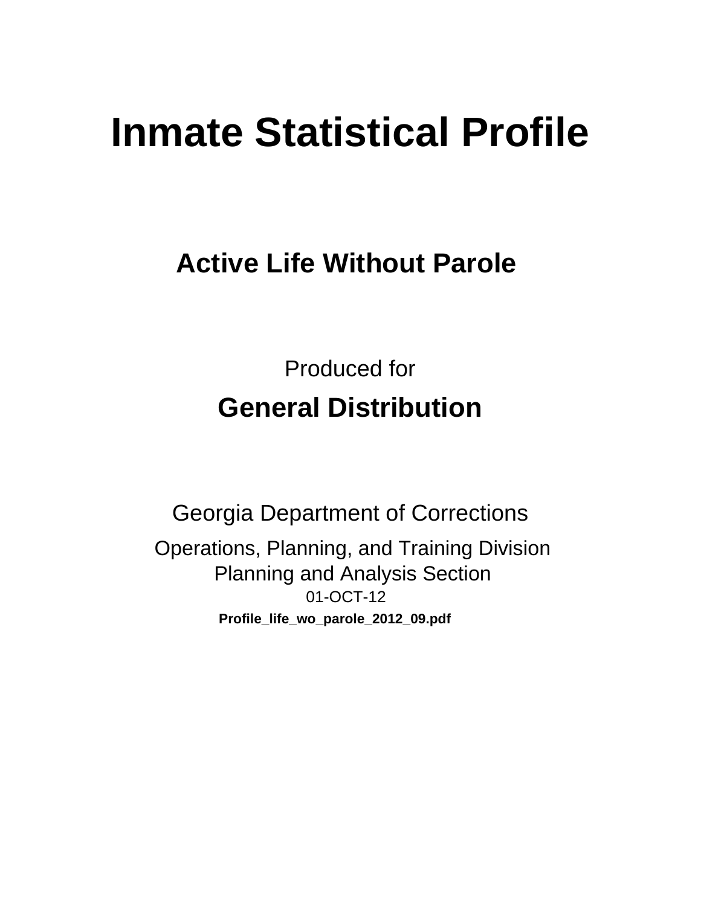# Inmate Statistical Profile

## Active Life Without Parole

Produced for

**General Distribution**

Georgia Department of Corrections

Operations, Planning, and Training Division
Planning and Analysis Section
01-OCT-12

**Profile_life_wo_parole_2012_09.pdf**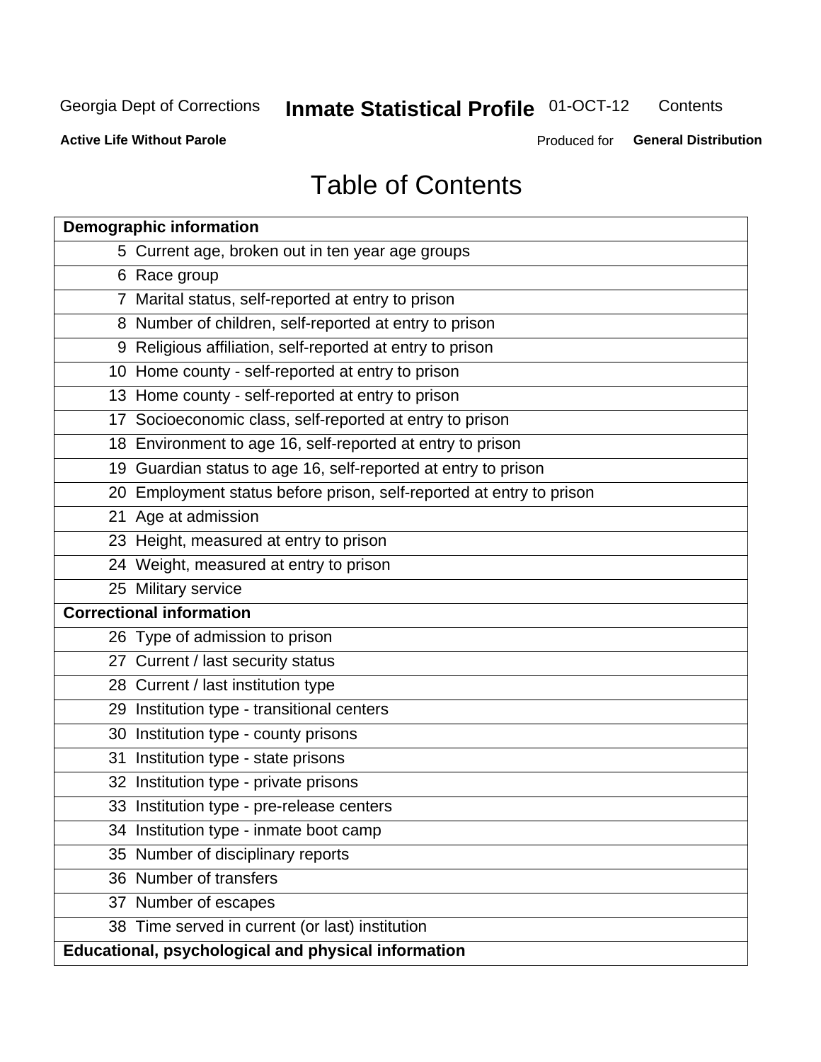# Table of Contents

| Demographic information | |
|---|---|
| 5 | Current age, broken out in ten year age groups |
| 6 | Race group |
| 7 | Marital status, self-reported at entry to prison |
| 8 | Number of children, self-reported at entry to prison |
| 9 | Religious affiliation, self-reported at entry to prison |
| 10 | Home county - self-reported at entry to prison |
| 13 | Home county - self-reported at entry to prison |
| 17 | Socioeconomic class, self-reported at entry to prison |
| 18 | Environment to age 16, self-reported at entry to prison |
| 19 | Guardian status to age 16, self-reported at entry to prison |
| 20 | Employment status before prison, self-reported at entry to prison |
| 21 | Age at admission |
| 23 | Height, measured at entry to prison |
| 24 | Weight, measured at entry to prison |
| 25 | Military service |
| **Correctional information** | |
| 26 | Type of admission to prison |
| 27 | Current / last security status |
| 28 | Current / last institution type |
| 29 | Institution type - transitional centers |
| 30 | Institution type - county prisons |
| 31 | Institution type - state prisons |
| 32 | Institution type - private prisons |
| 33 | Institution type - pre-release centers |
| 34 | Institution type - inmate boot camp |
| 35 | Number of disciplinary reports |
| 36 | Number of transfers |
| 37 | Number of escapes |
| 38 | Time served in current (or last) institution |
| **Educational, psychological and physical information** | |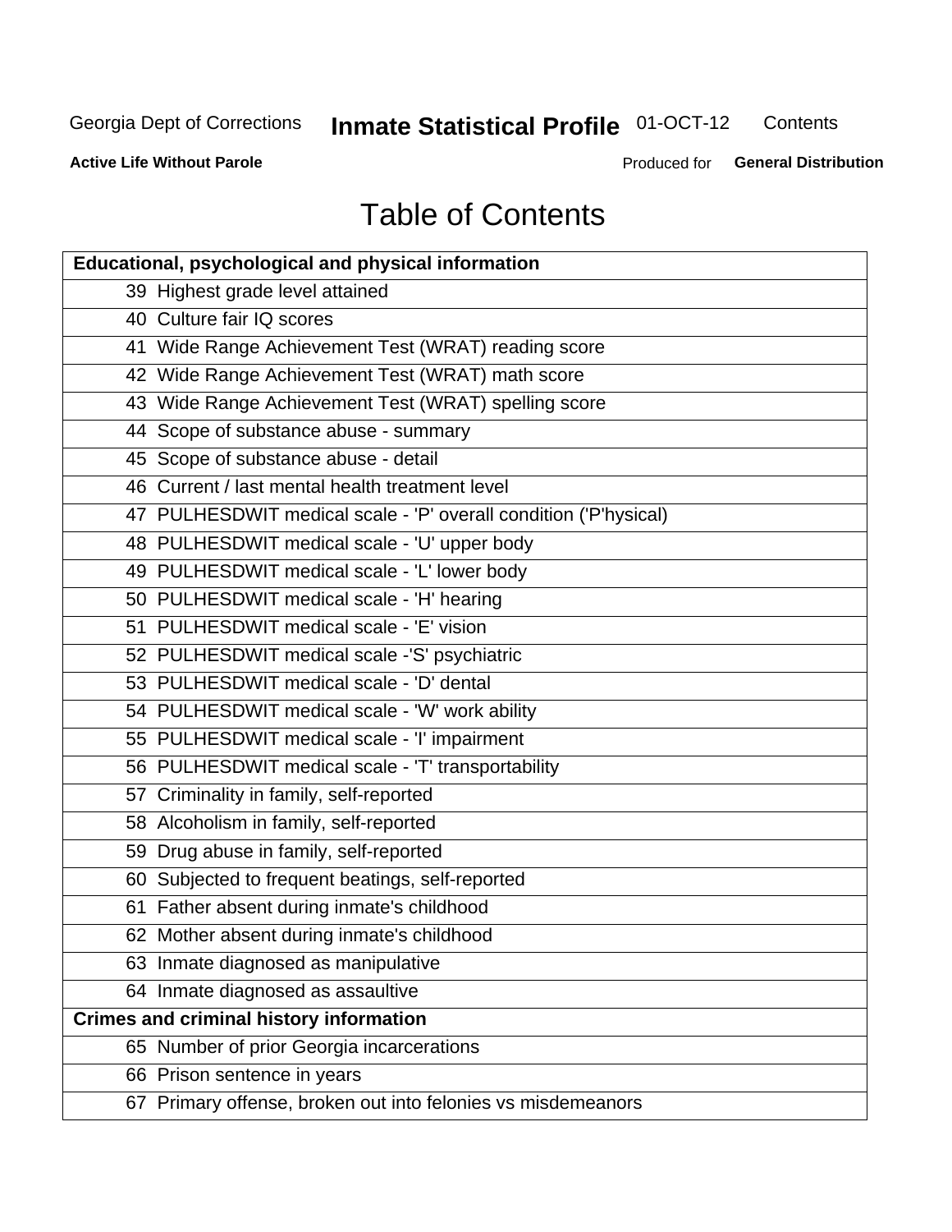# Table of Contents

| Educational, psychological and physical information | |
|---|---|
| 39 | Highest grade level attained |
| 40 | Culture fair IQ scores |
| 41 | Wide Range Achievement Test (WRAT) reading score |
| 42 | Wide Range Achievement Test (WRAT) math score |
| 43 | Wide Range Achievement Test (WRAT) spelling score |
| 44 | Scope of substance abuse - summary |
| 45 | Scope of substance abuse - detail |
| 46 | Current / last mental health treatment level |
| 47 | PULHESDWIT medical scale - 'P' overall condition ('P'hysical) |
| 48 | PULHESDWIT medical scale - 'U' upper body |
| 49 | PULHESDWIT medical scale - 'L' lower body |
| 50 | PULHESDWIT medical scale - 'H' hearing |
| 51 | PULHESDWIT medical scale - 'E' vision |
| 52 | PULHESDWIT medical scale -'S' psychiatric |
| 53 | PULHESDWIT medical scale - 'D' dental |
| 54 | PULHESDWIT medical scale - 'W' work ability |
| 55 | PULHESDWIT medical scale - 'I' impairment |
| 56 | PULHESDWIT medical scale - 'T' transportability |
| 57 | Criminality in family, self-reported |
| 58 | Alcoholism in family, self-reported |
| 59 | Drug abuse in family, self-reported |
| 60 | Subjected to frequent beatings, self-reported |
| 61 | Father absent during inmate's childhood |
| 62 | Mother absent during inmate's childhood |
| 63 | Inmate diagnosed as manipulative |
| 64 | Inmate diagnosed as assaultive |
| **Crimes and criminal history information** | |
| 65 | Number of prior Georgia incarcerations |
| 66 | Prison sentence in years |
| 67 | Primary offense, broken out into felonies vs misdemeanors |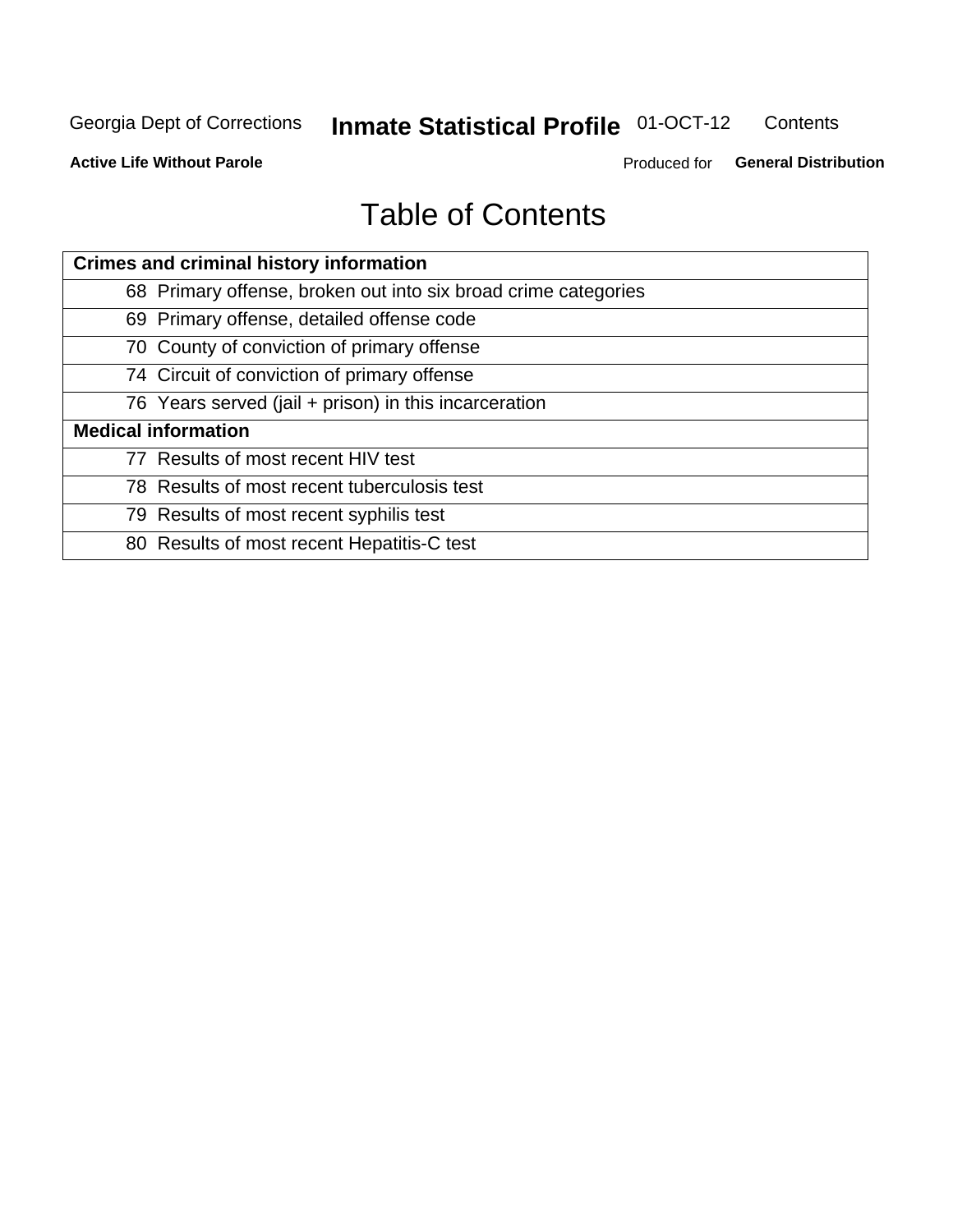# Table of Contents

| Crimes and criminal history information |
|---|
| 68 Primary offense, broken out into six broad crime categories |
| 69 Primary offense, detailed offense code |
| 70 County of conviction of primary offense |
| 74 Circuit of conviction of primary offense |
| 76 Years served (jail + prison) in this incarceration |
| **Medical information** |
| 77 Results of most recent HIV test |
| 78 Results of most recent tuberculosis test |
| 79 Results of most recent syphilis test |
| 80 Results of most recent Hepatitis-C test |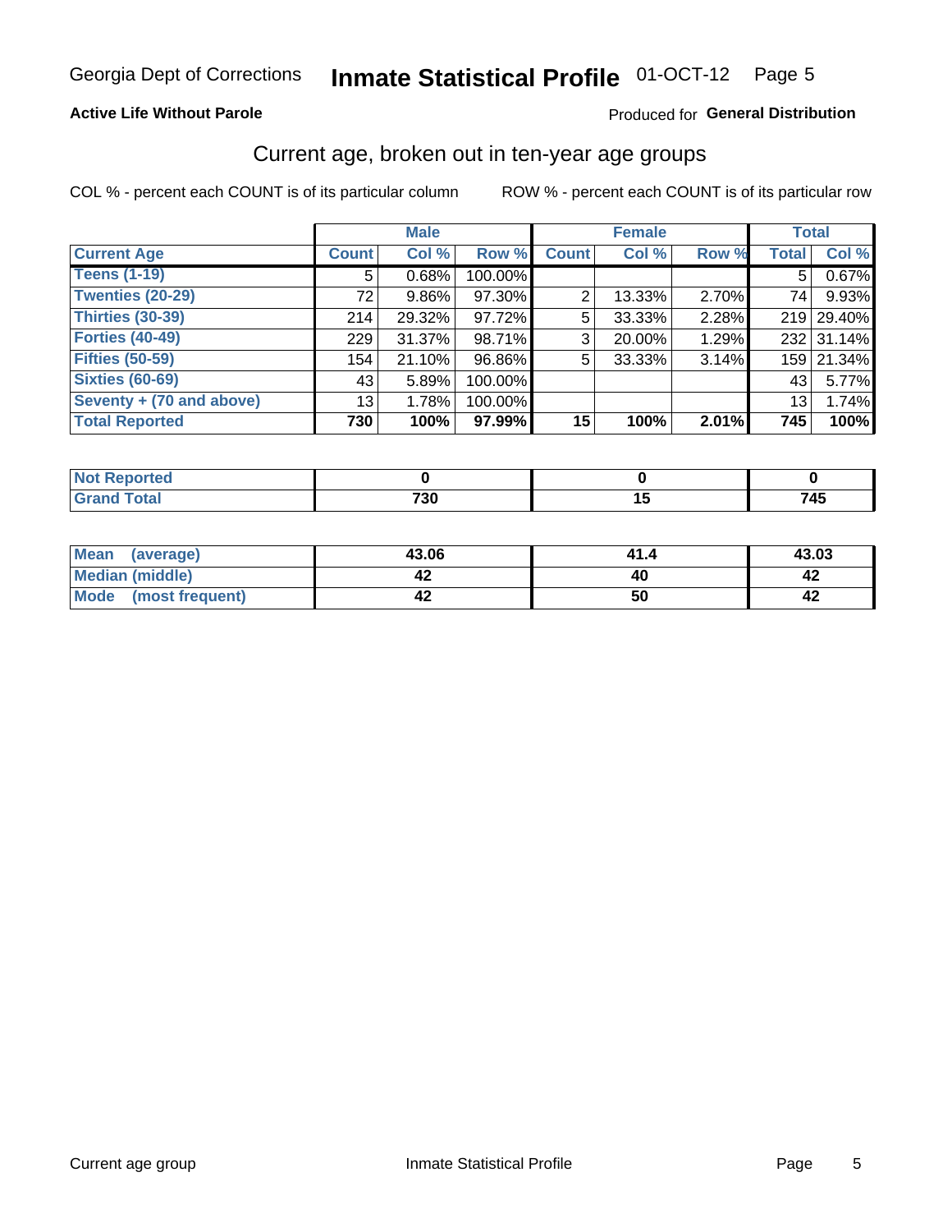Georgia Dept of Corrections **Inmate Statistical Profile** 01-OCT-12

**Active Life Without Parole**

Produced for **General Distribution**

## Current age, broken out in ten-year age groups

COL % - percent each COUNT is of its particular column

ROW % - percent each COUNT is of its particular row

| | Male | | | Female | | | Total | |
|---|---|---|---|---|---|---|---|---|
| **Current Age** | **Count** | **Col %** | **Row %** | **Count** | **Col %** | **Row %** | **Total** | **Col %** |
| **Teens (1-19)** | 5 | 0.68% | 100.00% | | | | 5 | 0.67% |
| **Twenties (20-29)** | 72 | 9.86% | 97.30% | 2 | 13.33% | 2.70% | 74 | 9.93% |
| **Thirties (30-39)** | 214 | 29.32% | 97.72% | 5 | 33.33% | 2.28% | 219 | 29.40% |
| **Forties (40-49)** | 229 | 31.37% | 98.71% | 3 | 20.00% | 1.29% | 232 | 31.14% |
| **Fifties (50-59)** | 154 | 21.10% | 96.86% | 5 | 33.33% | 3.14% | 159 | 21.34% |
| **Sixties (60-69)** | 43 | 5.89% | 100.00% | | | | 43 | 5.77% |
| **Seventy + (70 and above)** | 13 | 1.78% | 100.00% | | | | 13 | 1.74% |
| **Total Reported** | **730** | **100%** | **97.99%** | **15** | **100%** | **2.01%** | **745** | **100%** |

| | Male | Female | Total |
|---|---|---|---|
| **Not Reported** | **0** | **0** | **0** |
| **Grand Total** | **730** | **15** | **745** |

| | Male | Female | Total |
|---|---|---|---|
| **Mean (average)** | **43.06** | **41.4** | **43.03** |
| **Median (middle)** | **42** | **40** | **42** |
| **Mode (most frequent)** | **42** | **50** | **42** |

Current age group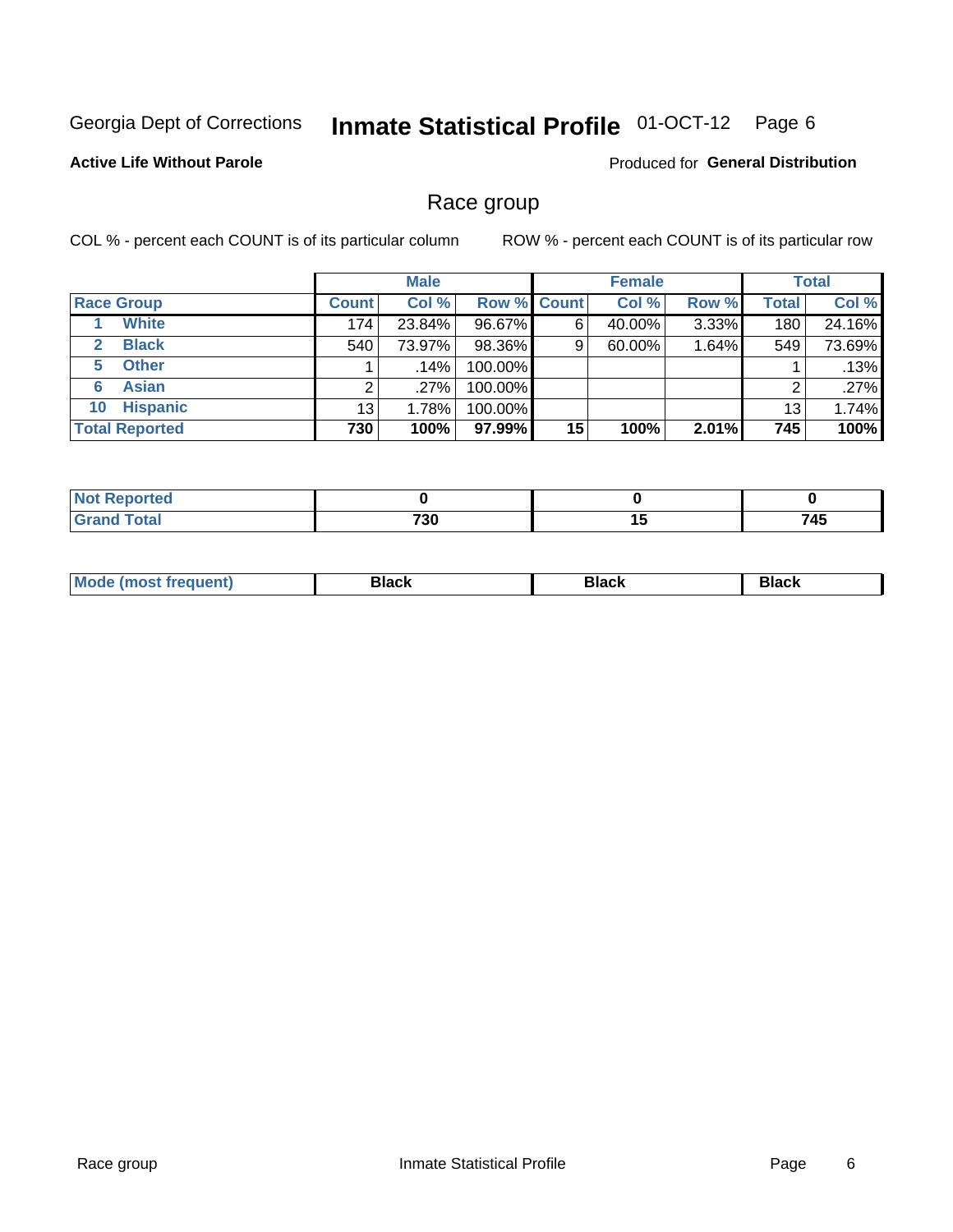Georgia Dept of Corrections **Inmate Statistical Profile** 01-OCT-12 Page 6

**Active Life Without Parole**

Produced for **General Distribution**

## Race group

COL % - percent each COUNT is of its particular column

ROW % - percent each COUNT is of its particular row

| | Male | | | Female | | | Total | |
|---|---|---|---|---|---|---|---|---|
| **Race Group** | **Count** | **Col %** | **Row %** | **Count** | **Col %** | **Row %** | **Total** | **Col %** |
| **1 White** | 174 | 23.84% | 96.67% | 6 | 40.00% | 3.33% | 180 | 24.16% |
| **2 Black** | 540 | 73.97% | 98.36% | 9 | 60.00% | 1.64% | 549 | 73.69% |
| **5 Other** | 1 | .14% | 100.00% | | | | 1 | .13% |
| **6 Asian** | 2 | .27% | 100.00% | | | | 2 | .27% |
| **10 Hispanic** | 13 | 1.78% | 100.00% | | | | 13 | 1.74% |
| **Total Reported** | **730** | **100%** | **97.99%** | **15** | **100%** | **2.01%** | **745** | **100%** |

| | Male | Female | Total |
|---|---|---|---|
| **Not Reported** | **0** | **0** | **0** |
| **Grand Total** | **730** | **15** | **745** |

| | Male | Female | Total |
|---|---|---|---|
| **Mode (most frequent)** | **Black** | **Black** | **Black** |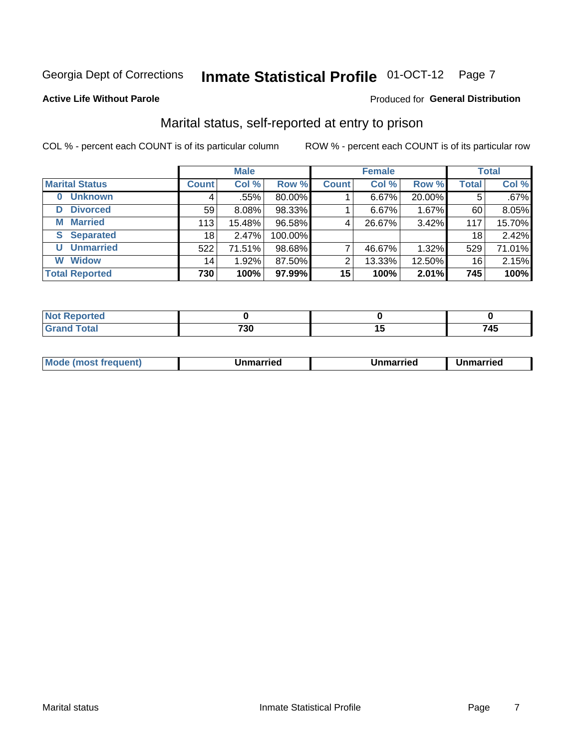Georgia Dept of Corrections **Inmate Statistical Profile** 01-OCT-12 Page 7

**Active Life Without Parole**

Produced for **General Distribution**

## Marital status, self-reported at entry to prison

COL % - percent each COUNT is of its particular column

ROW % - percent each COUNT is of its particular row

| | Male | | | Female | | | Total | |
|---|---|---|---|---|---|---|---|---|
| **Marital Status** | **Count** | **Col %** | **Row %** | **Count** | **Col %** | **Row %** | **Total** | **Col %** |
| **0 Unknown** | 4 | .55% | 80.00% | 1 | 6.67% | 20.00% | 5 | .67% |
| **D Divorced** | 59 | 8.08% | 98.33% | 1 | 6.67% | 1.67% | 60 | 8.05% |
| **M Married** | 113 | 15.48% | 96.58% | 4 | 26.67% | 3.42% | 117 | 15.70% |
| **S Separated** | 18 | 2.47% | 100.00% | | | | 18 | 2.42% |
| **U Unmarried** | 522 | 71.51% | 98.68% | 7 | 46.67% | 1.32% | 529 | 71.01% |
| **W Widow** | 14 | 1.92% | 87.50% | 2 | 13.33% | 12.50% | 16 | 2.15% |
| **Total Reported** | **730** | **100%** | **97.99%** | **15** | **100%** | **2.01%** | **745** | **100%** |

| | Male | Female | Total |
|---|---|---|---|
| **Not Reported** | **0** | **0** | **0** |
| **Grand Total** | **730** | **15** | **745** |

| | Male | Female | Total |
|---|---|---|---|
| **Mode (most frequent)** | **Unmarried** | **Unmarried** | **Unmarried** |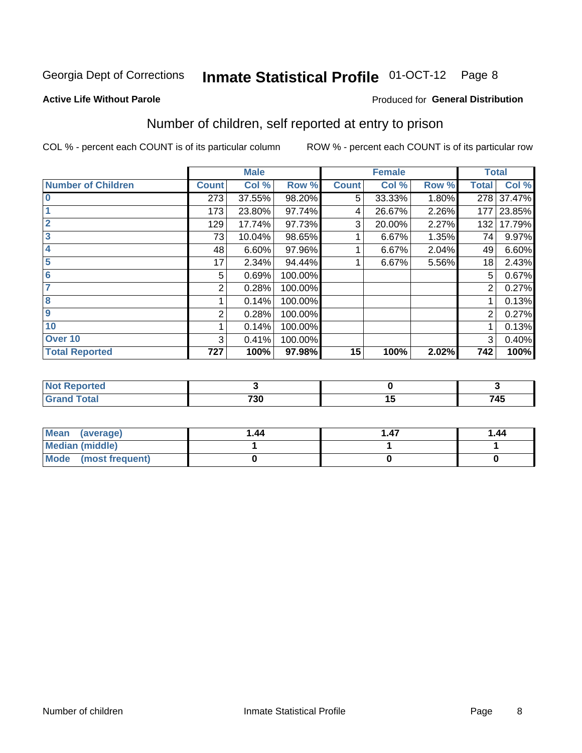Georgia Dept of Corrections **Inmate Statistical Profile** 01-OCT-12

**Active Life Without Parole**

Produced for **General Distribution**

## Number of children, self reported at entry to prison

COL % - percent each COUNT is of its particular column ROW % - percent each COUNT is of its particular row

| | Male | | | Female | | | Total | |
|---|---|---|---|---|---|---|---|---|
| **Number of Children** | **Count** | **Col %** | **Row %** | **Count** | **Col %** | **Row %** | **Total** | **Col %** |
| **0** | 273 | 37.55% | 98.20% | 5 | 33.33% | 1.80% | 278 | 37.47% |
| **1** | 173 | 23.80% | 97.74% | 4 | 26.67% | 2.26% | 177 | 23.85% |
| **2** | 129 | 17.74% | 97.73% | 3 | 20.00% | 2.27% | 132 | 17.79% |
| **3** | 73 | 10.04% | 98.65% | 1 | 6.67% | 1.35% | 74 | 9.97% |
| **4** | 48 | 6.60% | 97.96% | 1 | 6.67% | 2.04% | 49 | 6.60% |
| **5** | 17 | 2.34% | 94.44% | 1 | 6.67% | 5.56% | 18 | 2.43% |
| **6** | 5 | 0.69% | 100.00% | | | | 5 | 0.67% |
| **7** | 2 | 0.28% | 100.00% | | | | 2 | 0.27% |
| **8** | 1 | 0.14% | 100.00% | | | | 1 | 0.13% |
| **9** | 2 | 0.28% | 100.00% | | | | 2 | 0.27% |
| **10** | 1 | 0.14% | 100.00% | | | | 1 | 0.13% |
| **Over 10** | 3 | 0.41% | 100.00% | | | | 3 | 0.40% |
| **Total Reported** | **727** | **100%** | **97.98%** | **15** | **100%** | **2.02%** | **742** | **100%** |

| | Male | Female | Total |
|---|---|---|---|
| **Not Reported** | **3** | **0** | **3** |
| **Grand Total** | **730** | **15** | **745** |

| | Male | Female | Total |
|---|---|---|---|
| **Mean (average)** | **1.44** | **1.47** | **1.44** |
| **Median (middle)** | **1** | **1** | **1** |
| **Mode (most frequent)** | **0** | **0** | **0** |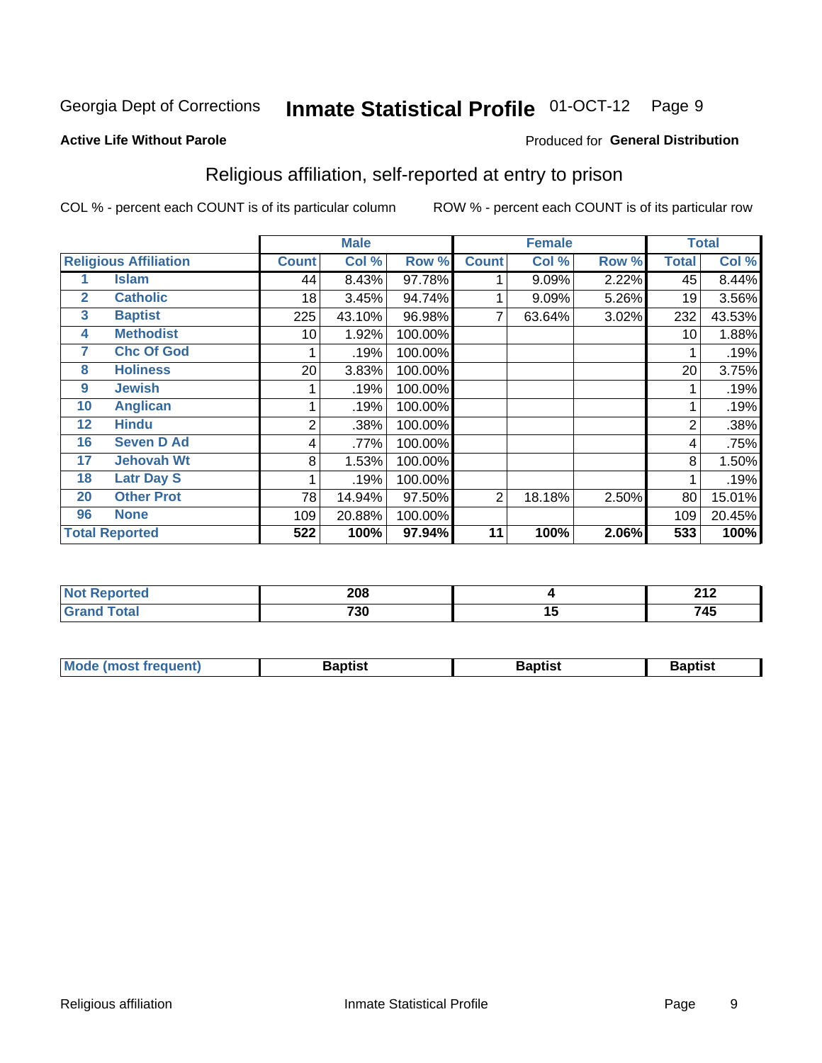Georgia Dept of Corrections **Inmate Statistical Profile** 01-OCT-12

**Active Life Without Parole**

Produced for **General Distribution**

## Religious affiliation, self-reported at entry to prison

COL % - percent each COUNT is of its particular column ROW % - percent each COUNT is of its particular row

| Religious Affiliation | | Male | | | Female | | | Total | |
|---|---|---|---|---|---|---|---|---|---|
| | | Count | Col % | Row % | Count | Col % | Row % | Total | Col % |
| 1 | Islam | 44 | 8.43% | 97.78% | 1 | 9.09% | 2.22% | 45 | 8.44% |
| 2 | Catholic | 18 | 3.45% | 94.74% | 1 | 9.09% | 5.26% | 19 | 3.56% |
| 3 | Baptist | 225 | 43.10% | 96.98% | 7 | 63.64% | 3.02% | 232 | 43.53% |
| 4 | Methodist | 10 | 1.92% | 100.00% | | | | 10 | 1.88% |
| 7 | Chc Of God | 1 | .19% | 100.00% | | | | 1 | .19% |
| 8 | Holiness | 20 | 3.83% | 100.00% | | | | 20 | 3.75% |
| 9 | Jewish | 1 | .19% | 100.00% | | | | 1 | .19% |
| 10 | Anglican | 1 | .19% | 100.00% | | | | 1 | .19% |
| 12 | Hindu | 2 | .38% | 100.00% | | | | 2 | .38% |
| 16 | Seven D Ad | 4 | .77% | 100.00% | | | | 4 | .75% |
| 17 | Jehovah Wt | 8 | 1.53% | 100.00% | | | | 8 | 1.50% |
| 18 | Latr Day S | 1 | .19% | 100.00% | | | | 1 | .19% |
| 20 | Other Prot | 78 | 14.94% | 97.50% | 2 | 18.18% | 2.50% | 80 | 15.01% |
| 96 | None | 109 | 20.88% | 100.00% | | | | 109 | 20.45% |
| **Total Reported** | | **522** | **100%** | **97.94%** | **11** | **100%** | **2.06%** | **533** | **100%** |

| | Male | Female | Total |
|---|---|---|---|
| Not Reported | 208 | 4 | 212 |
| Grand Total | 730 | 15 | 745 |

| | Male | Female | Total |
|---|---|---|---|
| Mode (most frequent) | Baptist | Baptist | Baptist |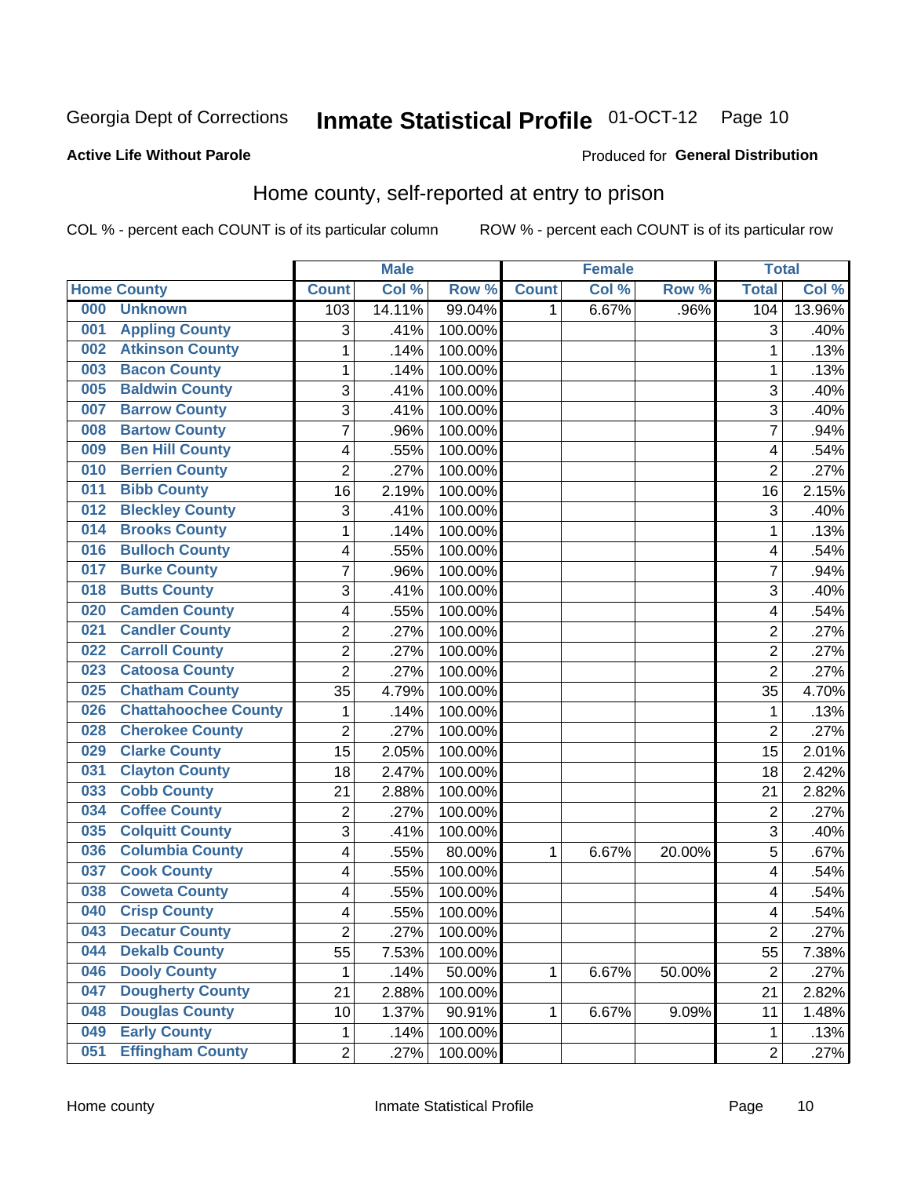Georgia Dept of Corrections **Inmate Statistical Profile** 01-OCT-12

**Active Life Without Parole**

Produced for **General Distribution**

## Home county, self-reported at entry to prison

COL % - percent each COUNT is of its particular column ROW % - percent each COUNT is of its particular row

| Home County | | Male | | | Female | | | Total | |
|---|---|---|---|---|---|---|---|---|---|
| | | Count | Col % | Row % | Count | Col % | Row % | Total | Col % |
| 000 | Unknown | 103 | 14.11% | 99.04% | 1 | 6.67% | .96% | 104 | 13.96% |
| 001 | Appling County | 3 | .41% | 100.00% | | | | 3 | .40% |
| 002 | Atkinson County | 1 | .14% | 100.00% | | | | 1 | .13% |
| 003 | Bacon County | 1 | .14% | 100.00% | | | | 1 | .13% |
| 005 | Baldwin County | 3 | .41% | 100.00% | | | | 3 | .40% |
| 007 | Barrow County | 3 | .41% | 100.00% | | | | 3 | .40% |
| 008 | Bartow County | 7 | .96% | 100.00% | | | | 7 | .94% |
| 009 | Ben Hill County | 4 | .55% | 100.00% | | | | 4 | .54% |
| 010 | Berrien County | 2 | .27% | 100.00% | | | | 2 | .27% |
| 011 | Bibb County | 16 | 2.19% | 100.00% | | | | 16 | 2.15% |
| 012 | Bleckley County | 3 | .41% | 100.00% | | | | 3 | .40% |
| 014 | Brooks County | 1 | .14% | 100.00% | | | | 1 | .13% |
| 016 | Bulloch County | 4 | .55% | 100.00% | | | | 4 | .54% |
| 017 | Burke County | 7 | .96% | 100.00% | | | | 7 | .94% |
| 018 | Butts County | 3 | .41% | 100.00% | | | | 3 | .40% |
| 020 | Camden County | 4 | .55% | 100.00% | | | | 4 | .54% |
| 021 | Candler County | 2 | .27% | 100.00% | | | | 2 | .27% |
| 022 | Carroll County | 2 | .27% | 100.00% | | | | 2 | .27% |
| 023 | Catoosa County | 2 | .27% | 100.00% | | | | 2 | .27% |
| 025 | Chatham County | 35 | 4.79% | 100.00% | | | | 35 | 4.70% |
| 026 | Chattahoochee County | 1 | .14% | 100.00% | | | | 1 | .13% |
| 028 | Cherokee County | 2 | .27% | 100.00% | | | | 2 | .27% |
| 029 | Clarke County | 15 | 2.05% | 100.00% | | | | 15 | 2.01% |
| 031 | Clayton County | 18 | 2.47% | 100.00% | | | | 18 | 2.42% |
| 033 | Cobb County | 21 | 2.88% | 100.00% | | | | 21 | 2.82% |
| 034 | Coffee County | 2 | .27% | 100.00% | | | | 2 | .27% |
| 035 | Colquitt County | 3 | .41% | 100.00% | | | | 3 | .40% |
| 036 | Columbia County | 4 | .55% | 80.00% | 1 | 6.67% | 20.00% | 5 | .67% |
| 037 | Cook County | 4 | .55% | 100.00% | | | | 4 | .54% |
| 038 | Coweta County | 4 | .55% | 100.00% | | | | 4 | .54% |
| 040 | Crisp County | 4 | .55% | 100.00% | | | | 4 | .54% |
| 043 | Decatur County | 2 | .27% | 100.00% | | | | 2 | .27% |
| 044 | Dekalb County | 55 | 7.53% | 100.00% | | | | 55 | 7.38% |
| 046 | Dooly County | 1 | .14% | 50.00% | 1 | 6.67% | 50.00% | 2 | .27% |
| 047 | Dougherty County | 21 | 2.88% | 100.00% | | | | 21 | 2.82% |
| 048 | Douglas County | 10 | 1.37% | 90.91% | 1 | 6.67% | 9.09% | 11 | 1.48% |
| 049 | Early County | 1 | .14% | 100.00% | | | | 1 | .13% |
| 051 | Effingham County | 2 | .27% | 100.00% | | | | 2 | .27% |

Home county Inmate Statistical Profile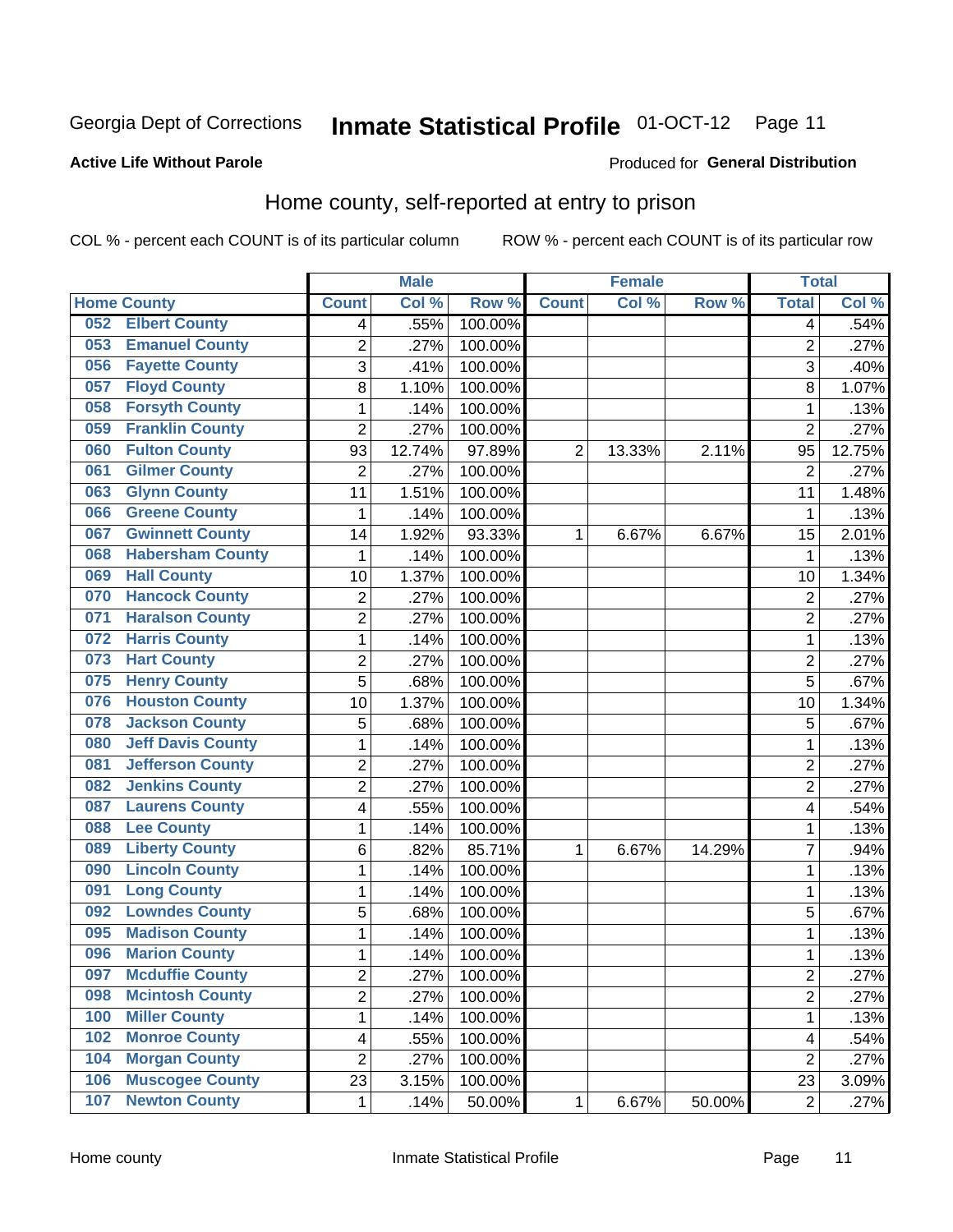Georgia Dept of Corrections **Inmate Statistical Profile** 01-OCT-12

**Active Life Without Parole**

Produced for **General Distribution**

## Home county, self-reported at entry to prison

COL % - percent each COUNT is of its particular column ROW % - percent each COUNT is of its particular row

| | | Male | | | Female | | | Total | |
|---|---|---|---|---|---|---|---|---|---|
| **Home County** | | **Count** | **Col %** | **Row %** | **Count** | **Col %** | **Row %** | **Total** | **Col %** |
| 052 | Elbert County | 4 | .55% | 100.00% | | | | 4 | .54% |
| 053 | Emanuel County | 2 | .27% | 100.00% | | | | 2 | .27% |
| 056 | Fayette County | 3 | .41% | 100.00% | | | | 3 | .40% |
| 057 | Floyd County | 8 | 1.10% | 100.00% | | | | 8 | 1.07% |
| 058 | Forsyth County | 1 | .14% | 100.00% | | | | 1 | .13% |
| 059 | Franklin County | 2 | .27% | 100.00% | | | | 2 | .27% |
| 060 | Fulton County | 93 | 12.74% | 97.89% | 2 | 13.33% | 2.11% | 95 | 12.75% |
| 061 | Gilmer County | 2 | .27% | 100.00% | | | | 2 | .27% |
| 063 | Glynn County | 11 | 1.51% | 100.00% | | | | 11 | 1.48% |
| 066 | Greene County | 1 | .14% | 100.00% | | | | 1 | .13% |
| 067 | Gwinnett County | 14 | 1.92% | 93.33% | 1 | 6.67% | 6.67% | 15 | 2.01% |
| 068 | Habersham County | 1 | .14% | 100.00% | | | | 1 | .13% |
| 069 | Hall County | 10 | 1.37% | 100.00% | | | | 10 | 1.34% |
| 070 | Hancock County | 2 | .27% | 100.00% | | | | 2 | .27% |
| 071 | Haralson County | 2 | .27% | 100.00% | | | | 2 | .27% |
| 072 | Harris County | 1 | .14% | 100.00% | | | | 1 | .13% |
| 073 | Hart County | 2 | .27% | 100.00% | | | | 2 | .27% |
| 075 | Henry County | 5 | .68% | 100.00% | | | | 5 | .67% |
| 076 | Houston County | 10 | 1.37% | 100.00% | | | | 10 | 1.34% |
| 078 | Jackson County | 5 | .68% | 100.00% | | | | 5 | .67% |
| 080 | Jeff Davis County | 1 | .14% | 100.00% | | | | 1 | .13% |
| 081 | Jefferson County | 2 | .27% | 100.00% | | | | 2 | .27% |
| 082 | Jenkins County | 2 | .27% | 100.00% | | | | 2 | .27% |
| 087 | Laurens County | 4 | .55% | 100.00% | | | | 4 | .54% |
| 088 | Lee County | 1 | .14% | 100.00% | | | | 1 | .13% |
| 089 | Liberty County | 6 | .82% | 85.71% | 1 | 6.67% | 14.29% | 7 | .94% |
| 090 | Lincoln County | 1 | .14% | 100.00% | | | | 1 | .13% |
| 091 | Long County | 1 | .14% | 100.00% | | | | 1 | .13% |
| 092 | Lowndes County | 5 | .68% | 100.00% | | | | 5 | .67% |
| 095 | Madison County | 1 | .14% | 100.00% | | | | 1 | .13% |
| 096 | Marion County | 1 | .14% | 100.00% | | | | 1 | .13% |
| 097 | Mcduffie County | 2 | .27% | 100.00% | | | | 2 | .27% |
| 098 | Mcintosh County | 2 | .27% | 100.00% | | | | 2 | .27% |
| 100 | Miller County | 1 | .14% | 100.00% | | | | 1 | .13% |
| 102 | Monroe County | 4 | .55% | 100.00% | | | | 4 | .54% |
| 104 | Morgan County | 2 | .27% | 100.00% | | | | 2 | .27% |
| 106 | Muscogee County | 23 | 3.15% | 100.00% | | | | 23 | 3.09% |
| 107 | Newton County | 1 | .14% | 50.00% | 1 | 6.67% | 50.00% | 2 | .27% |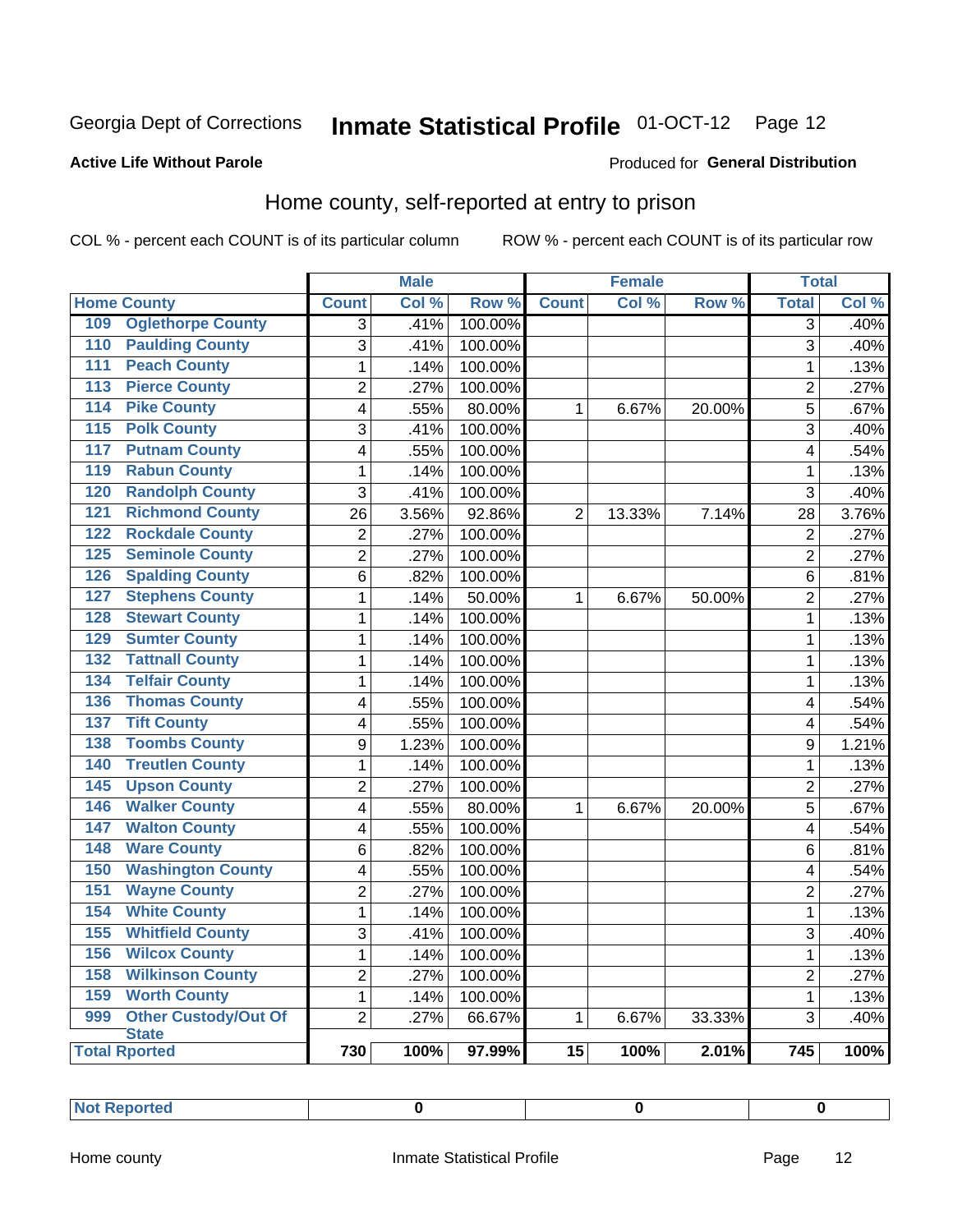Georgia Dept of Corrections **Inmate Statistical Profile** 01-OCT-12

**Active Life Without Parole**

Produced for **General Distribution**

## Home county, self-reported at entry to prison

COL % - percent each COUNT is of its particular column ROW % - percent each COUNT is of its particular row

| | | Male | | | Female | | | Total | |
|---|---|---|---|---|---|---|---|---|---|
| **Home County** | | **Count** | **Col %** | **Row %** | **Count** | **Col %** | **Row %** | **Total** | **Col %** |
| 109 | Oglethorpe County | 3 | .41% | 100.00% | | | | 3 | .40% |
| 110 | Paulding County | 3 | .41% | 100.00% | | | | 3 | .40% |
| 111 | Peach County | 1 | .14% | 100.00% | | | | 1 | .13% |
| 113 | Pierce County | 2 | .27% | 100.00% | | | | 2 | .27% |
| 114 | Pike County | 4 | .55% | 80.00% | 1 | 6.67% | 20.00% | 5 | .67% |
| 115 | Polk County | 3 | .41% | 100.00% | | | | 3 | .40% |
| 117 | Putnam County | 4 | .55% | 100.00% | | | | 4 | .54% |
| 119 | Rabun County | 1 | .14% | 100.00% | | | | 1 | .13% |
| 120 | Randolph County | 3 | .41% | 100.00% | | | | 3 | .40% |
| 121 | Richmond County | 26 | 3.56% | 92.86% | 2 | 13.33% | 7.14% | 28 | 3.76% |
| 122 | Rockdale County | 2 | .27% | 100.00% | | | | 2 | .27% |
| 125 | Seminole County | 2 | .27% | 100.00% | | | | 2 | .27% |
| 126 | Spalding County | 6 | .82% | 100.00% | | | | 6 | .81% |
| 127 | Stephens County | 1 | .14% | 50.00% | 1 | 6.67% | 50.00% | 2 | .27% |
| 128 | Stewart County | 1 | .14% | 100.00% | | | | 1 | .13% |
| 129 | Sumter County | 1 | .14% | 100.00% | | | | 1 | .13% |
| 132 | Tattnall County | 1 | .14% | 100.00% | | | | 1 | .13% |
| 134 | Telfair County | 1 | .14% | 100.00% | | | | 1 | .13% |
| 136 | Thomas County | 4 | .55% | 100.00% | | | | 4 | .54% |
| 137 | Tift County | 4 | .55% | 100.00% | | | | 4 | .54% |
| 138 | Toombs County | 9 | 1.23% | 100.00% | | | | 9 | 1.21% |
| 140 | Treutlen County | 1 | .14% | 100.00% | | | | 1 | .13% |
| 145 | Upson County | 2 | .27% | 100.00% | | | | 2 | .27% |
| 146 | Walker County | 4 | .55% | 80.00% | 1 | 6.67% | 20.00% | 5 | .67% |
| 147 | Walton County | 4 | .55% | 100.00% | | | | 4 | .54% |
| 148 | Ware County | 6 | .82% | 100.00% | | | | 6 | .81% |
| 150 | Washington County | 4 | .55% | 100.00% | | | | 4 | .54% |
| 151 | Wayne County | 2 | .27% | 100.00% | | | | 2 | .27% |
| 154 | White County | 1 | .14% | 100.00% | | | | 1 | .13% |
| 155 | Whitfield County | 3 | .41% | 100.00% | | | | 3 | .40% |
| 156 | Wilcox County | 1 | .14% | 100.00% | | | | 1 | .13% |
| 158 | Wilkinson County | 2 | .27% | 100.00% | | | | 2 | .27% |
| 159 | Worth County | 1 | .14% | 100.00% | | | | 1 | .13% |
| 999 | Other Custody/Out Of State | 2 | .27% | 66.67% | 1 | 6.67% | 33.33% | 3 | .40% |
| **Total Rported** | | **730** | **100%** | **97.99%** | **15** | **100%** | **2.01%** | **745** | **100%** |

| | | | |
|---|---|---|---|
| **Not Reported** | **0** | **0** | **0** |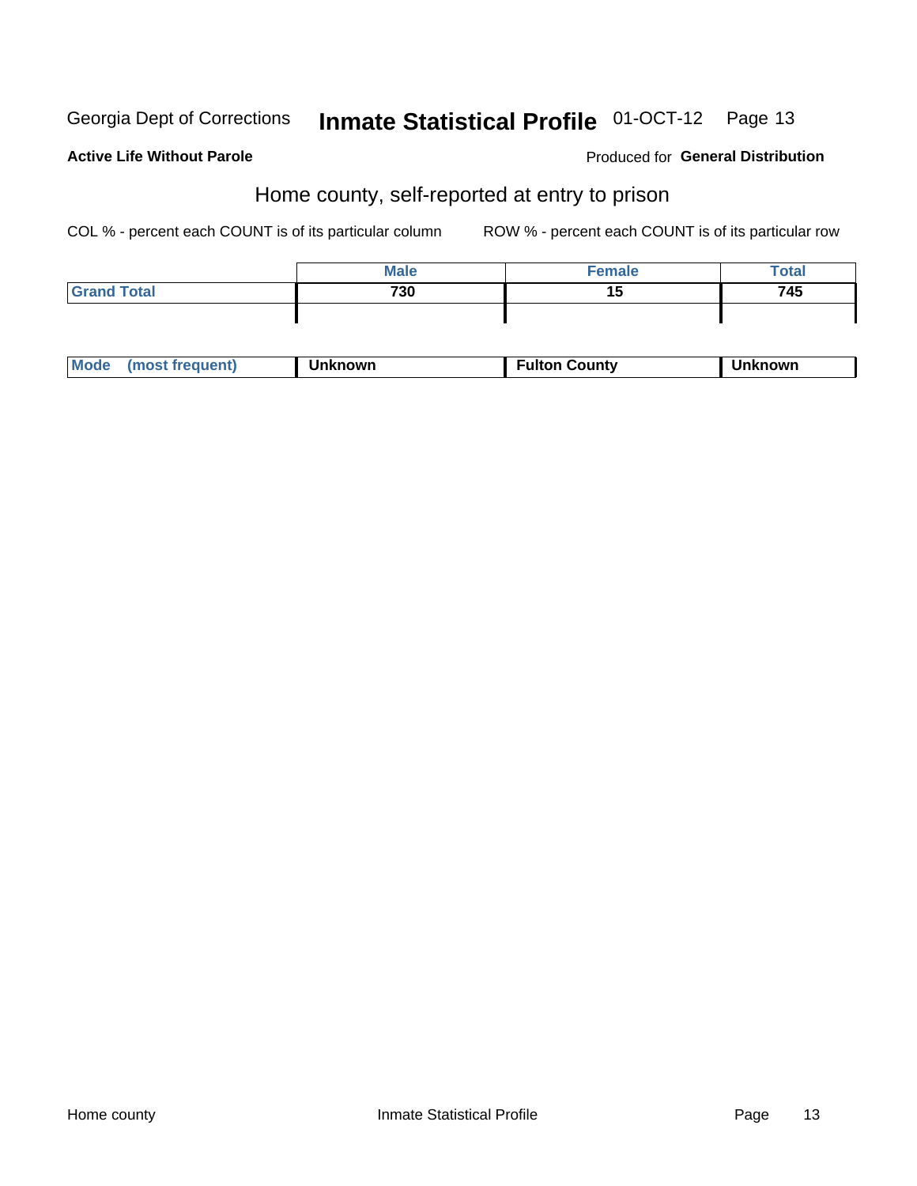Georgia Dept of Corrections **Inmate Statistical Profile** 01-OCT-12

**Active Life Without Parole**

Produced for **General Distribution**

## Home county, self-reported at entry to prison

COL % - percent each COUNT is of its particular column

ROW % - percent each COUNT is of its particular row

| | Male | Female | Total |
|---|---|---|---|
| **Grand Total** | **730** | **15** | **745** |
| | | | |

| Mode (most frequent) | Unknown | Fulton County | Unknown |
|---|---|---|---|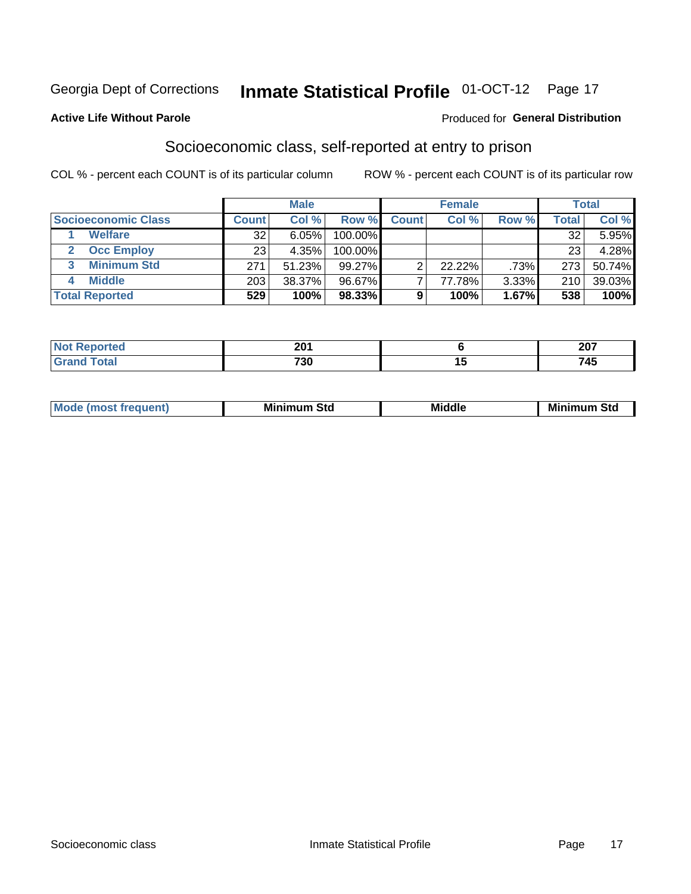Georgia Dept of Corrections **Inmate Statistical Profile** 01-OCT-12

**Active Life Without Parole**

Produced for **General Distribution**

## Socioeconomic class, self-reported at entry to prison

COL % - percent each COUNT is of its particular column ROW % - percent each COUNT is of its particular row

| | Male | | | Female | | | Total | |
|---|---|---|---|---|---|---|---|---|
| **Socioeconomic Class** | **Count** | **Col %** | **Row %** | **Count** | **Col %** | **Row %** | **Total** | **Col %** |
| 1 **Welfare** | 32 | 6.05% | 100.00% | | | | 32 | 5.95% |
| 2 **Occ Employ** | 23 | 4.35% | 100.00% | | | | 23 | 4.28% |
| 3 **Minimum Std** | 271 | 51.23% | 99.27% | 2 | 22.22% | .73% | 273 | 50.74% |
| 4 **Middle** | 203 | 38.37% | 96.67% | 7 | 77.78% | 3.33% | 210 | 39.03% |
| **Total Reported** | **529** | **100%** | **98.33%** | **9** | **100%** | **1.67%** | **538** | **100%** |

| | Male | Female | Total |
|---|---|---|---|
| **Not Reported** | **201** | **6** | **207** |
| **Grand Total** | **730** | **15** | **745** |

| | Male | Female | Total |
|---|---|---|---|
| **Mode (most frequent)** | **Minimum Std** | **Middle** | **Minimum Std** |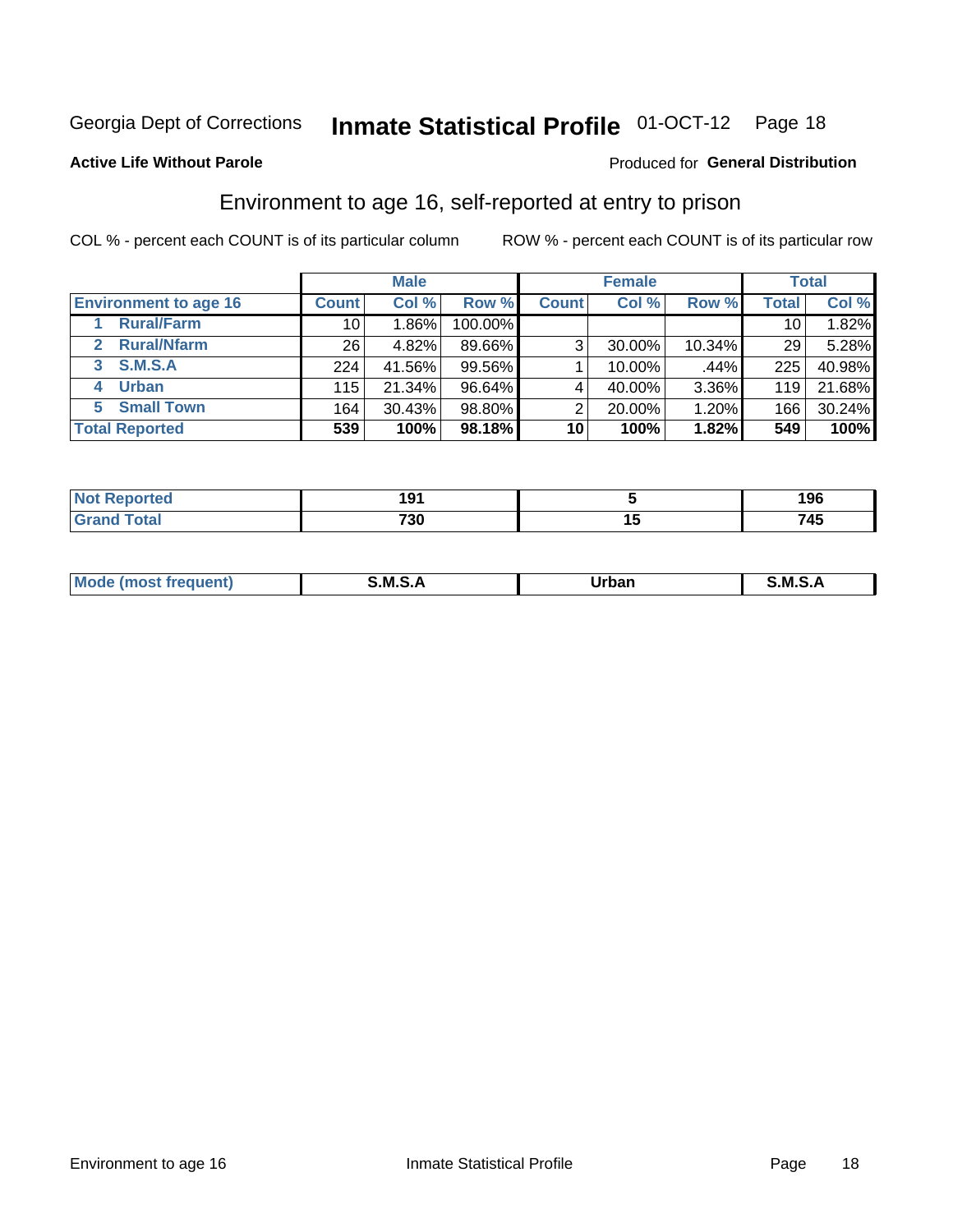Georgia Dept of Corrections **Inmate Statistical Profile** 01-OCT-12

**Active Life Without Parole**

Produced for **General Distribution**

## Environment to age 16, self-reported at entry to prison

COL % - percent each COUNT is of its particular column

ROW % - percent each COUNT is of its particular row

| | Male | | | Female | | | Total | |
|---|---|---|---|---|---|---|---|---|
| **Environment to age 16** | **Count** | **Col %** | **Row %** | **Count** | **Col %** | **Row %** | **Total** | **Col %** |
| 1 **Rural/Farm** | 10 | 1.86% | 100.00% | | | | 10 | 1.82% |
| 2 **Rural/Nfarm** | 26 | 4.82% | 89.66% | 3 | 30.00% | 10.34% | 29 | 5.28% |
| 3 **S.M.S.A** | 224 | 41.56% | 99.56% | 1 | 10.00% | .44% | 225 | 40.98% |
| 4 **Urban** | 115 | 21.34% | 96.64% | 4 | 40.00% | 3.36% | 119 | 21.68% |
| 5 **Small Town** | 164 | 30.43% | 98.80% | 2 | 20.00% | 1.20% | 166 | 30.24% |
| **Total Reported** | **539** | **100%** | **98.18%** | **10** | **100%** | **1.82%** | **549** | **100%** |

| | Male | Female | Total |
|---|---|---|---|
| **Not Reported** | **191** | **5** | **196** |
| **Grand Total** | **730** | **15** | **745** |

| | Male | Female | Total |
|---|---|---|---|
| **Mode (most frequent)** | **S.M.S.A** | **Urban** | **S.M.S.A** |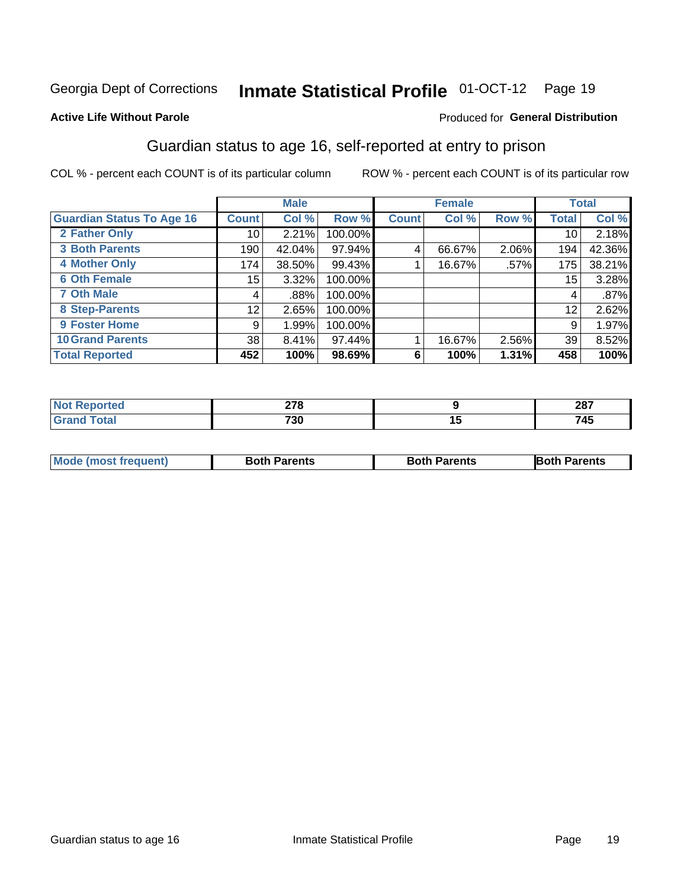Georgia Dept of Corrections **Inmate Statistical Profile** 01-OCT-12 Page 19

**Active Life Without Parole**

Produced for **General Distribution**

## Guardian status to age 16, self-reported at entry to prison

COL % - percent each COUNT is of its particular column

ROW % - percent each COUNT is of its particular row

| | Male | | | Female | | | Total | |
|---|---|---|---|---|---|---|---|---|
| **Guardian Status To Age 16** | **Count** | **Col %** | **Row %** | **Count** | **Col %** | **Row %** | **Total** | **Col %** |
| **2 Father Only** | 10 | 2.21% | 100.00% | | | | 10 | 2.18% |
| **3 Both Parents** | 190 | 42.04% | 97.94% | 4 | 66.67% | 2.06% | 194 | 42.36% |
| **4 Mother Only** | 174 | 38.50% | 99.43% | 1 | 16.67% | .57% | 175 | 38.21% |
| **6 Oth Female** | 15 | 3.32% | 100.00% | | | | 15 | 3.28% |
| **7 Oth Male** | 4 | .88% | 100.00% | | | | 4 | .87% |
| **8 Step-Parents** | 12 | 2.65% | 100.00% | | | | 12 | 2.62% |
| **9 Foster Home** | 9 | 1.99% | 100.00% | | | | 9 | 1.97% |
| **10 Grand Parents** | 38 | 8.41% | 97.44% | 1 | 16.67% | 2.56% | 39 | 8.52% |
| **Total Reported** | **452** | **100%** | **98.69%** | **6** | **100%** | **1.31%** | **458** | **100%** |

| | Male | Female | Total |
|---|---|---|---|
| **Not Reported** | **278** | **9** | **287** |
| **Grand Total** | **730** | **15** | **745** |

| | Male | Female | Total |
|---|---|---|---|
| **Mode (most frequent)** | **Both Parents** | **Both Parents** | **Both Parents** |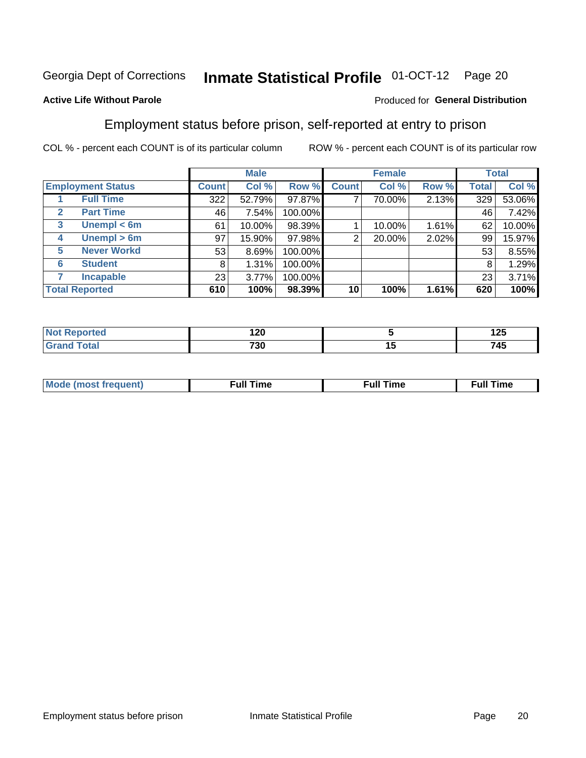Georgia Dept of Corrections **Inmate Statistical Profile** 01-OCT-12 Page 20

**Active Life Without Parole**

Produced for **General Distribution**

## Employment status before prison, self-reported at entry to prison

COL % - percent each COUNT is of its particular column        ROW % - percent each COUNT is of its particular row

| | | Male | | | Female | | | Total | |
|---|---|---|---|---|---|---|---|---|---|
| **Employment Status** | | **Count** | **Col %** | **Row %** | **Count** | **Col %** | **Row %** | **Total** | **Col %** |
| 1 | **Full Time** | 322 | 52.79% | 97.87% | 7 | 70.00% | 2.13% | 329 | 53.06% |
| 2 | **Part Time** | 46 | 7.54% | 100.00% | | | | 46 | 7.42% |
| 3 | **Unempl < 6m** | 61 | 10.00% | 98.39% | 1 | 10.00% | 1.61% | 62 | 10.00% |
| 4 | **Unempl > 6m** | 97 | 15.90% | 97.98% | 2 | 20.00% | 2.02% | 99 | 15.97% |
| 5 | **Never Workd** | 53 | 8.69% | 100.00% | | | | 53 | 8.55% |
| 6 | **Student** | 8 | 1.31% | 100.00% | | | | 8 | 1.29% |
| 7 | **Incapable** | 23 | 3.77% | 100.00% | | | | 23 | 3.71% |
| **Total Reported** | | **610** | **100%** | **98.39%** | **10** | **100%** | **1.61%** | **620** | **100%** |

| | Male | Female | Total |
|---|---|---|---|
| **Not Reported** | **120** | **5** | **125** |
| **Grand Total** | **730** | **15** | **745** |

| | Male | Female | Total |
|---|---|---|---|
| **Mode (most frequent)** | **Full Time** | **Full Time** | **Full Time** |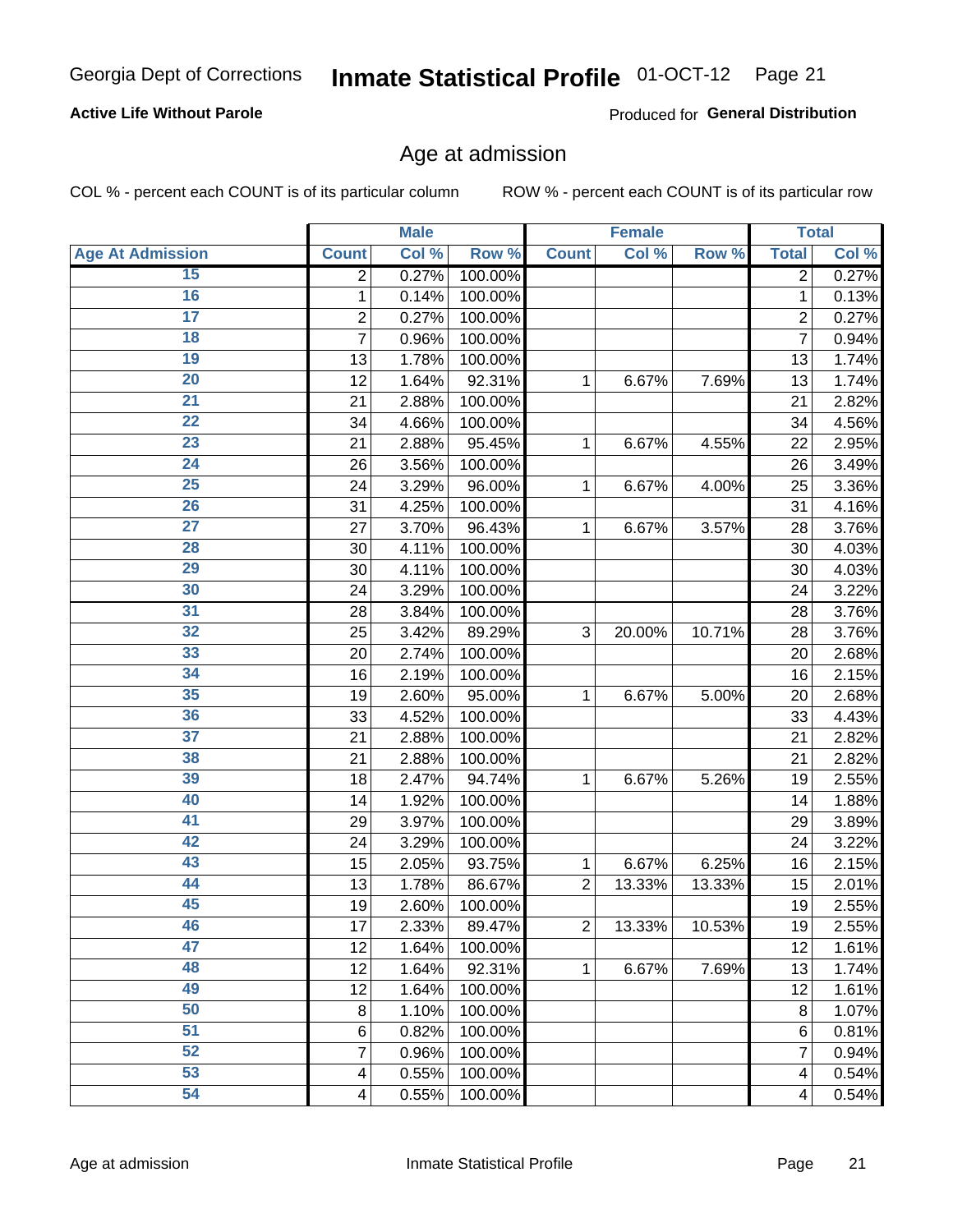Georgia Dept of Corrections **Inmate Statistical Profile** 01-OCT-12

**Active Life Without Parole**

Produced for **General Distribution**

## Age at admission

COL % - percent each COUNT is of its particular column ROW % - percent each COUNT is of its particular row

| | Male | | | Female | | | Total | |
|---|---|---|---|---|---|---|---|---|
| **Age At Admission** | **Count** | **Col %** | **Row %** | **Count** | **Col %** | **Row %** | **Total** | **Col %** |
| 15 | 2 | 0.27% | 100.00% | | | | 2 | 0.27% |
| 16 | 1 | 0.14% | 100.00% | | | | 1 | 0.13% |
| 17 | 2 | 0.27% | 100.00% | | | | 2 | 0.27% |
| 18 | 7 | 0.96% | 100.00% | | | | 7 | 0.94% |
| 19 | 13 | 1.78% | 100.00% | | | | 13 | 1.74% |
| 20 | 12 | 1.64% | 92.31% | 1 | 6.67% | 7.69% | 13 | 1.74% |
| 21 | 21 | 2.88% | 100.00% | | | | 21 | 2.82% |
| 22 | 34 | 4.66% | 100.00% | | | | 34 | 4.56% |
| 23 | 21 | 2.88% | 95.45% | 1 | 6.67% | 4.55% | 22 | 2.95% |
| 24 | 26 | 3.56% | 100.00% | | | | 26 | 3.49% |
| 25 | 24 | 3.29% | 96.00% | 1 | 6.67% | 4.00% | 25 | 3.36% |
| 26 | 31 | 4.25% | 100.00% | | | | 31 | 4.16% |
| 27 | 27 | 3.70% | 96.43% | 1 | 6.67% | 3.57% | 28 | 3.76% |
| 28 | 30 | 4.11% | 100.00% | | | | 30 | 4.03% |
| 29 | 30 | 4.11% | 100.00% | | | | 30 | 4.03% |
| 30 | 24 | 3.29% | 100.00% | | | | 24 | 3.22% |
| 31 | 28 | 3.84% | 100.00% | | | | 28 | 3.76% |
| 32 | 25 | 3.42% | 89.29% | 3 | 20.00% | 10.71% | 28 | 3.76% |
| 33 | 20 | 2.74% | 100.00% | | | | 20 | 2.68% |
| 34 | 16 | 2.19% | 100.00% | | | | 16 | 2.15% |
| 35 | 19 | 2.60% | 95.00% | 1 | 6.67% | 5.00% | 20 | 2.68% |
| 36 | 33 | 4.52% | 100.00% | | | | 33 | 4.43% |
| 37 | 21 | 2.88% | 100.00% | | | | 21 | 2.82% |
| 38 | 21 | 2.88% | 100.00% | | | | 21 | 2.82% |
| 39 | 18 | 2.47% | 94.74% | 1 | 6.67% | 5.26% | 19 | 2.55% |
| 40 | 14 | 1.92% | 100.00% | | | | 14 | 1.88% |
| 41 | 29 | 3.97% | 100.00% | | | | 29 | 3.89% |
| 42 | 24 | 3.29% | 100.00% | | | | 24 | 3.22% |
| 43 | 15 | 2.05% | 93.75% | 1 | 6.67% | 6.25% | 16 | 2.15% |
| 44 | 13 | 1.78% | 86.67% | 2 | 13.33% | 13.33% | 15 | 2.01% |
| 45 | 19 | 2.60% | 100.00% | | | | 19 | 2.55% |
| 46 | 17 | 2.33% | 89.47% | 2 | 13.33% | 10.53% | 19 | 2.55% |
| 47 | 12 | 1.64% | 100.00% | | | | 12 | 1.61% |
| 48 | 12 | 1.64% | 92.31% | 1 | 6.67% | 7.69% | 13 | 1.74% |
| 49 | 12 | 1.64% | 100.00% | | | | 12 | 1.61% |
| 50 | 8 | 1.10% | 100.00% | | | | 8 | 1.07% |
| 51 | 6 | 0.82% | 100.00% | | | | 6 | 0.81% |
| 52 | 7 | 0.96% | 100.00% | | | | 7 | 0.94% |
| 53 | 4 | 0.55% | 100.00% | | | | 4 | 0.54% |
| 54 | 4 | 0.55% | 100.00% | | | | 4 | 0.54% |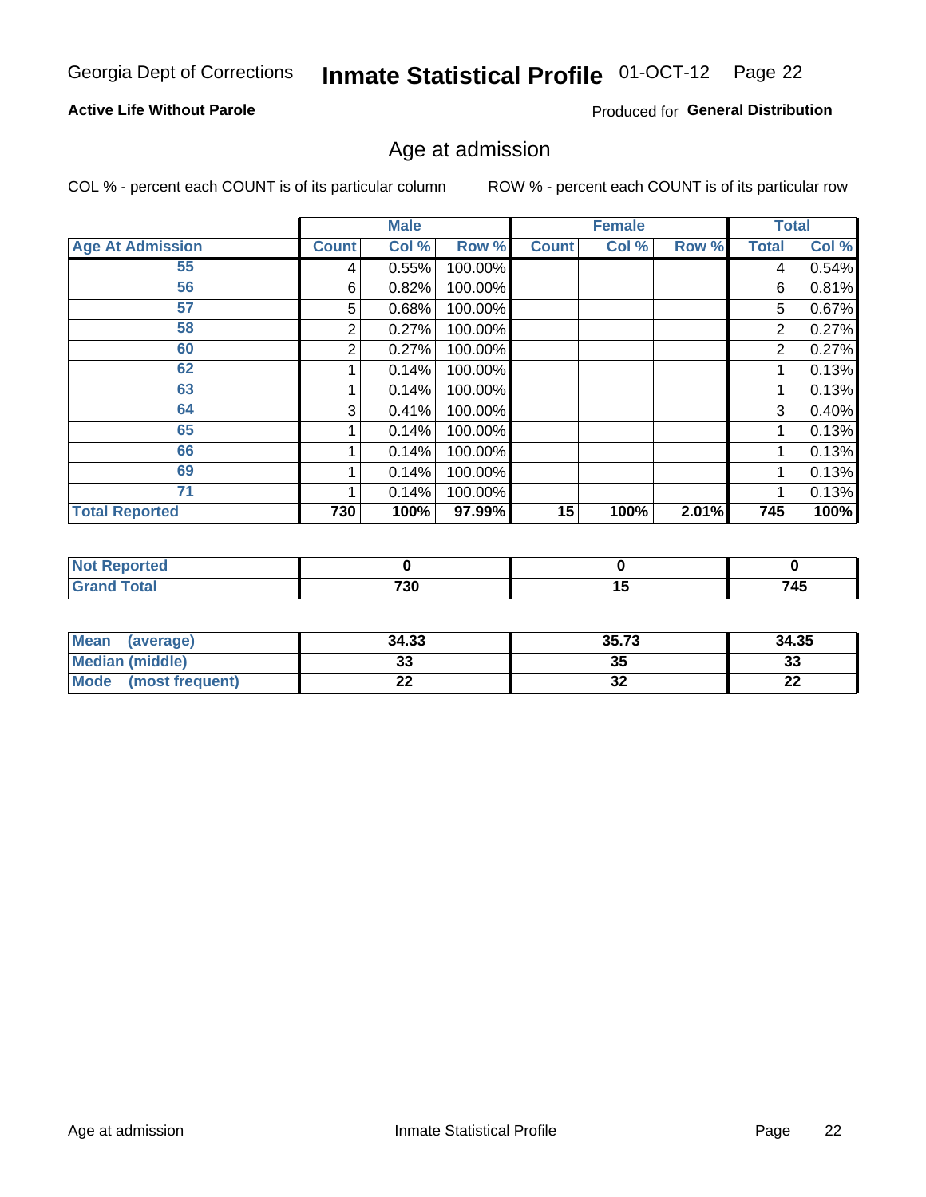Georgia Dept of Corrections **Inmate Statistical Profile** 01-OCT-12

**Active Life Without Parole**

Produced for **General Distribution**

## Age at admission

COL % - percent each COUNT is of its particular column ROW % - percent each COUNT is of its particular row

| | Male | | | Female | | | Total | |
|---|---|---|---|---|---|---|---|---|
| **Age At Admission** | **Count** | **Col %** | **Row %** | **Count** | **Col %** | **Row %** | **Total** | **Col %** |
| 55 | 4 | 0.55% | 100.00% | | | | 4 | 0.54% |
| 56 | 6 | 0.82% | 100.00% | | | | 6 | 0.81% |
| 57 | 5 | 0.68% | 100.00% | | | | 5 | 0.67% |
| 58 | 2 | 0.27% | 100.00% | | | | 2 | 0.27% |
| 60 | 2 | 0.27% | 100.00% | | | | 2 | 0.27% |
| 62 | 1 | 0.14% | 100.00% | | | | 1 | 0.13% |
| 63 | 1 | 0.14% | 100.00% | | | | 1 | 0.13% |
| 64 | 3 | 0.41% | 100.00% | | | | 3 | 0.40% |
| 65 | 1 | 0.14% | 100.00% | | | | 1 | 0.13% |
| 66 | 1 | 0.14% | 100.00% | | | | 1 | 0.13% |
| 69 | 1 | 0.14% | 100.00% | | | | 1 | 0.13% |
| 71 | 1 | 0.14% | 100.00% | | | | 1 | 0.13% |
| **Total Reported** | **730** | **100%** | **97.99%** | **15** | **100%** | **2.01%** | **745** | **100%** |

| | Male | Female | Total |
|---|---|---|---|
| **Not Reported** | **0** | **0** | **0** |
| **Grand Total** | **730** | **15** | **745** |

| | Male | Female | Total |
|---|---|---|---|
| **Mean (average)** | **34.33** | **35.73** | **34.35** |
| **Median (middle)** | **33** | **35** | **33** |
| **Mode (most frequent)** | **22** | **32** | **22** |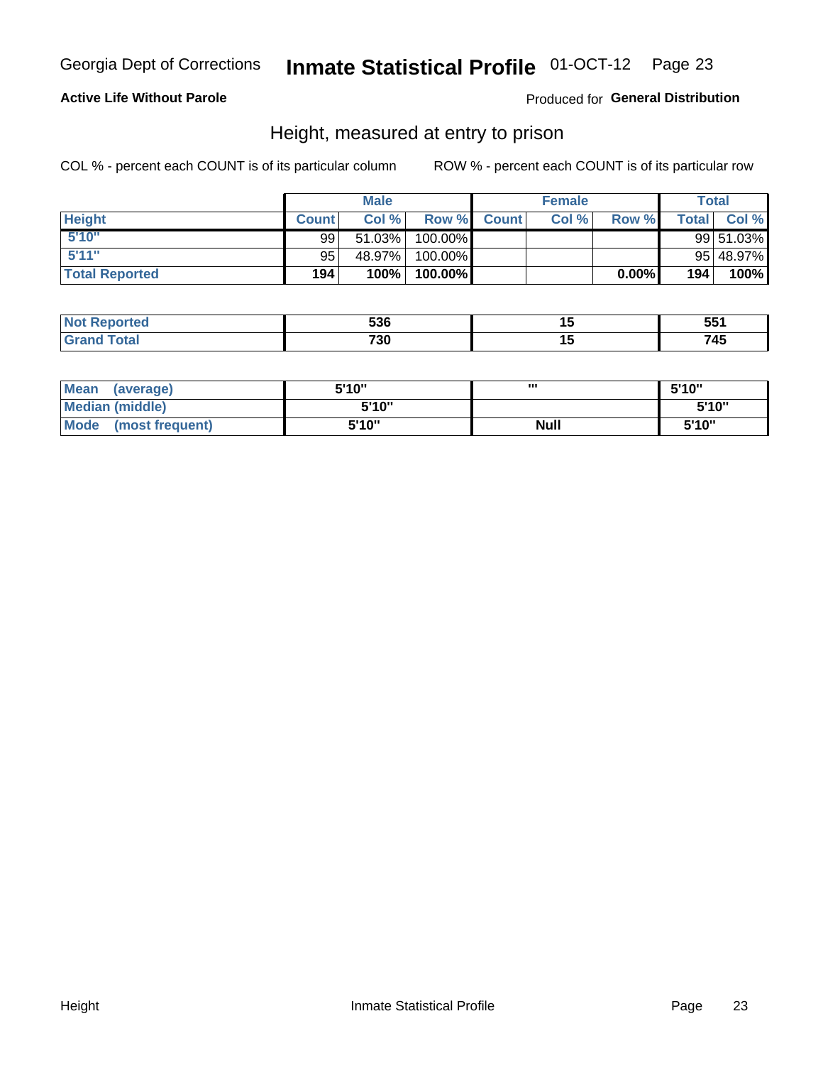Georgia Dept of Corrections **Inmate Statistical Profile** 01-OCT-12

**Active Life Without Parole**

Produced for **General Distribution**

## Height, measured at entry to prison

COL % - percent each COUNT is of its particular column

ROW % - percent each COUNT is of its particular row

| | Male | | | Female | | | Total | |
|---|---|---|---|---|---|---|---|---|
| **Height** | **Count** | **Col %** | **Row %** | **Count** | **Col %** | **Row %** | **Total** | **Col %** |
| **5'10"** | 99 | 51.03% | 100.00% | | | | 99 | 51.03% |
| **5'11"** | 95 | 48.97% | 100.00% | | | | 95 | 48.97% |
| **Total Reported** | **194** | **100%** | **100.00%** | | | **0.00%** | **194** | **100%** |

| | Male | Female | Total |
|---|---|---|---|
| **Not Reported** | **536** | **15** | **551** |
| **Grand Total** | **730** | **15** | **745** |

| | Male | Female | Total |
|---|---|---|---|
| **Mean (average)** | **5'10"** | **'''** | **5'10"** |
| **Median (middle)** | **5'10"** | | **5'10"** |
| **Mode (most frequent)** | **5'10"** | **Null** | **5'10"** |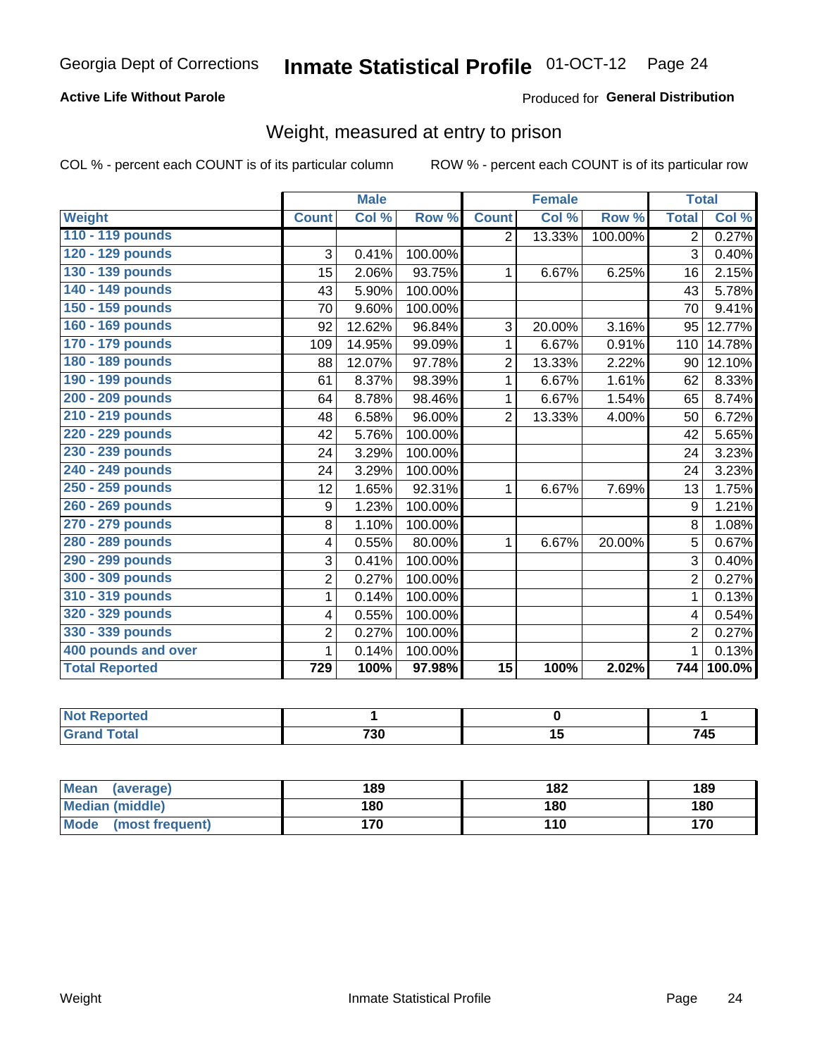Georgia Dept of Corrections **Inmate Statistical Profile** 01-OCT-12

**Active Life Without Parole**

Produced for **General Distribution**

## Weight, measured at entry to prison

COL % - percent each COUNT is of its particular column

ROW % - percent each COUNT is of its particular row

| | Male | | | Female | | | Total | |
|---|---|---|---|---|---|---|---|---|
| **Weight** | **Count** | **Col %** | **Row %** | **Count** | **Col %** | **Row %** | **Total** | **Col %** |
| 110 - 119 pounds | | | | 2 | 13.33% | 100.00% | 2 | 0.27% |
| 120 - 129 pounds | 3 | 0.41% | 100.00% | | | | 3 | 0.40% |
| 130 - 139 pounds | 15 | 2.06% | 93.75% | 1 | 6.67% | 6.25% | 16 | 2.15% |
| 140 - 149 pounds | 43 | 5.90% | 100.00% | | | | 43 | 5.78% |
| 150 - 159 pounds | 70 | 9.60% | 100.00% | | | | 70 | 9.41% |
| 160 - 169 pounds | 92 | 12.62% | 96.84% | 3 | 20.00% | 3.16% | 95 | 12.77% |
| 170 - 179 pounds | 109 | 14.95% | 99.09% | 1 | 6.67% | 0.91% | 110 | 14.78% |
| 180 - 189 pounds | 88 | 12.07% | 97.78% | 2 | 13.33% | 2.22% | 90 | 12.10% |
| 190 - 199 pounds | 61 | 8.37% | 98.39% | 1 | 6.67% | 1.61% | 62 | 8.33% |
| 200 - 209 pounds | 64 | 8.78% | 98.46% | 1 | 6.67% | 1.54% | 65 | 8.74% |
| 210 - 219 pounds | 48 | 6.58% | 96.00% | 2 | 13.33% | 4.00% | 50 | 6.72% |
| 220 - 229 pounds | 42 | 5.76% | 100.00% | | | | 42 | 5.65% |
| 230 - 239 pounds | 24 | 3.29% | 100.00% | | | | 24 | 3.23% |
| 240 - 249 pounds | 24 | 3.29% | 100.00% | | | | 24 | 3.23% |
| 250 - 259 pounds | 12 | 1.65% | 92.31% | 1 | 6.67% | 7.69% | 13 | 1.75% |
| 260 - 269 pounds | 9 | 1.23% | 100.00% | | | | 9 | 1.21% |
| 270 - 279 pounds | 8 | 1.10% | 100.00% | | | | 8 | 1.08% |
| 280 - 289 pounds | 4 | 0.55% | 80.00% | 1 | 6.67% | 20.00% | 5 | 0.67% |
| 290 - 299 pounds | 3 | 0.41% | 100.00% | | | | 3 | 0.40% |
| 300 - 309 pounds | 2 | 0.27% | 100.00% | | | | 2 | 0.27% |
| 310 - 319 pounds | 1 | 0.14% | 100.00% | | | | 1 | 0.13% |
| 320 - 329 pounds | 4 | 0.55% | 100.00% | | | | 4 | 0.54% |
| 330 - 339 pounds | 2 | 0.27% | 100.00% | | | | 2 | 0.27% |
| 400 pounds and over | 1 | 0.14% | 100.00% | | | | 1 | 0.13% |
| **Total Reported** | **729** | **100%** | **97.98%** | **15** | **100%** | **2.02%** | **744** | **100.0%** |

| | Male | Female | Total |
|---|---|---|---|
| **Not Reported** | 1 | 0 | 1 |
| **Grand Total** | 730 | 15 | 745 |

| | Male | Female | Total |
|---|---|---|---|
| **Mean (average)** | 189 | 182 | 189 |
| **Median (middle)** | 180 | 180 | 180 |
| **Mode (most frequent)** | 170 | 110 | 170 |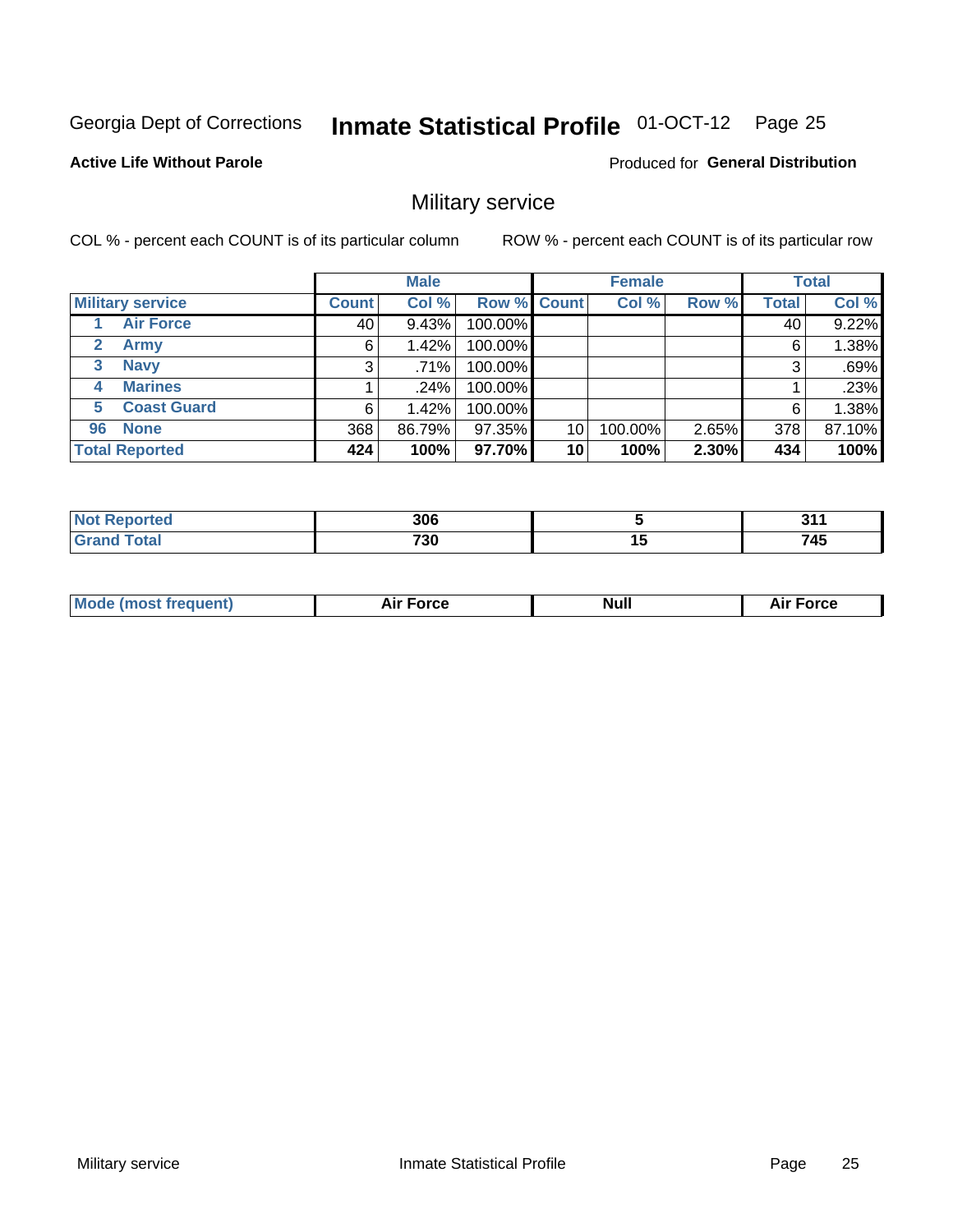Georgia Dept of Corrections **Inmate Statistical Profile** 01-OCT-12

**Active Life Without Parole**

Produced for **General Distribution**

## Military service

COL % - percent each COUNT is of its particular column     ROW % - percent each COUNT is of its particular row

| | Male | | | Female | | | Total | |
|---|---|---|---|---|---|---|---|---|
| **Military service** | **Count** | **Col %** | **Row %** | **Count** | **Col %** | **Row %** | **Total** | **Col %** |
| 1 **Air Force** | 40 | 9.43% | 100.00% | | | | 40 | 9.22% |
| 2 **Army** | 6 | 1.42% | 100.00% | | | | 6 | 1.38% |
| 3 **Navy** | 3 | .71% | 100.00% | | | | 3 | .69% |
| 4 **Marines** | 1 | .24% | 100.00% | | | | 1 | .23% |
| 5 **Coast Guard** | 6 | 1.42% | 100.00% | | | | 6 | 1.38% |
| 96 **None** | 368 | 86.79% | 97.35% | 10 | 100.00% | 2.65% | 378 | 87.10% |
| **Total Reported** | **424** | **100%** | **97.70%** | **10** | **100%** | **2.30%** | **434** | **100%** |

| | Male | Female | Total |
|---|---|---|---|
| **Not Reported** | **306** | **5** | **311** |
| **Grand Total** | **730** | **15** | **745** |

| | Male | Female | Total |
|---|---|---|---|
| **Mode (most frequent)** | **Air Force** | **Null** | **Air Force** |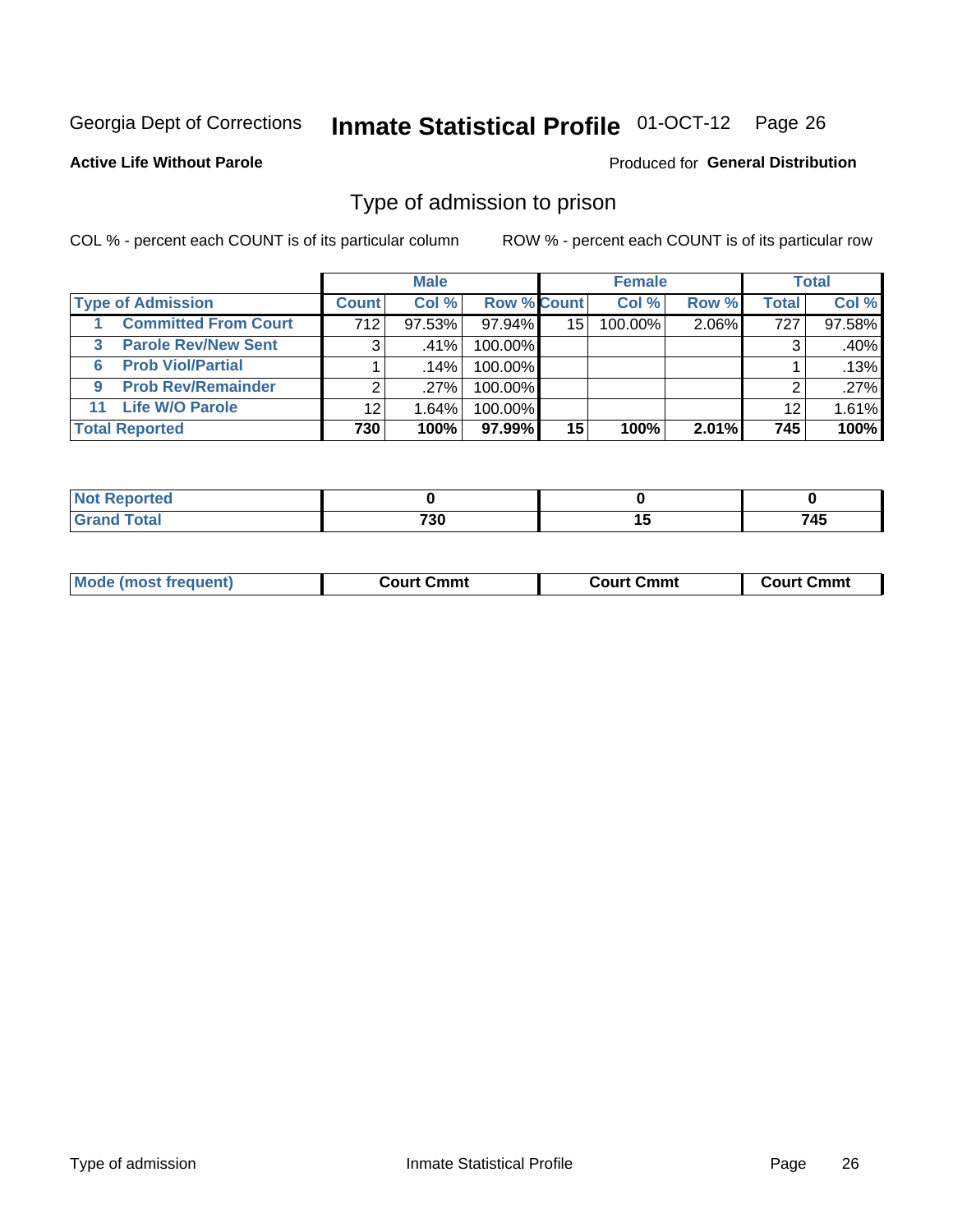Georgia Dept of Corrections **Inmate Statistical Profile** 01-OCT-12 Page 26

**Active Life Without Parole**

Produced for **General Distribution**

## Type of admission to prison

COL % - percent each COUNT is of its particular column

ROW % - percent each COUNT is of its particular row

| | Male | | | Female | | | Total | |
|---|---|---|---|---|---|---|---|---|
| **Type of Admission** | **Count** | **Col %** | **Row %** | **Count** | **Col %** | **Row %** | **Total** | **Col %** |
| 1 **Committed From Court** | 712 | 97.53% | 97.94% | 15 | 100.00% | 2.06% | 727 | 97.58% |
| 3 **Parole Rev/New Sent** | 3 | .41% | 100.00% | | | | 3 | .40% |
| 6 **Prob Viol/Partial** | 1 | .14% | 100.00% | | | | 1 | .13% |
| 9 **Prob Rev/Remainder** | 2 | .27% | 100.00% | | | | 2 | .27% |
| 11 **Life W/O Parole** | 12 | 1.64% | 100.00% | | | | 12 | 1.61% |
| **Total Reported** | **730** | **100%** | **97.99%** | **15** | **100%** | **2.01%** | **745** | **100%** |

| | Male | Female | Total |
|---|---|---|---|
| **Not Reported** | **0** | **0** | **0** |
| **Grand Total** | **730** | **15** | **745** |

| | Male | Female | Total |
|---|---|---|---|
| **Mode (most frequent)** | **Court Cmmt** | **Court Cmmt** | **Court Cmmt** |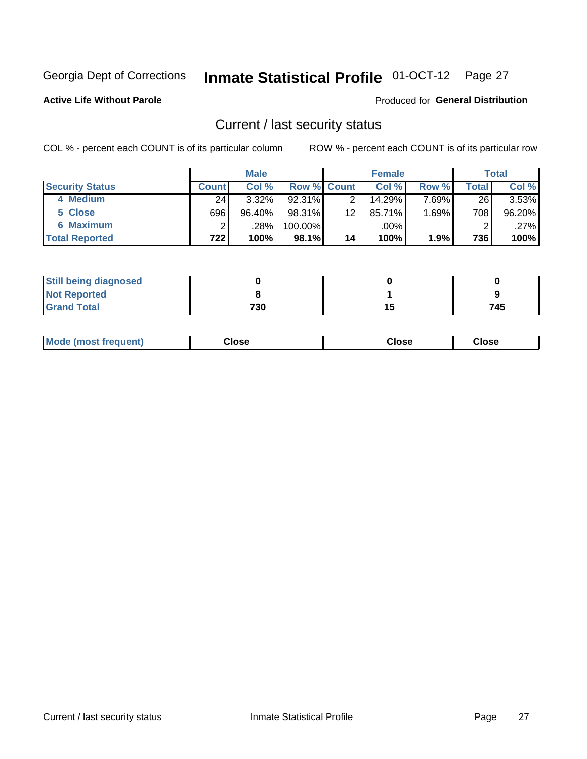Georgia Dept of Corrections **Inmate Statistical Profile** 01-OCT-12 Page 27

**Active Life Without Parole**

Produced for **General Distribution**

## Current / last security status

COL % - percent each COUNT is of its particular column ROW % - percent each COUNT is of its particular row

| | Male | | | Female | | | Total | |
|---|---|---|---|---|---|---|---|---|
| **Security Status** | **Count** | **Col %** | **Row %** | **Count** | **Col %** | **Row %** | **Total** | **Col %** |
| 4 Medium | 24 | 3.32% | 92.31% | 2 | 14.29% | 7.69% | 26 | 3.53% |
| 5 Close | 696 | 96.40% | 98.31% | 12 | 85.71% | 1.69% | 708 | 96.20% |
| 6 Maximum | 2 | .28% | 100.00% | | .00% | | 2 | .27% |
| **Total Reported** | **722** | **100%** | **98.1%** | **14** | **100%** | **1.9%** | **736** | **100%** |

| | Male | Female | Total |
|---|---|---|---|
| Still being diagnosed | **0** | **0** | **0** |
| Not Reported | **8** | **1** | **9** |
| Grand Total | **730** | **15** | **745** |

| | Male | Female | Total |
|---|---|---|---|
| Mode (most frequent) | **Close** | **Close** | **Close** |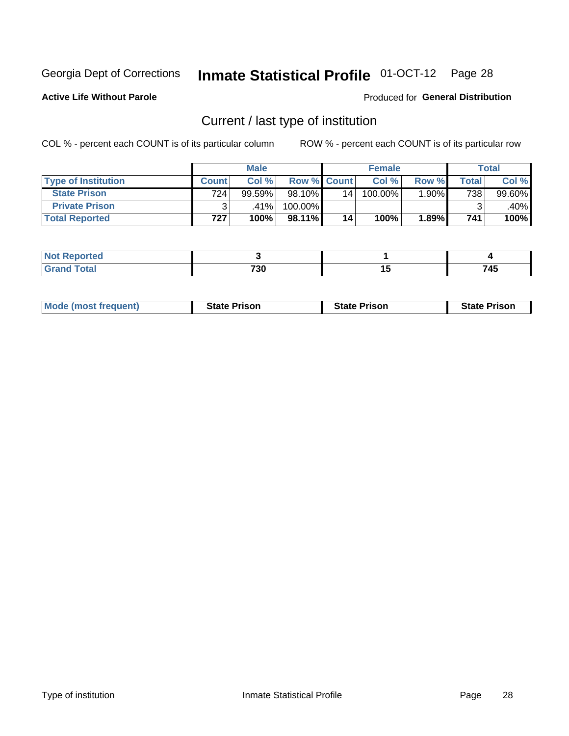Georgia Dept of Corrections **Inmate Statistical Profile** 01-OCT-12 Page 28

**Active Life Without Parole**

Produced for **General Distribution**

## Current / last type of institution

COL % - percent each COUNT is of its particular column ROW % - percent each COUNT is of its particular row

| | Male | | | Female | | | Total | |
|---|---|---|---|---|---|---|---|---|
| **Type of Institution** | **Count** | **Col %** | **Row %** | **Count** | **Col %** | **Row %** | **Total** | **Col %** |
| **State Prison** | 724 | 99.59% | 98.10% | 14 | 100.00% | 1.90% | 738 | 99.60% |
| **Private Prison** | 3 | .41% | 100.00% | | | | 3 | .40% |
| **Total Reported** | **727** | **100%** | **98.11%** | **14** | **100%** | **1.89%** | **741** | **100%** |

| | Male | Female | Total |
|---|---|---|---|
| **Not Reported** | **3** | **1** | **4** |
| **Grand Total** | **730** | **15** | **745** |

| | Male | Female | Total |
|---|---|---|---|
| **Mode (most frequent)** | **State Prison** | **State Prison** | **State Prison** |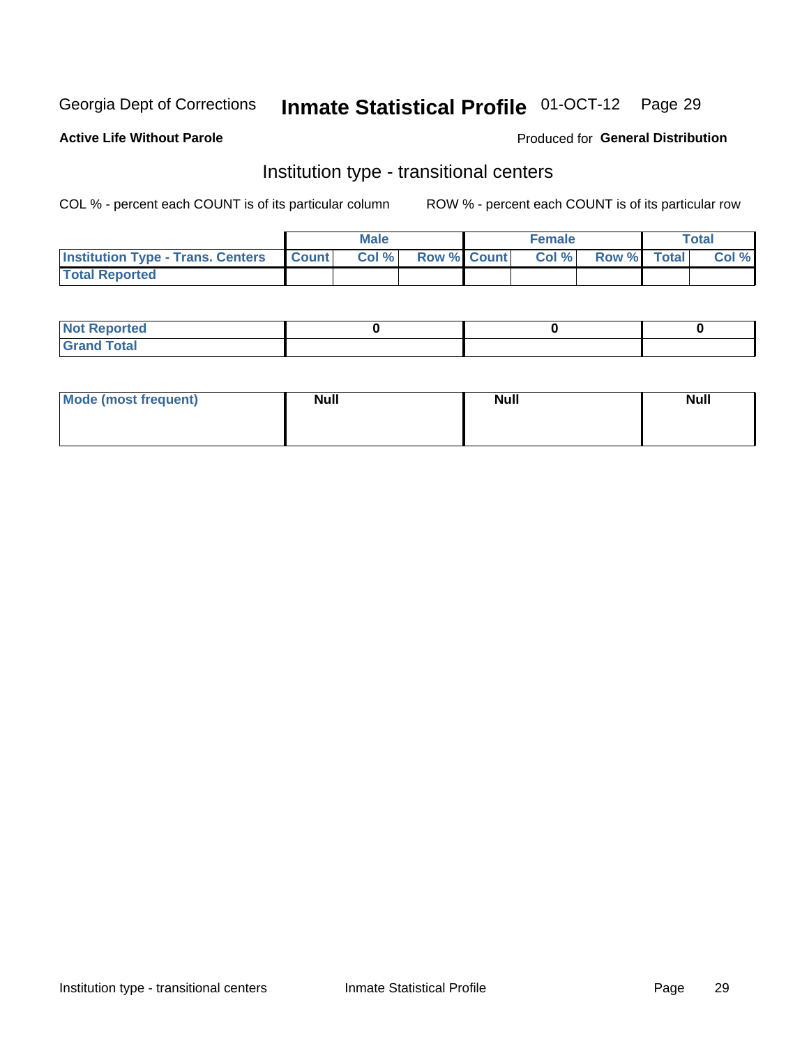Georgia Dept of Corrections **Inmate Statistical Profile** 01-OCT-12

**Active Life Without Parole**

Produced for **General Distribution**

## Institution type - transitional centers

COL % - percent each COUNT is of its particular column

ROW % - percent each COUNT is of its particular row

| | Male | | | Female | | | Total | |
|---|---|---|---|---|---|---|---|---|
| **Institution Type - Trans. Centers** | **Count** | **Col %** | **Row %** | **Count** | **Col %** | **Row %** | **Total** | **Col %** |
| **Total Reported** | | | | | | | | |

| | Male | Female | Total |
|---|---|---|---|
| **Not Reported** | 0 | 0 | 0 |
| **Grand Total** | | | |

| | Male | Female | Total |
|---|---|---|---|
| **Mode (most frequent)** | Null | Null | Null |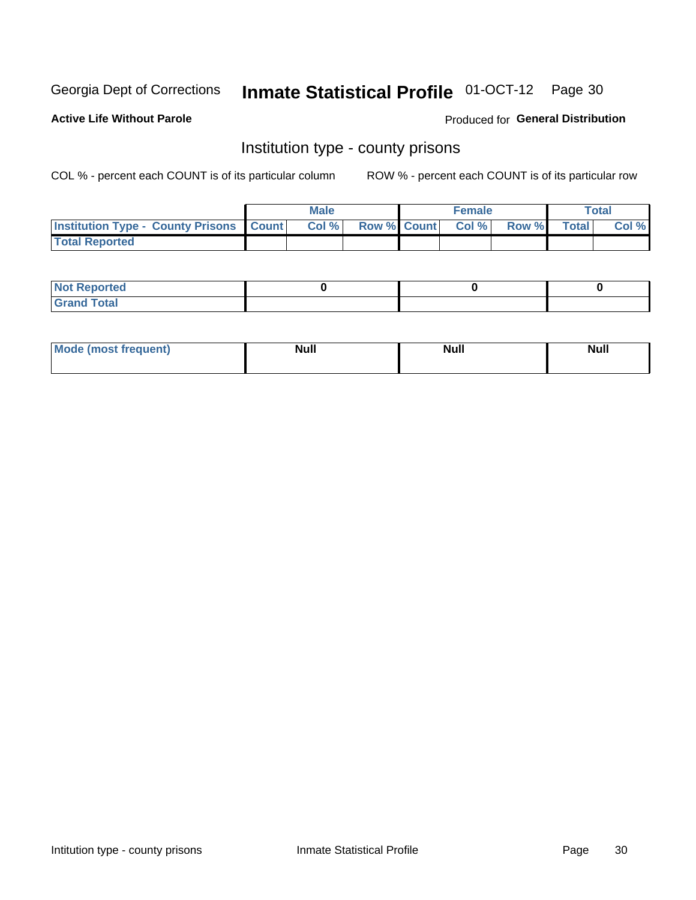Georgia Dept of Corrections **Inmate Statistical Profile** 01-OCT-12

**Active Life Without Parole**

Produced for **General Distribution**

## Institution type - county prisons

COL % - percent each COUNT is of its particular column

ROW % - percent each COUNT is of its particular row

| | Male | | | Female | | | Total | |
|---|---|---|---|---|---|---|---|---|
| **Institution Type - County Prisons** | **Count** | **Col %** | **Row %** | **Count** | **Col %** | **Row %** | **Total** | **Col %** |
| **Total Reported** | | | | | | | | |

| | Male | Female | Total |
|---|---|---|---|
| **Not Reported** | **0** | **0** | **0** |
| **Grand Total** | | | |

| | Male | Female | Total |
|---|---|---|---|
| **Mode (most frequent)** | **Null** | **Null** | **Null** |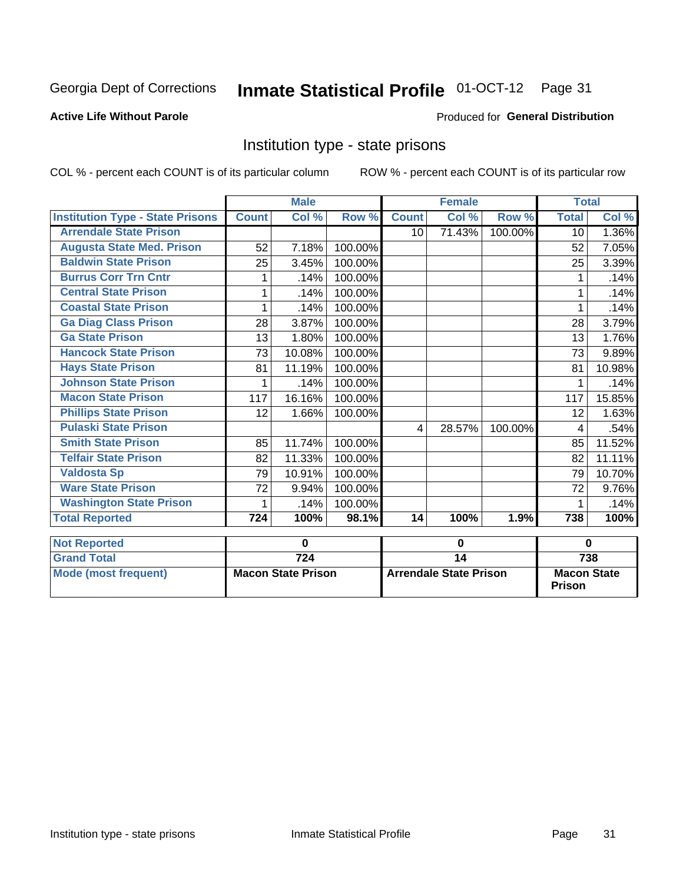Georgia Dept of Corrections **Inmate Statistical Profile** 01-OCT-12 Page 31

**Active Life Without Parole**

Produced for **General Distribution**

## Institution type - state prisons

COL % - percent each COUNT is of its particular column ROW % - percent each COUNT is of its particular row

| | Male | | | Female | | | Total | |
|---|---|---|---|---|---|---|---|---|
| **Institution Type - State Prisons** | **Count** | **Col %** | **Row %** | **Count** | **Col %** | **Row %** | **Total** | **Col %** |
| Arrendale State Prison | | | | 10 | 71.43% | 100.00% | 10 | 1.36% |
| Augusta State Med. Prison | 52 | 7.18% | 100.00% | | | | 52 | 7.05% |
| Baldwin State Prison | 25 | 3.45% | 100.00% | | | | 25 | 3.39% |
| Burrus Corr Trn Cntr | 1 | .14% | 100.00% | | | | 1 | .14% |
| Central State Prison | 1 | .14% | 100.00% | | | | 1 | .14% |
| Coastal State Prison | 1 | .14% | 100.00% | | | | 1 | .14% |
| Ga Diag Class Prison | 28 | 3.87% | 100.00% | | | | 28 | 3.79% |
| Ga State Prison | 13 | 1.80% | 100.00% | | | | 13 | 1.76% |
| Hancock State Prison | 73 | 10.08% | 100.00% | | | | 73 | 9.89% |
| Hays State Prison | 81 | 11.19% | 100.00% | | | | 81 | 10.98% |
| Johnson State Prison | 1 | .14% | 100.00% | | | | 1 | .14% |
| Macon State Prison | 117 | 16.16% | 100.00% | | | | 117 | 15.85% |
| Phillips State Prison | 12 | 1.66% | 100.00% | | | | 12 | 1.63% |
| Pulaski State Prison | | | | 4 | 28.57% | 100.00% | 4 | .54% |
| Smith State Prison | 85 | 11.74% | 100.00% | | | | 85 | 11.52% |
| Telfair State Prison | 82 | 11.33% | 100.00% | | | | 82 | 11.11% |
| Valdosta Sp | 79 | 10.91% | 100.00% | | | | 79 | 10.70% |
| Ware State Prison | 72 | 9.94% | 100.00% | | | | 72 | 9.76% |
| Washington State Prison | 1 | .14% | 100.00% | | | | 1 | .14% |
| **Total Reported** | **724** | **100%** | **98.1%** | **14** | **100%** | **1.9%** | **738** | **100%** |

| | Male | Female | Total |
|---|---|---|---|
| **Not Reported** | **0** | **0** | **0** |
| **Grand Total** | **724** | **14** | **738** |
| **Mode (most frequent)** | **Macon State Prison** | **Arrendale State Prison** | **Macon State Prison** |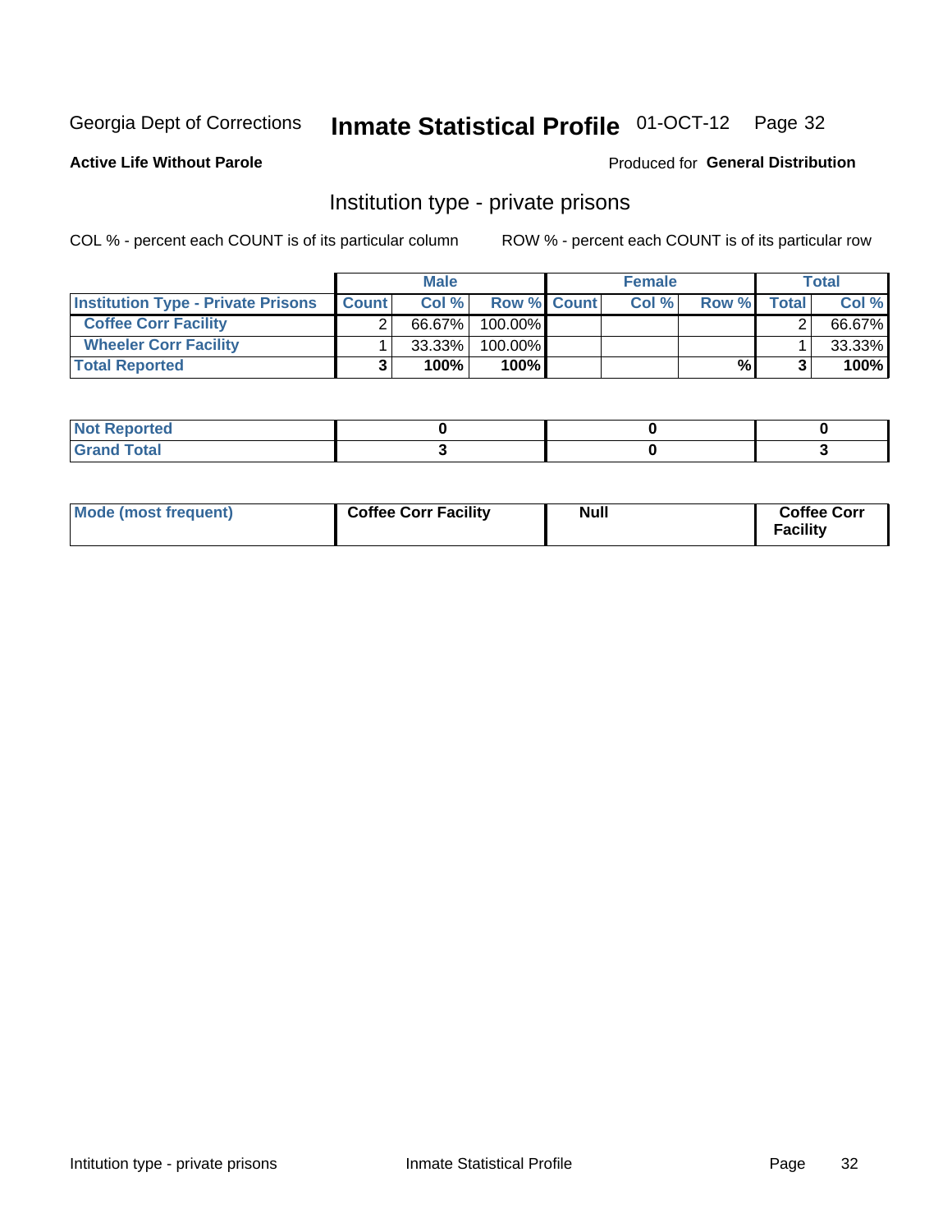Georgia Dept of Corrections **Inmate Statistical Profile** 01-OCT-12 Page 32

**Active Life Without Parole**

Produced for **General Distribution**

## Institution type - private prisons

COL % - percent each COUNT is of its particular column

ROW % - percent each COUNT is of its particular row

| | Male | | | Female | | | Total | |
|---|---|---|---|---|---|---|---|---|
| **Institution Type - Private Prisons** | **Count** | **Col %** | **Row %** | **Count** | **Col %** | **Row %** | **Total** | **Col %** |
| **Coffee Corr Facility** | 2 | 66.67% | 100.00% | | | | 2 | 66.67% |
| **Wheeler Corr Facility** | 1 | 33.33% | 100.00% | | | | 1 | 33.33% |
| **Total Reported** | **3** | **100%** | **100%** | | | **%** | **3** | **100%** |

| | Male | Female | Total |
|---|---|---|---|
| **Not Reported** | **0** | **0** | **0** |
| **Grand Total** | **3** | **0** | **3** |

| | Male | Female | Total |
|---|---|---|---|
| **Mode (most frequent)** | **Coffee Corr Facility** | **Null** | **Coffee Corr Facility** |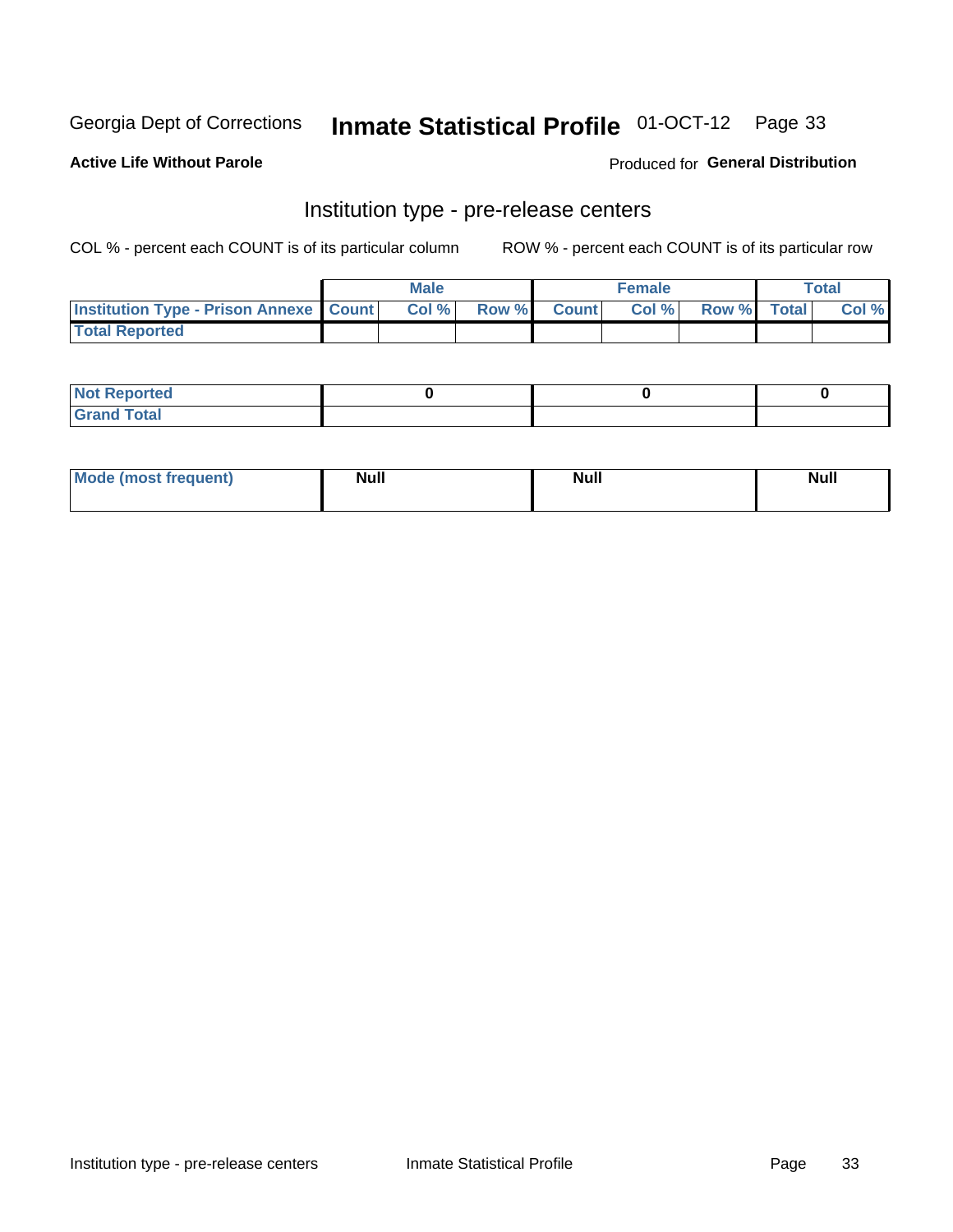Georgia Dept of Corrections **Inmate Statistical Profile** 01-OCT-12

**Active Life Without Parole**

Produced for **General Distribution**

## Institution type - pre-release centers

COL % - percent each COUNT is of its particular column ROW % - percent each COUNT is of its particular row

| | Male | | | Female | | | Total | |
|---|---|---|---|---|---|---|---|---|
| Institution Type - Prison Annexe | Count | Col % | Row % | Count | Col % | Row % | Total | Col % |
| Total Reported | | | | | | | | |

| | Male | Female | Total |
|---|---|---|---|
| Not Reported | 0 | 0 | 0 |
| Grand Total | | | |

| | Male | Female | Total |
|---|---|---|---|
| Mode (most frequent) | Null | Null | Null |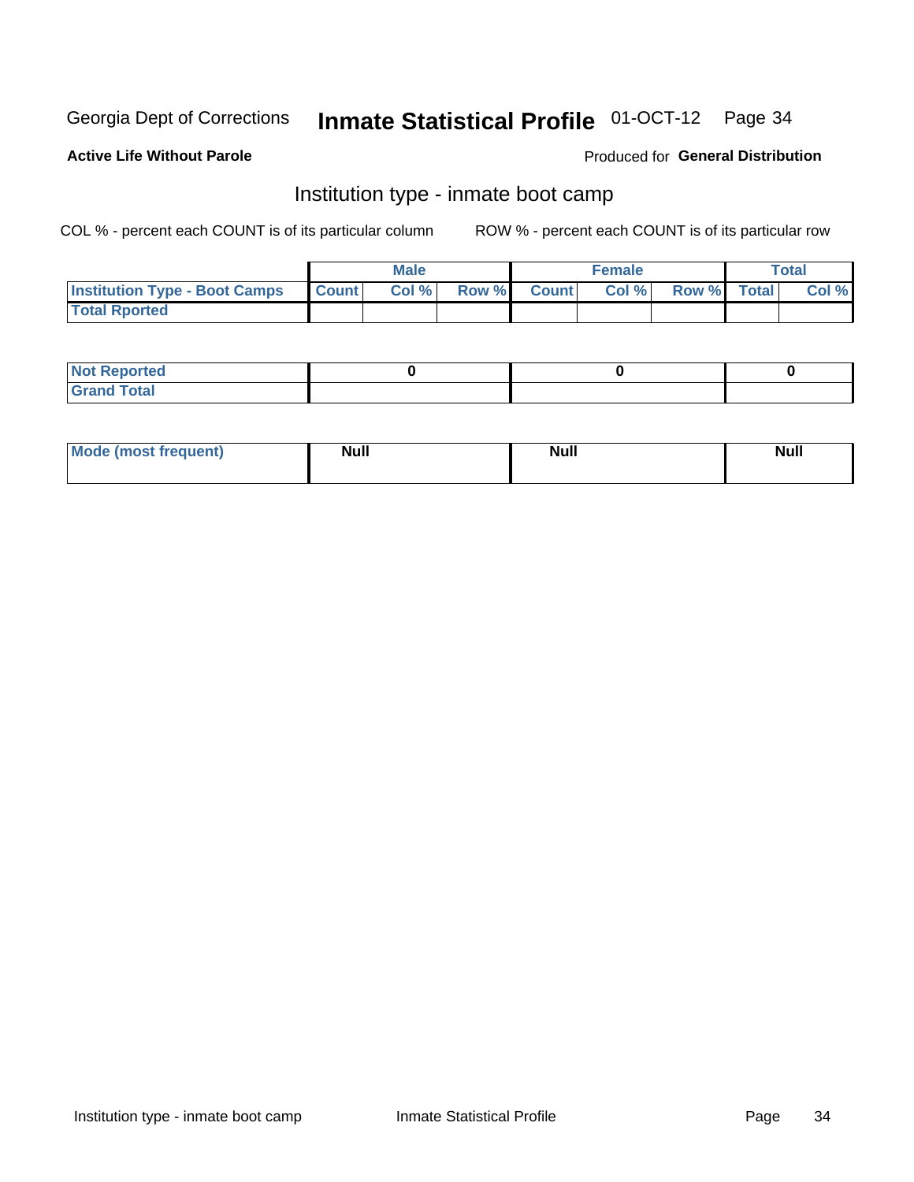Georgia Dept of Corrections **Inmate Statistical Profile** 01-OCT-12

**Active Life Without Parole**

Produced for **General Distribution**

## Institution type - inmate boot camp

COL % - percent each COUNT is of its particular column

ROW % - percent each COUNT is of its particular row

| | Male | | | Female | | | Total | |
|---|---|---|---|---|---|---|---|---|
| **Institution Type - Boot Camps** | **Count** | **Col %** | **Row %** | **Count** | **Col %** | **Row %** | **Total** | **Col %** |
| **Total Rported** | | | | | | | | |

| | Male | Female | Total |
|---|---|---|---|
| **Not Reported** | 0 | 0 | 0 |
| **Grand Total** | | | |

| | Male | Female | Total |
|---|---|---|---|
| **Mode (most frequent)** | **Null** | **Null** | **Null** |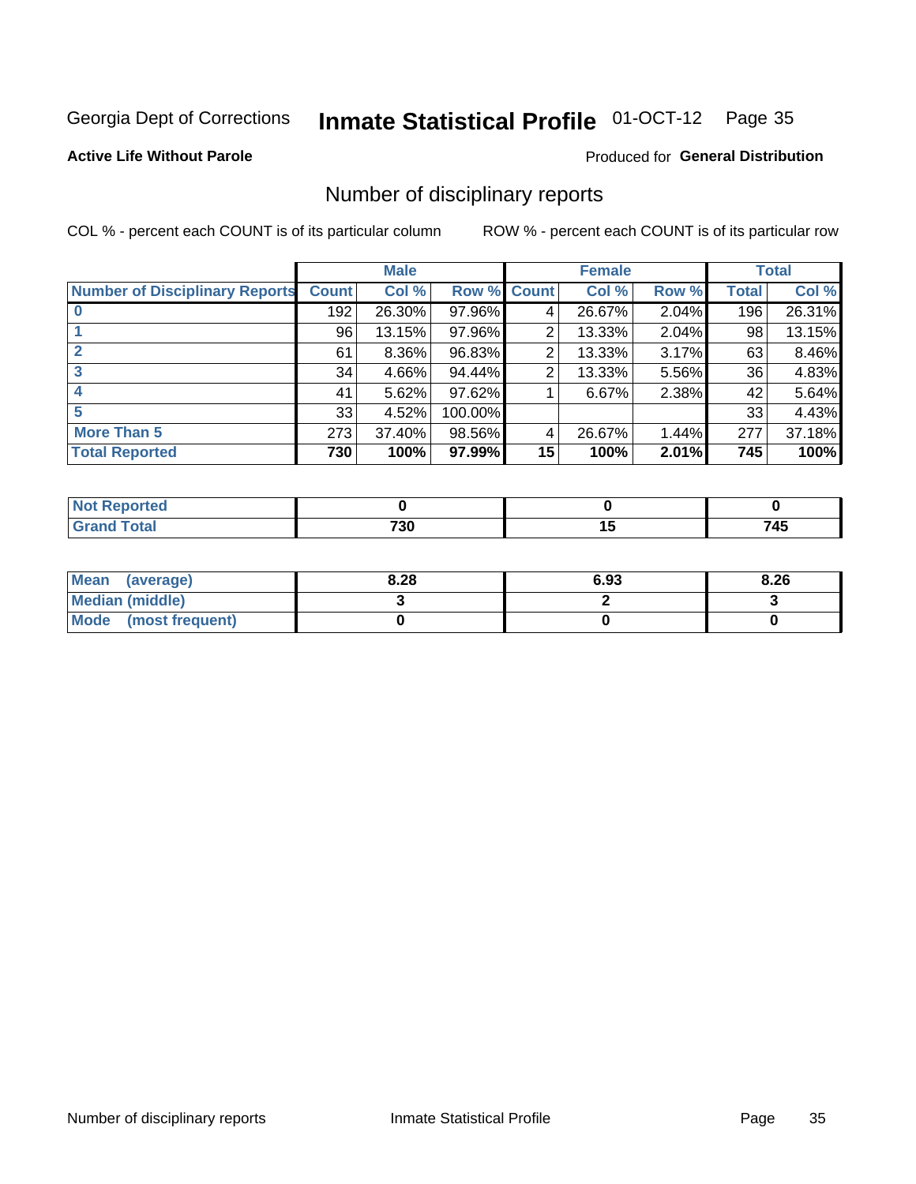Georgia Dept of Corrections **Inmate Statistical Profile** 01-OCT-12

**Active Life Without Parole**

Produced for **General Distribution**

## Number of disciplinary reports

COL % - percent each COUNT is of its particular column

ROW % - percent each COUNT is of its particular row

| | Male | | | Female | | | Total | |
|---|---|---|---|---|---|---|---|---|
| **Number of Disciplinary Reports** | **Count** | **Col %** | **Row %** | **Count** | **Col %** | **Row %** | **Total** | **Col %** |
| **0** | 192 | 26.30% | 97.96% | 4 | 26.67% | 2.04% | 196 | 26.31% |
| **1** | 96 | 13.15% | 97.96% | 2 | 13.33% | 2.04% | 98 | 13.15% |
| **2** | 61 | 8.36% | 96.83% | 2 | 13.33% | 3.17% | 63 | 8.46% |
| **3** | 34 | 4.66% | 94.44% | 2 | 13.33% | 5.56% | 36 | 4.83% |
| **4** | 41 | 5.62% | 97.62% | 1 | 6.67% | 2.38% | 42 | 5.64% |
| **5** | 33 | 4.52% | 100.00% | | | | 33 | 4.43% |
| **More Than 5** | 273 | 37.40% | 98.56% | 4 | 26.67% | 1.44% | 277 | 37.18% |
| **Total Reported** | **730** | **100%** | **97.99%** | **15** | **100%** | **2.01%** | **745** | **100%** |

| | Male | Female | Total |
|---|---|---|---|
| **Not Reported** | **0** | **0** | **0** |
| **Grand Total** | **730** | **15** | **745** |

| | Male | Female | Total |
|---|---|---|---|
| **Mean (average)** | **8.28** | **6.93** | **8.26** |
| **Median (middle)** | **3** | **2** | **3** |
| **Mode (most frequent)** | **0** | **0** | **0** |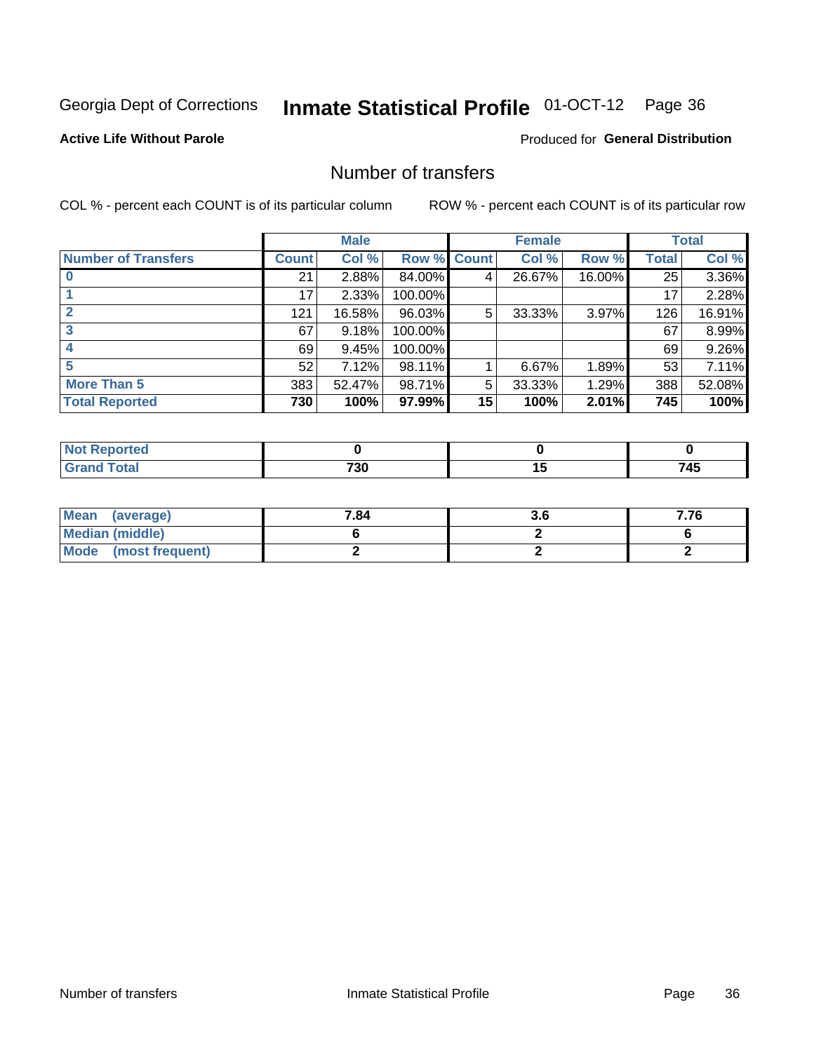Georgia Dept of Corrections **Inmate Statistical Profile** 01-OCT-12 Page 36

**Active Life Without Parole**

Produced for **General Distribution**

## Number of transfers

COL % - percent each COUNT is of its particular column ROW % - percent each COUNT is of its particular row

| | Male | | | Female | | | Total | |
|---|---|---|---|---|---|---|---|---|
| **Number of Transfers** | **Count** | **Col %** | **Row %** | **Count** | **Col %** | **Row %** | **Total** | **Col %** |
| **0** | 21 | 2.88% | 84.00% | 4 | 26.67% | 16.00% | 25 | 3.36% |
| **1** | 17 | 2.33% | 100.00% | | | | 17 | 2.28% |
| **2** | 121 | 16.58% | 96.03% | 5 | 33.33% | 3.97% | 126 | 16.91% |
| **3** | 67 | 9.18% | 100.00% | | | | 67 | 8.99% |
| **4** | 69 | 9.45% | 100.00% | | | | 69 | 9.26% |
| **5** | 52 | 7.12% | 98.11% | 1 | 6.67% | 1.89% | 53 | 7.11% |
| **More Than 5** | 383 | 52.47% | 98.71% | 5 | 33.33% | 1.29% | 388 | 52.08% |
| **Total Reported** | **730** | **100%** | **97.99%** | **15** | **100%** | **2.01%** | **745** | **100%** |

| | Male | Female | Total |
|---|---|---|---|
| **Not Reported** | **0** | **0** | **0** |
| **Grand Total** | **730** | **15** | **745** |

| | Male | Female | Total |
|---|---|---|---|
| **Mean (average)** | **7.84** | **3.6** | **7.76** |
| **Median (middle)** | **6** | **2** | **6** |
| **Mode (most frequent)** | **2** | **2** | **2** |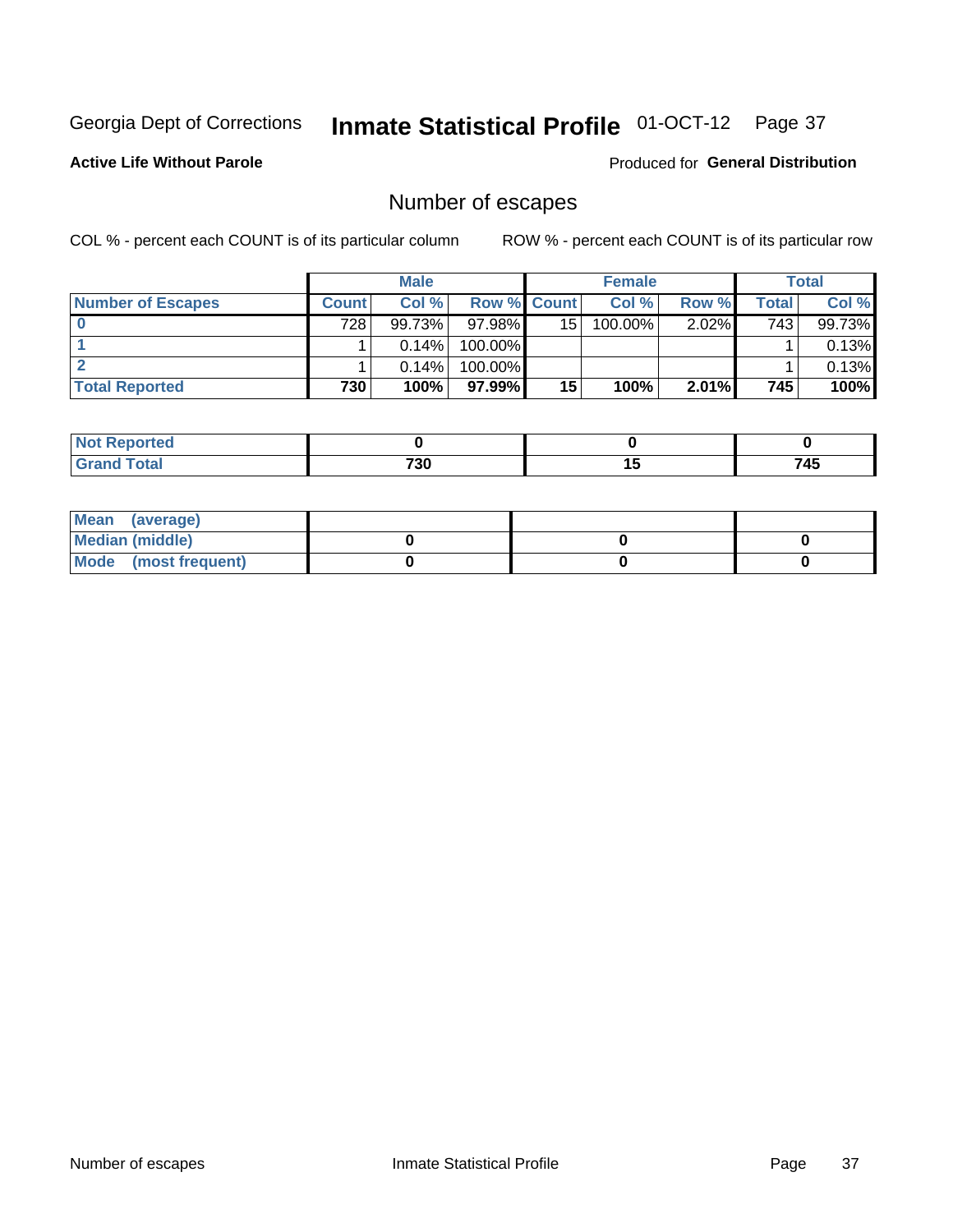Georgia Dept of Corrections **Inmate Statistical Profile** 01-OCT-12

**Active Life Without Parole**

Produced for **General Distribution**

## Number of escapes

COL % - percent each COUNT is of its particular column

ROW % - percent each COUNT is of its particular row

| | Male | | | Female | | | Total | |
|---|---|---|---|---|---|---|---|---|
| **Number of Escapes** | **Count** | **Col %** | **Row %** | **Count** | **Col %** | **Row %** | **Total** | **Col %** |
| **0** | 728 | 99.73% | 97.98% | 15 | 100.00% | 2.02% | 743 | 99.73% |
| **1** | 1 | 0.14% | 100.00% | | | | 1 | 0.13% |
| **2** | 1 | 0.14% | 100.00% | | | | 1 | 0.13% |
| **Total Reported** | **730** | **100%** | **97.99%** | **15** | **100%** | **2.01%** | **745** | **100%** |

| | Male | Female | Total |
|---|---|---|---|
| **Not Reported** | **0** | **0** | **0** |
| **Grand Total** | **730** | **15** | **745** |

| | Male | Female | Total |
|---|---|---|---|
| **Mean (average)** | | | |
| **Median (middle)** | **0** | **0** | **0** |
| **Mode (most frequent)** | **0** | **0** | **0** |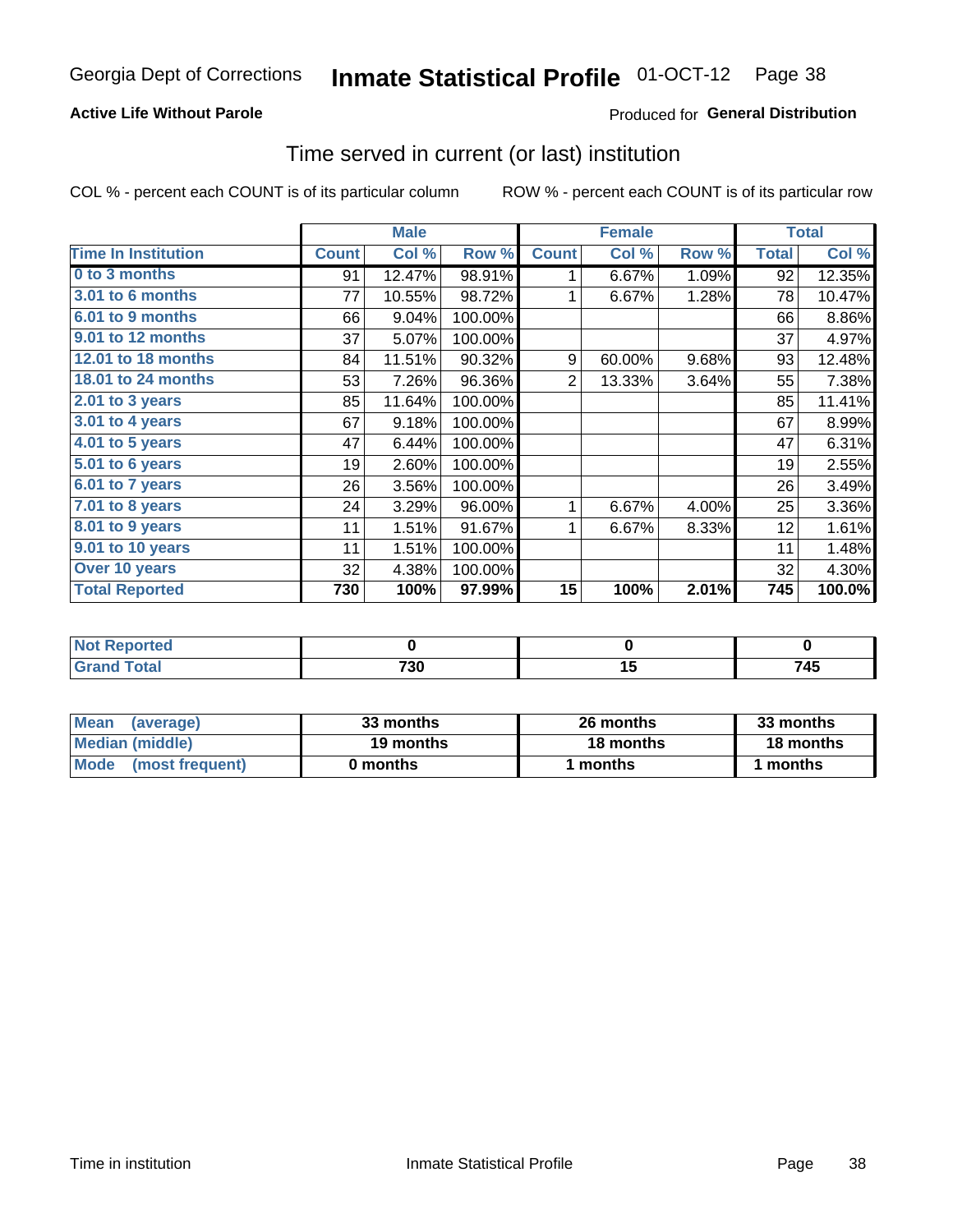Georgia Dept of Corrections **Inmate Statistical Profile** 01-OCT-12 Page 38

**Active Life Without Parole**

Produced for **General Distribution**

## Time served in current (or last) institution

COL % - percent each COUNT is of its particular column     ROW % - percent each COUNT is of its particular row

| | Male | | | Female | | | Total | |
|---|---|---|---|---|---|---|---|---|
| **Time In Institution** | **Count** | **Col %** | **Row %** | **Count** | **Col %** | **Row %** | **Total** | **Col %** |
| 0 to 3 months | 91 | 12.47% | 98.91% | 1 | 6.67% | 1.09% | 92 | 12.35% |
| 3.01 to 6 months | 77 | 10.55% | 98.72% | 1 | 6.67% | 1.28% | 78 | 10.47% |
| 6.01 to 9 months | 66 | 9.04% | 100.00% | | | | 66 | 8.86% |
| 9.01 to 12 months | 37 | 5.07% | 100.00% | | | | 37 | 4.97% |
| 12.01 to 18 months | 84 | 11.51% | 90.32% | 9 | 60.00% | 9.68% | 93 | 12.48% |
| 18.01 to 24 months | 53 | 7.26% | 96.36% | 2 | 13.33% | 3.64% | 55 | 7.38% |
| 2.01 to 3 years | 85 | 11.64% | 100.00% | | | | 85 | 11.41% |
| 3.01 to 4 years | 67 | 9.18% | 100.00% | | | | 67 | 8.99% |
| 4.01 to 5 years | 47 | 6.44% | 100.00% | | | | 47 | 6.31% |
| 5.01 to 6 years | 19 | 2.60% | 100.00% | | | | 19 | 2.55% |
| 6.01 to 7 years | 26 | 3.56% | 100.00% | | | | 26 | 3.49% |
| 7.01 to 8 years | 24 | 3.29% | 96.00% | 1 | 6.67% | 4.00% | 25 | 3.36% |
| 8.01 to 9 years | 11 | 1.51% | 91.67% | 1 | 6.67% | 8.33% | 12 | 1.61% |
| 9.01 to 10 years | 11 | 1.51% | 100.00% | | | | 11 | 1.48% |
| Over 10 years | 32 | 4.38% | 100.00% | | | | 32 | 4.30% |
| **Total Reported** | **730** | **100%** | **97.99%** | **15** | **100%** | **2.01%** | **745** | **100.0%** |

| | Male | Female | Total |
|---|---|---|---|
| Not Reported | 0 | 0 | 0 |
| Grand Total | 730 | 15 | 745 |

| | Male | Female | Total |
|---|---|---|---|
| Mean (average) | 33 months | 26 months | 33 months |
| Median (middle) | 19 months | 18 months | 18 months |
| Mode (most frequent) | 0 months | 1 months | 1 months |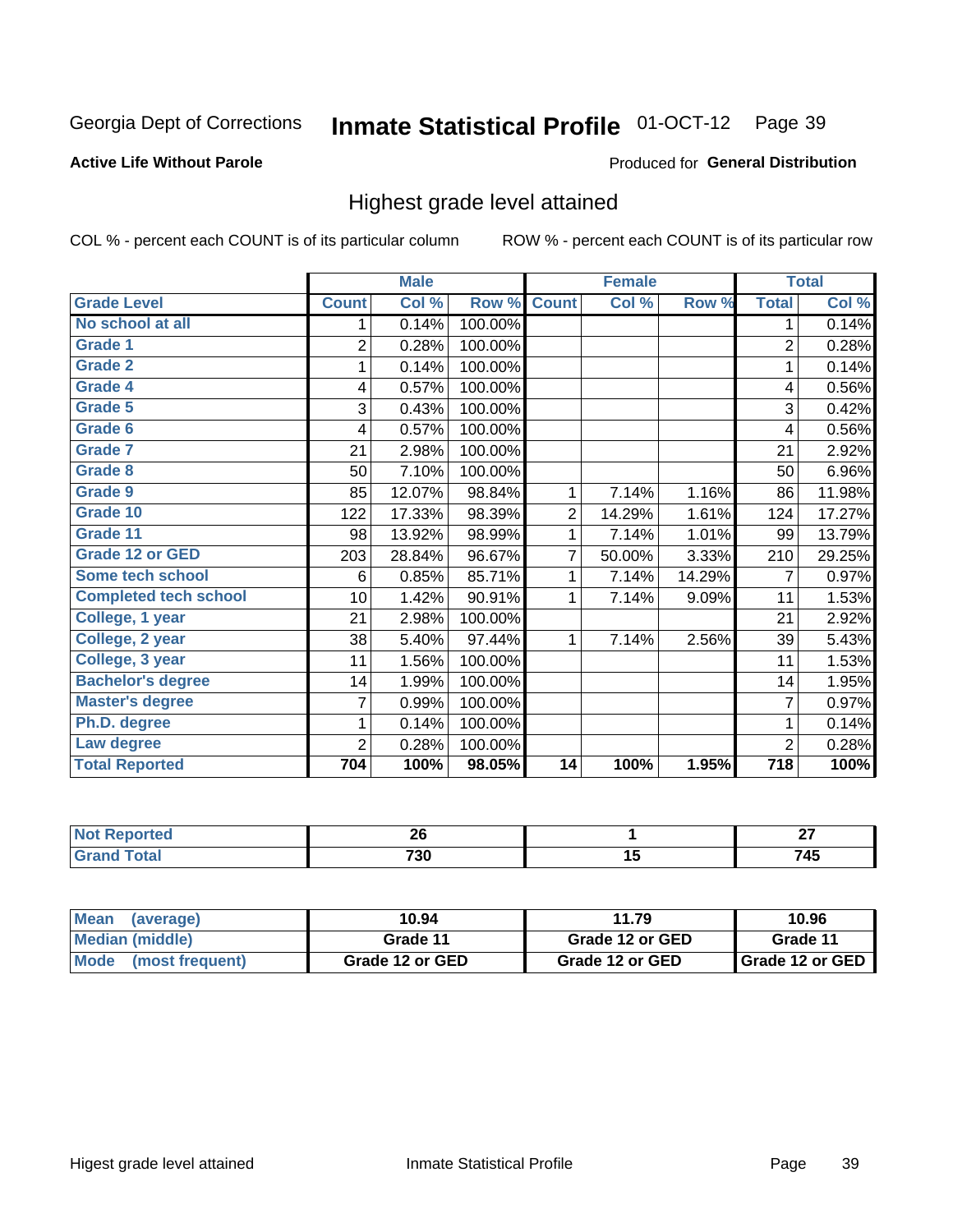Georgia Dept of Corrections **Inmate Statistical Profile** 01-OCT-12

**Active Life Without Parole**

Produced for **General Distribution**

## Highest grade level attained

COL % - percent each COUNT is of its particular column ROW % - percent each COUNT is of its particular row

| | Male | | | Female | | | Total | |
|---|---|---|---|---|---|---|---|---|
| **Grade Level** | **Count** | **Col %** | **Row %** | **Count** | **Col %** | **Row %** | **Total** | **Col %** |
| No school at all | 1 | 0.14% | 100.00% | | | | 1 | 0.14% |
| Grade 1 | 2 | 0.28% | 100.00% | | | | 2 | 0.28% |
| Grade 2 | 1 | 0.14% | 100.00% | | | | 1 | 0.14% |
| Grade 4 | 4 | 0.57% | 100.00% | | | | 4 | 0.56% |
| Grade 5 | 3 | 0.43% | 100.00% | | | | 3 | 0.42% |
| Grade 6 | 4 | 0.57% | 100.00% | | | | 4 | 0.56% |
| Grade 7 | 21 | 2.98% | 100.00% | | | | 21 | 2.92% |
| Grade 8 | 50 | 7.10% | 100.00% | | | | 50 | 6.96% |
| Grade 9 | 85 | 12.07% | 98.84% | 1 | 7.14% | 1.16% | 86 | 11.98% |
| Grade 10 | 122 | 17.33% | 98.39% | 2 | 14.29% | 1.61% | 124 | 17.27% |
| Grade 11 | 98 | 13.92% | 98.99% | 1 | 7.14% | 1.01% | 99 | 13.79% |
| Grade 12 or GED | 203 | 28.84% | 96.67% | 7 | 50.00% | 3.33% | 210 | 29.25% |
| Some tech school | 6 | 0.85% | 85.71% | 1 | 7.14% | 14.29% | 7 | 0.97% |
| Completed tech school | 10 | 1.42% | 90.91% | 1 | 7.14% | 9.09% | 11 | 1.53% |
| College, 1 year | 21 | 2.98% | 100.00% | | | | 21 | 2.92% |
| College, 2 year | 38 | 5.40% | 97.44% | 1 | 7.14% | 2.56% | 39 | 5.43% |
| College, 3 year | 11 | 1.56% | 100.00% | | | | 11 | 1.53% |
| Bachelor's degree | 14 | 1.99% | 100.00% | | | | 14 | 1.95% |
| Master's degree | 7 | 0.99% | 100.00% | | | | 7 | 0.97% |
| Ph.D. degree | 1 | 0.14% | 100.00% | | | | 1 | 0.14% |
| Law degree | 2 | 0.28% | 100.00% | | | | 2 | 0.28% |
| **Total Reported** | **704** | **100%** | **98.05%** | **14** | **100%** | **1.95%** | **718** | **100%** |

| | Male | Female | Total |
|---|---|---|---|
| Not Reported | 26 | 1 | 27 |
| Grand Total | 730 | 15 | 745 |

| | Male | Female | Total |
|---|---|---|---|
| Mean (average) | 10.94 | 11.79 | 10.96 |
| Median (middle) | Grade 11 | Grade 12 or GED | Grade 11 |
| Mode (most frequent) | Grade 12 or GED | Grade 12 or GED | Grade 12 or GED |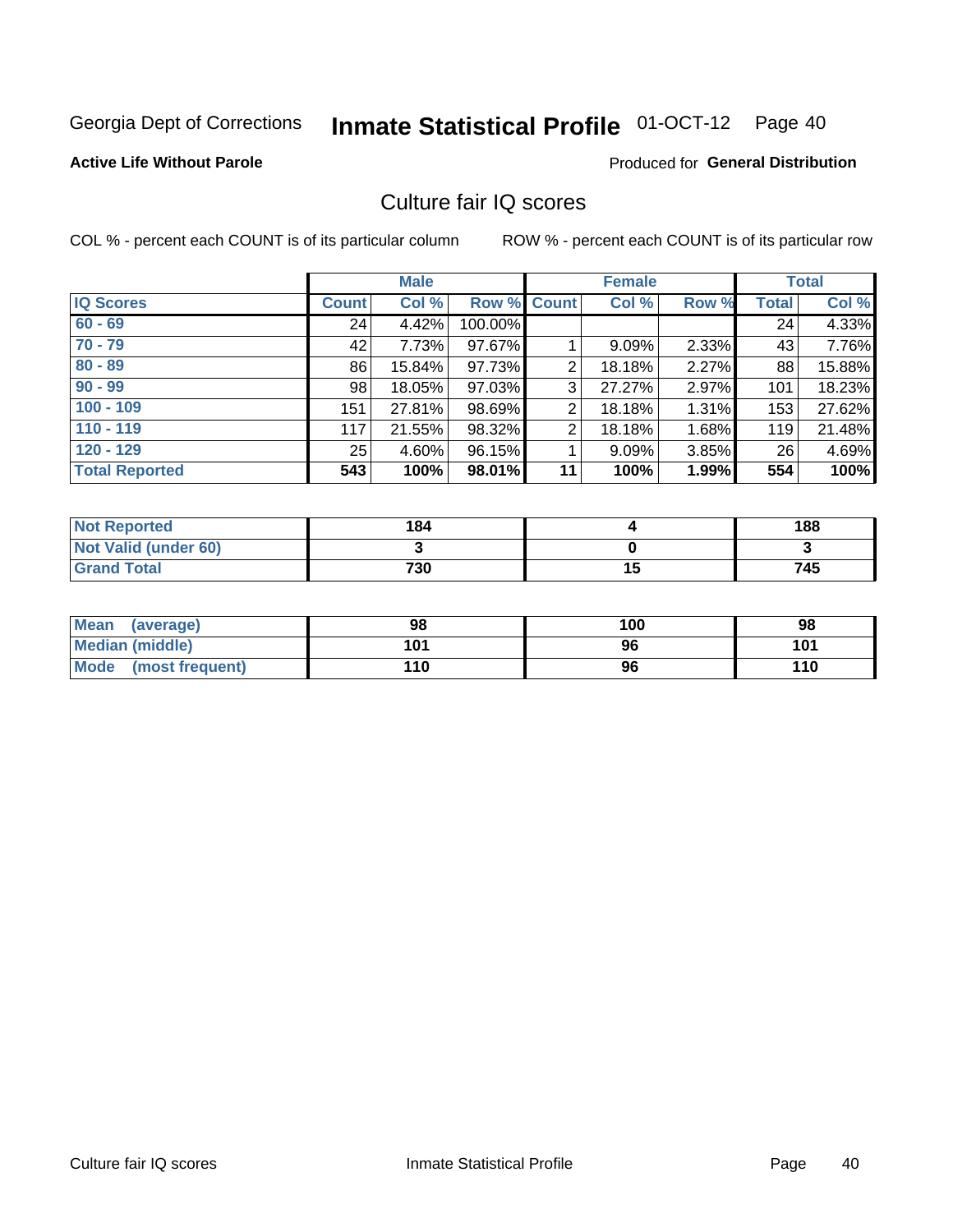Georgia Dept of Corrections **Inmate Statistical Profile** 01-OCT-12

**Active Life Without Parole**

Produced for **General Distribution**

## Culture fair IQ scores

COL % - percent each COUNT is of its particular column ROW % - percent each COUNT is of its particular row

| | Male | | | Female | | | Total | |
|---|---|---|---|---|---|---|---|---|
| **IQ Scores** | **Count** | **Col %** | **Row %** | **Count** | **Col %** | **Row %** | **Total** | **Col %** |
| **60 - 69** | 24 | 4.42% | 100.00% | | | | 24 | 4.33% |
| **70 - 79** | 42 | 7.73% | 97.67% | 1 | 9.09% | 2.33% | 43 | 7.76% |
| **80 - 89** | 86 | 15.84% | 97.73% | 2 | 18.18% | 2.27% | 88 | 15.88% |
| **90 - 99** | 98 | 18.05% | 97.03% | 3 | 27.27% | 2.97% | 101 | 18.23% |
| **100 - 109** | 151 | 27.81% | 98.69% | 2 | 18.18% | 1.31% | 153 | 27.62% |
| **110 - 119** | 117 | 21.55% | 98.32% | 2 | 18.18% | 1.68% | 119 | 21.48% |
| **120 - 129** | 25 | 4.60% | 96.15% | 1 | 9.09% | 3.85% | 26 | 4.69% |
| **Total Reported** | **543** | **100%** | **98.01%** | **11** | **100%** | **1.99%** | **554** | **100%** |

| | Male | Female | Total |
|---|---|---|---|
| **Not Reported** | **184** | **4** | **188** |
| **Not Valid (under 60)** | **3** | **0** | **3** |
| **Grand Total** | **730** | **15** | **745** |

| | Male | Female | Total |
|---|---|---|---|
| **Mean (average)** | **98** | **100** | **98** |
| **Median (middle)** | **101** | **96** | **101** |
| **Mode (most frequent)** | **110** | **96** | **110** |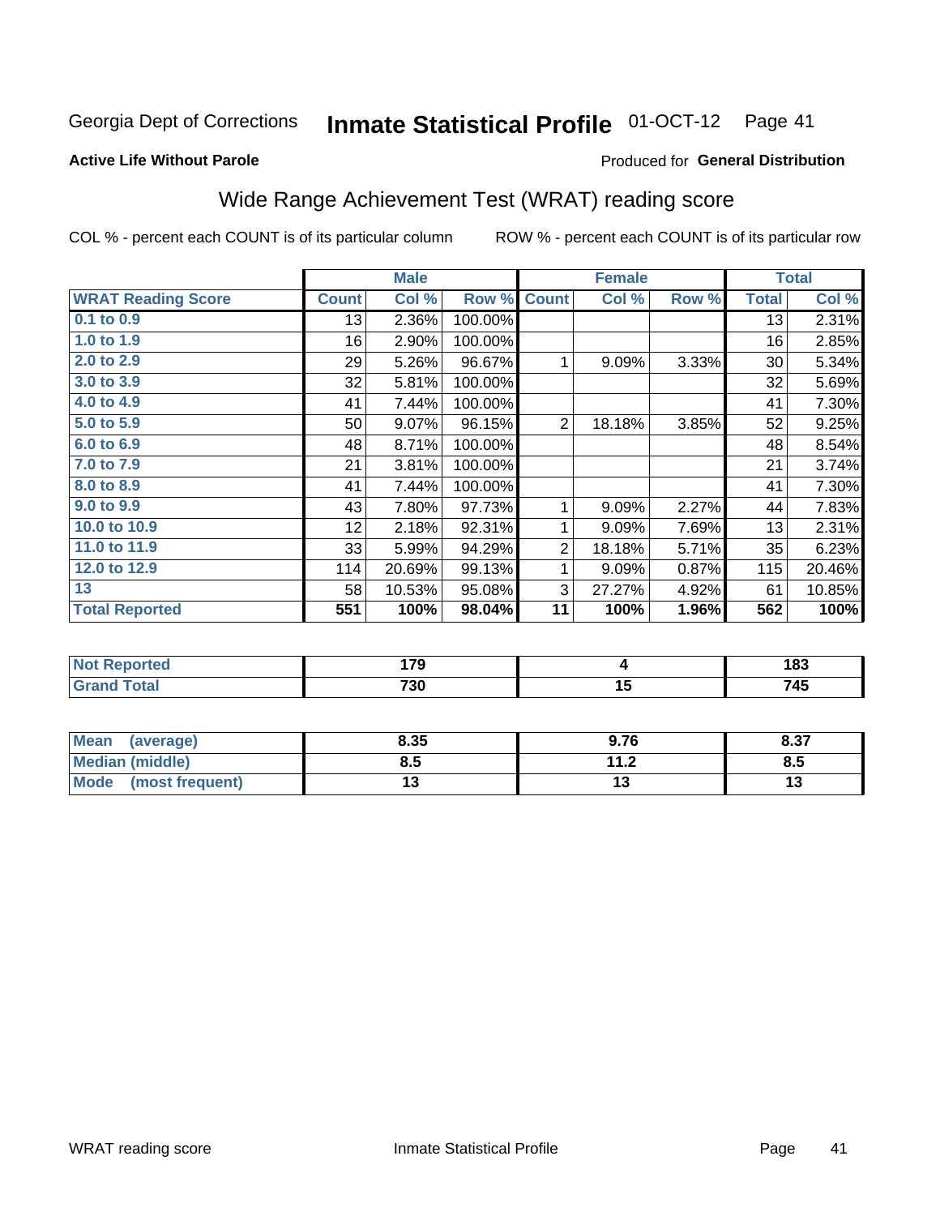Georgia Dept of Corrections **Inmate Statistical Profile** 01-OCT-12 Page 41

**Active Life Without Parole**

Produced for **General Distribution**

## Wide Range Achievement Test (WRAT) reading score

COL % - percent each COUNT is of its particular column ROW % - percent each COUNT is of its particular row

| | Male | | | Female | | | Total | |
|---|---|---|---|---|---|---|---|---|
| **WRAT Reading Score** | **Count** | **Col %** | **Row %** | **Count** | **Col %** | **Row %** | **Total** | **Col %** |
| 0.1 to 0.9 | 13 | 2.36% | 100.00% | | | | 13 | 2.31% |
| 1.0 to 1.9 | 16 | 2.90% | 100.00% | | | | 16 | 2.85% |
| 2.0 to 2.9 | 29 | 5.26% | 96.67% | 1 | 9.09% | 3.33% | 30 | 5.34% |
| 3.0 to 3.9 | 32 | 5.81% | 100.00% | | | | 32 | 5.69% |
| 4.0 to 4.9 | 41 | 7.44% | 100.00% | | | | 41 | 7.30% |
| 5.0 to 5.9 | 50 | 9.07% | 96.15% | 2 | 18.18% | 3.85% | 52 | 9.25% |
| 6.0 to 6.9 | 48 | 8.71% | 100.00% | | | | 48 | 8.54% |
| 7.0 to 7.9 | 21 | 3.81% | 100.00% | | | | 21 | 3.74% |
| 8.0 to 8.9 | 41 | 7.44% | 100.00% | | | | 41 | 7.30% |
| 9.0 to 9.9 | 43 | 7.80% | 97.73% | 1 | 9.09% | 2.27% | 44 | 7.83% |
| 10.0 to 10.9 | 12 | 2.18% | 92.31% | 1 | 9.09% | 7.69% | 13 | 2.31% |
| 11.0 to 11.9 | 33 | 5.99% | 94.29% | 2 | 18.18% | 5.71% | 35 | 6.23% |
| 12.0 to 12.9 | 114 | 20.69% | 99.13% | 1 | 9.09% | 0.87% | 115 | 20.46% |
| 13 | 58 | 10.53% | 95.08% | 3 | 27.27% | 4.92% | 61 | 10.85% |
| **Total Reported** | **551** | **100%** | **98.04%** | **11** | **100%** | **1.96%** | **562** | **100%** |

| | Male | Female | Total |
|---|---|---|---|
| **Not Reported** | **179** | **4** | **183** |
| **Grand Total** | **730** | **15** | **745** |

| | Male | Female | Total |
|---|---|---|---|
| **Mean (average)** | **8.35** | **9.76** | **8.37** |
| **Median (middle)** | **8.5** | **11.2** | **8.5** |
| **Mode (most frequent)** | **13** | **13** | **13** |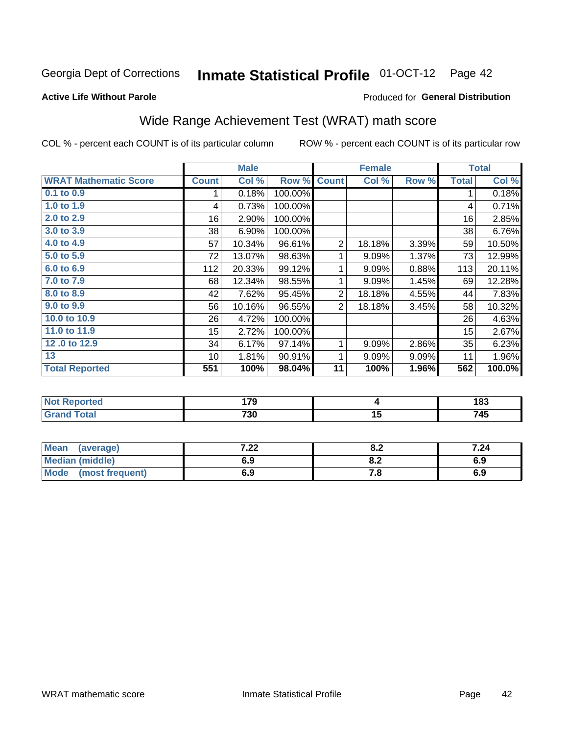Georgia Dept of Corrections **Inmate Statistical Profile** 01-OCT-12 Page 42

**Active Life Without Parole**

Produced for **General Distribution**

## Wide Range Achievement Test (WRAT) math score

COL % - percent each COUNT is of its particular column ROW % - percent each COUNT is of its particular row

| | Male | | | Female | | | Total | |
|---|---|---|---|---|---|---|---|---|
| **WRAT Mathematic Score** | **Count** | **Col %** | **Row %** | **Count** | **Col %** | **Row %** | **Total** | **Col %** |
| 0.1 to 0.9 | 1 | 0.18% | 100.00% | | | | 1 | 0.18% |
| 1.0 to 1.9 | 4 | 0.73% | 100.00% | | | | 4 | 0.71% |
| 2.0 to 2.9 | 16 | 2.90% | 100.00% | | | | 16 | 2.85% |
| 3.0 to 3.9 | 38 | 6.90% | 100.00% | | | | 38 | 6.76% |
| 4.0 to 4.9 | 57 | 10.34% | 96.61% | 2 | 18.18% | 3.39% | 59 | 10.50% |
| 5.0 to 5.9 | 72 | 13.07% | 98.63% | 1 | 9.09% | 1.37% | 73 | 12.99% |
| 6.0 to 6.9 | 112 | 20.33% | 99.12% | 1 | 9.09% | 0.88% | 113 | 20.11% |
| 7.0 to 7.9 | 68 | 12.34% | 98.55% | 1 | 9.09% | 1.45% | 69 | 12.28% |
| 8.0 to 8.9 | 42 | 7.62% | 95.45% | 2 | 18.18% | 4.55% | 44 | 7.83% |
| 9.0 to 9.9 | 56 | 10.16% | 96.55% | 2 | 18.18% | 3.45% | 58 | 10.32% |
| 10.0 to 10.9 | 26 | 4.72% | 100.00% | | | | 26 | 4.63% |
| 11.0 to 11.9 | 15 | 2.72% | 100.00% | | | | 15 | 2.67% |
| 12 .0 to 12.9 | 34 | 6.17% | 97.14% | 1 | 9.09% | 2.86% | 35 | 6.23% |
| 13 | 10 | 1.81% | 90.91% | 1 | 9.09% | 9.09% | 11 | 1.96% |
| **Total Reported** | **551** | **100%** | **98.04%** | **11** | **100%** | **1.96%** | **562** | **100.0%** |

| | Male | Female | Total |
|---|---|---|---|
| **Not Reported** | **179** | **4** | **183** |
| **Grand Total** | **730** | **15** | **745** |

| | Male | Female | Total |
|---|---|---|---|
| **Mean (average)** | **7.22** | **8.2** | **7.24** |
| **Median (middle)** | **6.9** | **8.2** | **6.9** |
| **Mode (most frequent)** | **6.9** | **7.8** | **6.9** |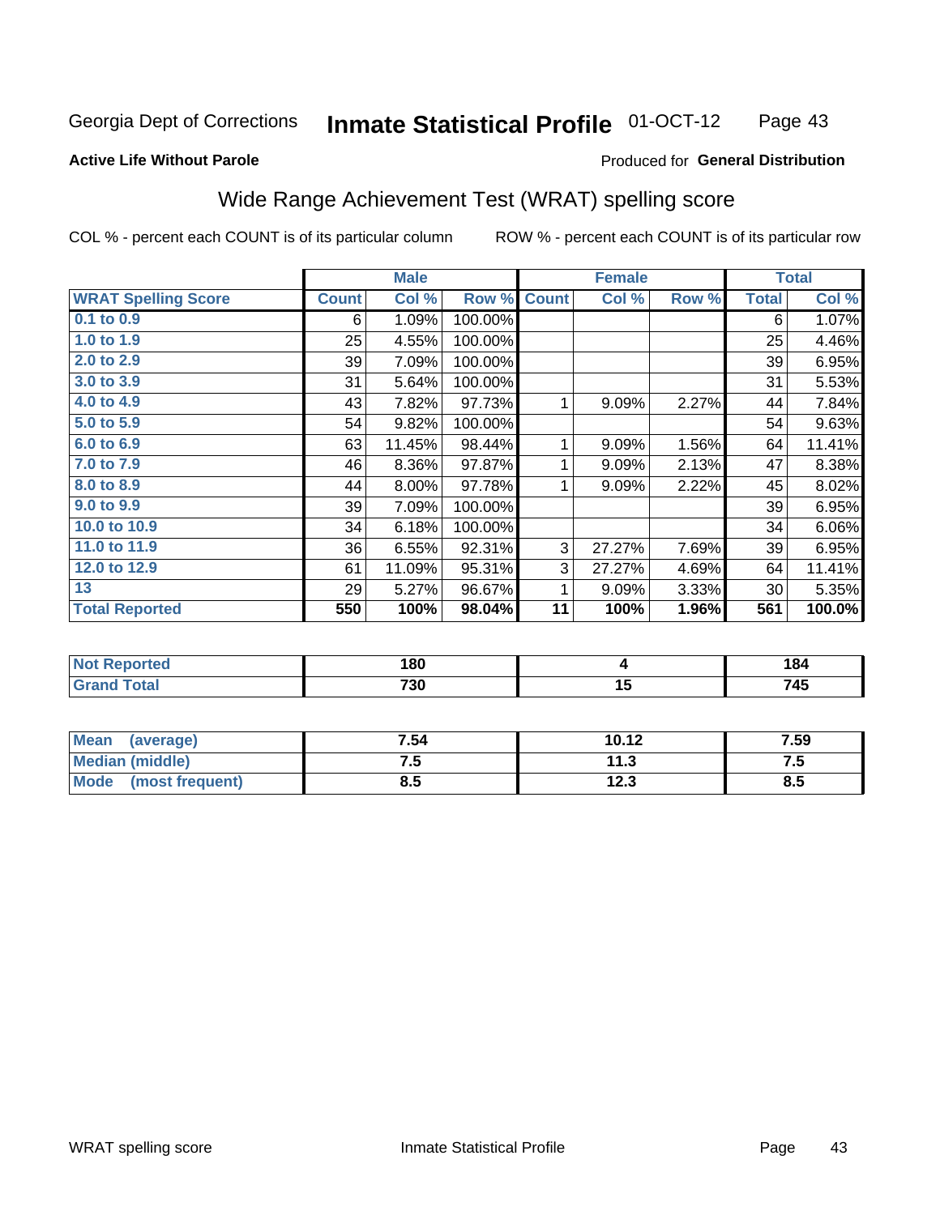Georgia Dept of Corrections **Inmate Statistical Profile** 01-OCT-12

**Active Life Without Parole**

Produced for **General Distribution**

## Wide Range Achievement Test (WRAT) spelling score

COL % - percent each COUNT is of its particular column ROW % - percent each COUNT is of its particular row

| | Male | | | Female | | | Total | |
|---|---|---|---|---|---|---|---|---|
| **WRAT Spelling Score** | **Count** | **Col %** | **Row %** | **Count** | **Col %** | **Row %** | **Total** | **Col %** |
| 0.1 to 0.9 | 6 | 1.09% | 100.00% | | | | 6 | 1.07% |
| 1.0 to 1.9 | 25 | 4.55% | 100.00% | | | | 25 | 4.46% |
| 2.0 to 2.9 | 39 | 7.09% | 100.00% | | | | 39 | 6.95% |
| 3.0 to 3.9 | 31 | 5.64% | 100.00% | | | | 31 | 5.53% |
| 4.0 to 4.9 | 43 | 7.82% | 97.73% | 1 | 9.09% | 2.27% | 44 | 7.84% |
| 5.0 to 5.9 | 54 | 9.82% | 100.00% | | | | 54 | 9.63% |
| 6.0 to 6.9 | 63 | 11.45% | 98.44% | 1 | 9.09% | 1.56% | 64 | 11.41% |
| 7.0 to 7.9 | 46 | 8.36% | 97.87% | 1 | 9.09% | 2.13% | 47 | 8.38% |
| 8.0 to 8.9 | 44 | 8.00% | 97.78% | 1 | 9.09% | 2.22% | 45 | 8.02% |
| 9.0 to 9.9 | 39 | 7.09% | 100.00% | | | | 39 | 6.95% |
| 10.0 to 10.9 | 34 | 6.18% | 100.00% | | | | 34 | 6.06% |
| 11.0 to 11.9 | 36 | 6.55% | 92.31% | 3 | 27.27% | 7.69% | 39 | 6.95% |
| 12.0 to 12.9 | 61 | 11.09% | 95.31% | 3 | 27.27% | 4.69% | 64 | 11.41% |
| 13 | 29 | 5.27% | 96.67% | 1 | 9.09% | 3.33% | 30 | 5.35% |
| **Total Reported** | **550** | **100%** | **98.04%** | **11** | **100%** | **1.96%** | **561** | **100.0%** |

| | Male | Female | Total |
|---|---|---|---|
| Not Reported | 180 | 4 | 184 |
| Grand Total | 730 | 15 | 745 |

| | Male | Female | Total |
|---|---|---|---|
| Mean (average) | 7.54 | 10.12 | 7.59 |
| Median (middle) | 7.5 | 11.3 | 7.5 |
| Mode (most frequent) | 8.5 | 12.3 | 8.5 |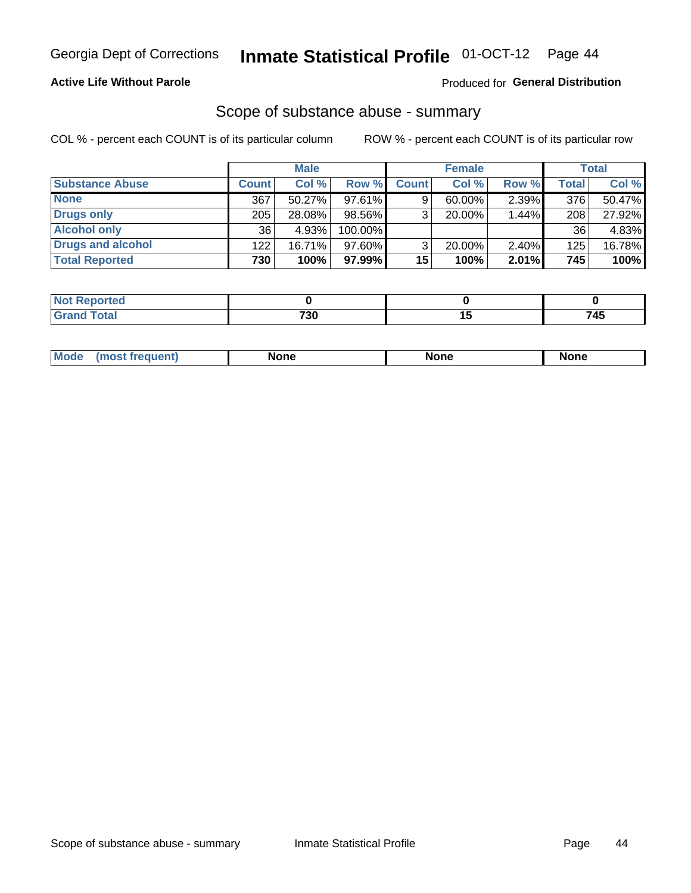# Georgia Dept of Corrections — Inmate Statistical Profile — 01-OCT-12

**Active Life Without Parole** — Produced for **General Distribution**

## Scope of substance abuse - summary

COL % - percent each COUNT is of its particular column

ROW % - percent each COUNT is of its particular row

| | Male | | | Female | | | Total | |
|---|---|---|---|---|---|---|---|---|
| **Substance Abuse** | **Count** | **Col %** | **Row %** | **Count** | **Col %** | **Row %** | **Total** | **Col %** |
| **None** | 367 | 50.27% | 97.61% | 9 | 60.00% | 2.39% | 376 | 50.47% |
| **Drugs only** | 205 | 28.08% | 98.56% | 3 | 20.00% | 1.44% | 208 | 27.92% |
| **Alcohol only** | 36 | 4.93% | 100.00% | | | | 36 | 4.83% |
| **Drugs and alcohol** | 122 | 16.71% | 97.60% | 3 | 20.00% | 2.40% | 125 | 16.78% |
| **Total Reported** | **730** | **100%** | **97.99%** | **15** | **100%** | **2.01%** | **745** | **100%** |

| | Male | Female | Total |
|---|---|---|---|
| **Not Reported** | **0** | **0** | **0** |
| **Grand Total** | **730** | **15** | **745** |

| | Male | Female | Total |
|---|---|---|---|
| **Mode (most frequent)** | **None** | **None** | **None** |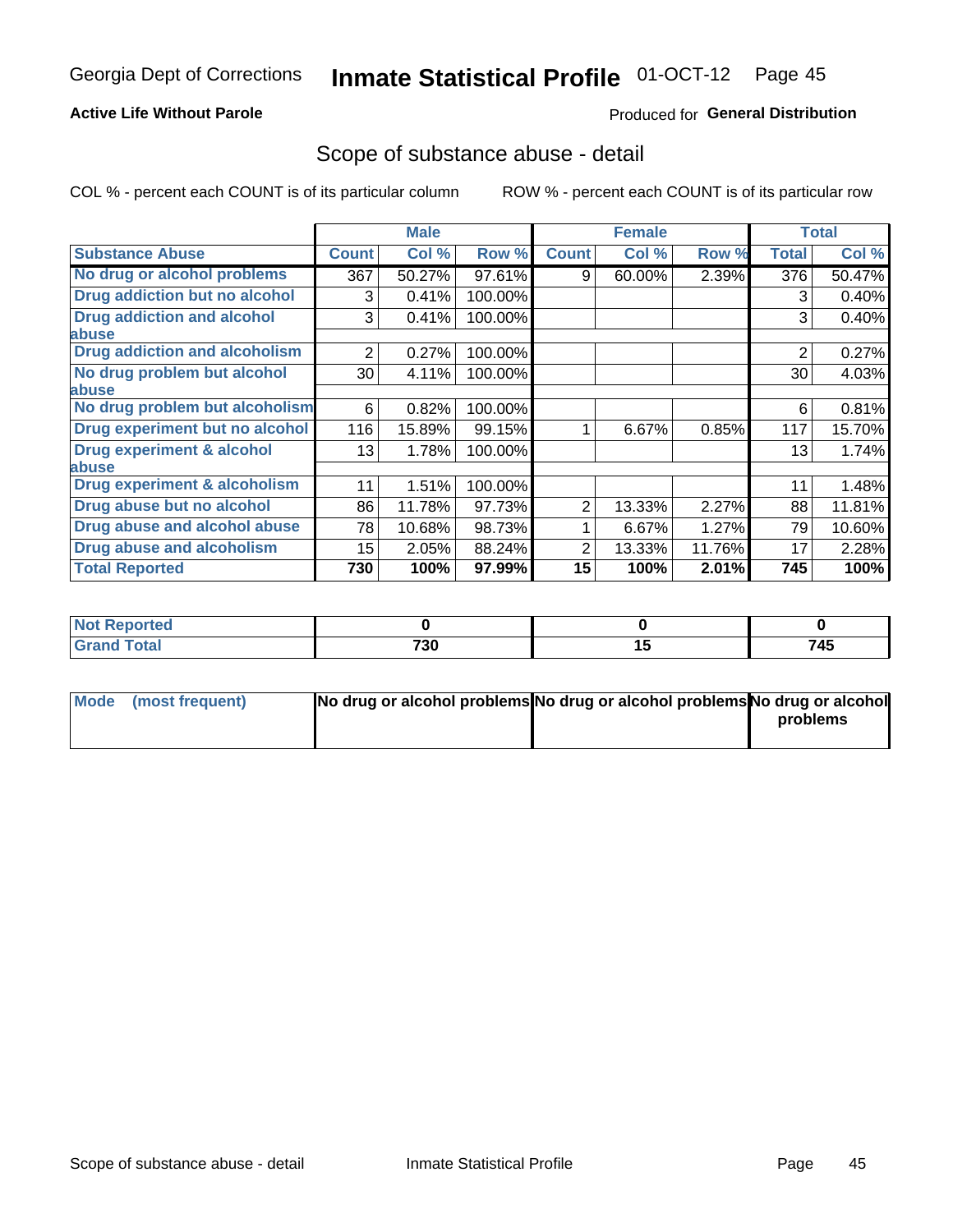Georgia Dept of Corrections **Inmate Statistical Profile** 01-OCT-12

**Active Life Without Parole**

Produced for **General Distribution**

## Scope of substance abuse - detail

COL % - percent each COUNT is of its particular column ROW % - percent each COUNT is of its particular row

| | Male | | | Female | | | Total | |
|---|---|---|---|---|---|---|---|---|
| **Substance Abuse** | **Count** | **Col %** | **Row %** | **Count** | **Col %** | **Row %** | **Total** | **Col %** |
| **No drug or alcohol problems** | 367 | 50.27% | 97.61% | 9 | 60.00% | 2.39% | 376 | 50.47% |
| **Drug addiction but no alcohol** | 3 | 0.41% | 100.00% | | | | 3 | 0.40% |
| **Drug addiction and alcohol abuse** | 3 | 0.41% | 100.00% | | | | 3 | 0.40% |
| **Drug addiction and alcoholism** | 2 | 0.27% | 100.00% | | | | 2 | 0.27% |
| **No drug problem but alcohol abuse** | 30 | 4.11% | 100.00% | | | | 30 | 4.03% |
| **No drug problem but alcoholism** | 6 | 0.82% | 100.00% | | | | 6 | 0.81% |
| **Drug experiment but no alcohol** | 116 | 15.89% | 99.15% | 1 | 6.67% | 0.85% | 117 | 15.70% |
| **Drug experiment & alcohol abuse** | 13 | 1.78% | 100.00% | | | | 13 | 1.74% |
| **Drug experiment & alcoholism** | 11 | 1.51% | 100.00% | | | | 11 | 1.48% |
| **Drug abuse but no alcohol** | 86 | 11.78% | 97.73% | 2 | 13.33% | 2.27% | 88 | 11.81% |
| **Drug abuse and alcohol abuse** | 78 | 10.68% | 98.73% | 1 | 6.67% | 1.27% | 79 | 10.60% |
| **Drug abuse and alcoholism** | 15 | 2.05% | 88.24% | 2 | 13.33% | 11.76% | 17 | 2.28% |
| **Total Reported** | **730** | **100%** | **97.99%** | **15** | **100%** | **2.01%** | **745** | **100%** |

| | Male | Female | Total |
|---|---|---|---|
| **Not Reported** | **0** | **0** | **0** |
| **Grand Total** | **730** | **15** | **745** |

| | Male | Female | Total |
|---|---|---|---|
| **Mode (most frequent)** | **No drug or alcohol problems** | **No drug or alcohol problems** | **No drug or alcohol problems** |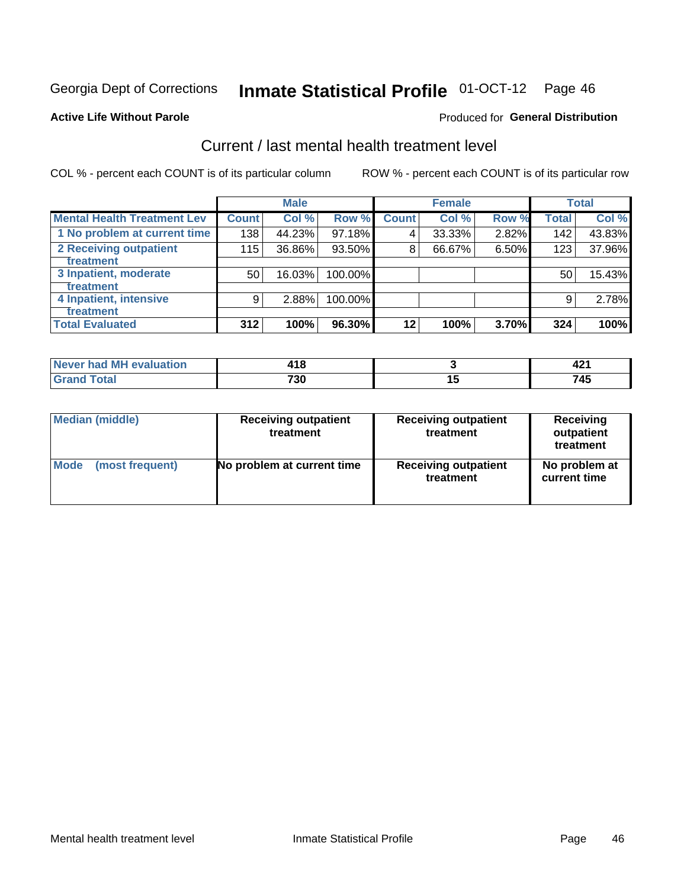Georgia Dept of Corrections **Inmate Statistical Profile** 01-OCT-12 Page 46

**Active Life Without Parole**

Produced for **General Distribution**

## Current / last mental health treatment level

COL % - percent each COUNT is of its particular column

ROW % - percent each COUNT is of its particular row

| | Male | | | Female | | | Total | |
|---|---|---|---|---|---|---|---|---|
| **Mental Health Treatment Lev** | **Count** | **Col %** | **Row %** | **Count** | **Col %** | **Row %** | **Total** | **Col %** |
| 1 No problem at current time | 138 | 44.23% | 97.18% | 4 | 33.33% | 2.82% | 142 | 43.83% |
| 2 Receiving outpatient treatment | 115 | 36.86% | 93.50% | 8 | 66.67% | 6.50% | 123 | 37.96% |
| 3 Inpatient, moderate treatment | 50 | 16.03% | 100.00% | | | | 50 | 15.43% |
| 4 Inpatient, intensive treatment | 9 | 2.88% | 100.00% | | | | 9 | 2.78% |
| **Total Evaluated** | **312** | **100%** | **96.30%** | **12** | **100%** | **3.70%** | **324** | **100%** |

| | Male | Female | Total |
|---|---|---|---|
| **Never had MH evaluation** | **418** | **3** | **421** |
| **Grand Total** | **730** | **15** | **745** |

| | Male | Female | Total |
|---|---|---|---|
| **Median (middle)** | **Receiving outpatient treatment** | **Receiving outpatient treatment** | **Receiving outpatient treatment** |
| **Mode (most frequent)** | **No problem at current time** | **Receiving outpatient treatment** | **No problem at current time** |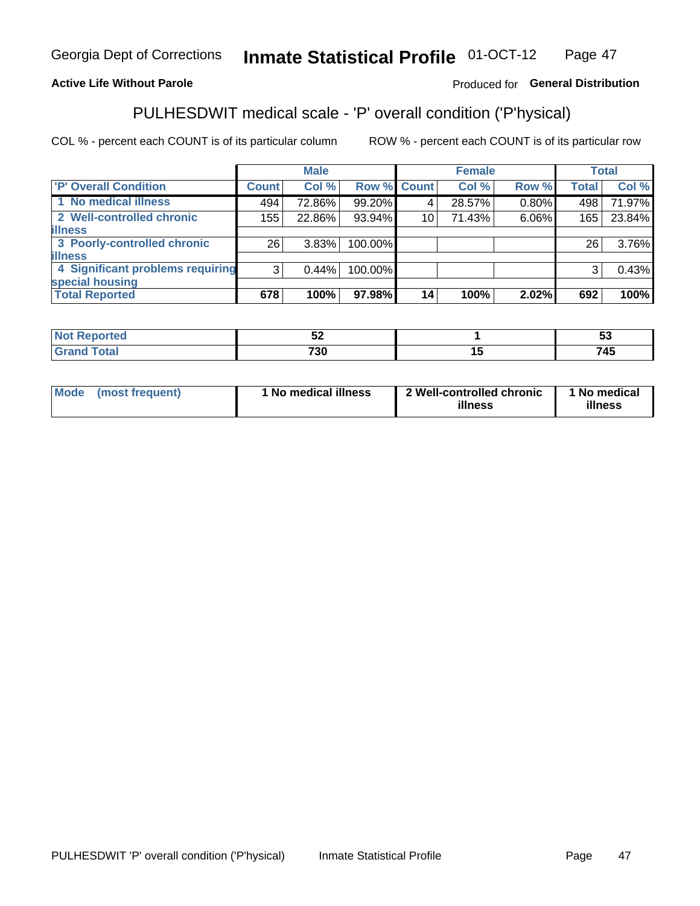Georgia Dept of Corrections **Inmate Statistical Profile** 01-OCT-12

**Active Life Without Parole**

Produced for **General Distribution**

## PULHESDWIT medical scale - 'P' overall condition ('P'hysical)

COL % - percent each COUNT is of its particular column ROW % - percent each COUNT is of its particular row

| | Male | | | Female | | | Total | |
|---|---|---|---|---|---|---|---|---|
| **'P' Overall Condition** | **Count** | **Col %** | **Row %** | **Count** | **Col %** | **Row %** | **Total** | **Col %** |
| 1 No medical illness | 494 | 72.86% | 99.20% | 4 | 28.57% | 0.80% | 498 | 71.97% |
| 2 Well-controlled chronic illness | 155 | 22.86% | 93.94% | 10 | 71.43% | 6.06% | 165 | 23.84% |
| 3 Poorly-controlled chronic illness | 26 | 3.83% | 100.00% | | | | 26 | 3.76% |
| 4 Significant problems requiring special housing | 3 | 0.44% | 100.00% | | | | 3 | 0.43% |
| **Total Reported** | **678** | **100%** | **97.98%** | **14** | **100%** | **2.02%** | **692** | **100%** |

| | Male | Female | Total |
|---|---|---|---|
| **Not Reported** | **52** | **1** | **53** |
| **Grand Total** | **730** | **15** | **745** |

| | Male | Female | Total |
|---|---|---|---|
| **Mode (most frequent)** | **1 No medical illness** | **2 Well-controlled chronic illness** | **1 No medical illness** |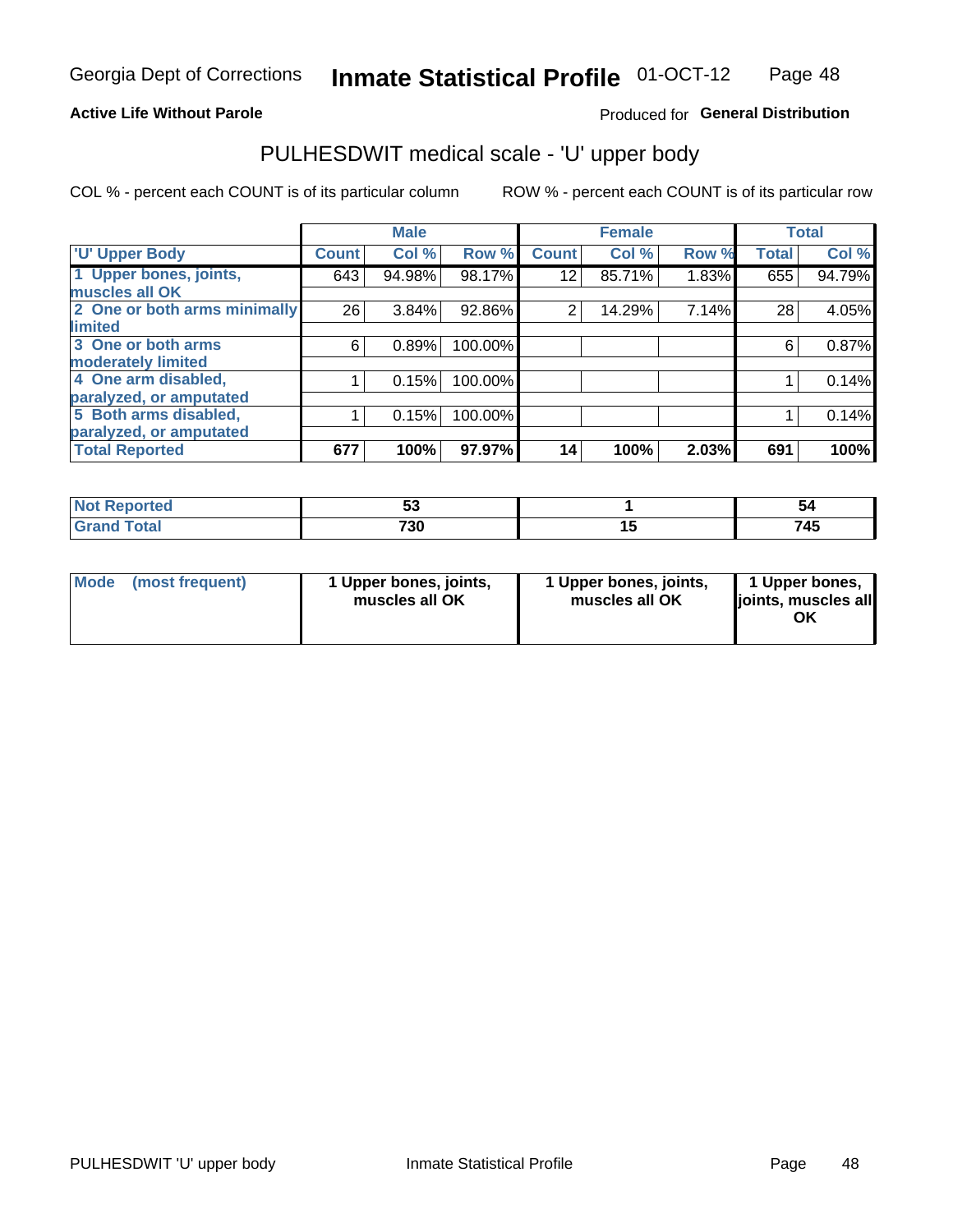Georgia Dept of Corrections **Inmate Statistical Profile** 01-OCT-12

**Active Life Without Parole**

Produced for **General Distribution**

## PULHESDWIT medical scale - 'U' upper body

COL % - percent each COUNT is of its particular column

ROW % - percent each COUNT is of its particular row

| | Male | | | Female | | | Total | |
|---|---|---|---|---|---|---|---|---|
| 'U' Upper Body | Count | Col % | Row % | Count | Col % | Row % | Total | Col % |
| 1 Upper bones, joints, muscles all OK | 643 | 94.98% | 98.17% | 12 | 85.71% | 1.83% | 655 | 94.79% |
| 2 One or both arms minimally limited | 26 | 3.84% | 92.86% | 2 | 14.29% | 7.14% | 28 | 4.05% |
| 3 One or both arms moderately limited | 6 | 0.89% | 100.00% | | | | 6 | 0.87% |
| 4 One arm disabled, paralyzed, or amputated | 1 | 0.15% | 100.00% | | | | 1 | 0.14% |
| 5 Both arms disabled, paralyzed, or amputated | 1 | 0.15% | 100.00% | | | | 1 | 0.14% |
| **Total Reported** | **677** | **100%** | **97.97%** | **14** | **100%** | **2.03%** | **691** | **100%** |

| | Male | Female | Total |
|---|---|---|---|
| Not Reported | 53 | 1 | 54 |
| Grand Total | 730 | 15 | 745 |

| | Male | Female | Total |
|---|---|---|---|
| Mode (most frequent) | 1 Upper bones, joints, muscles all OK | 1 Upper bones, joints, muscles all OK | 1 Upper bones, joints, muscles all OK |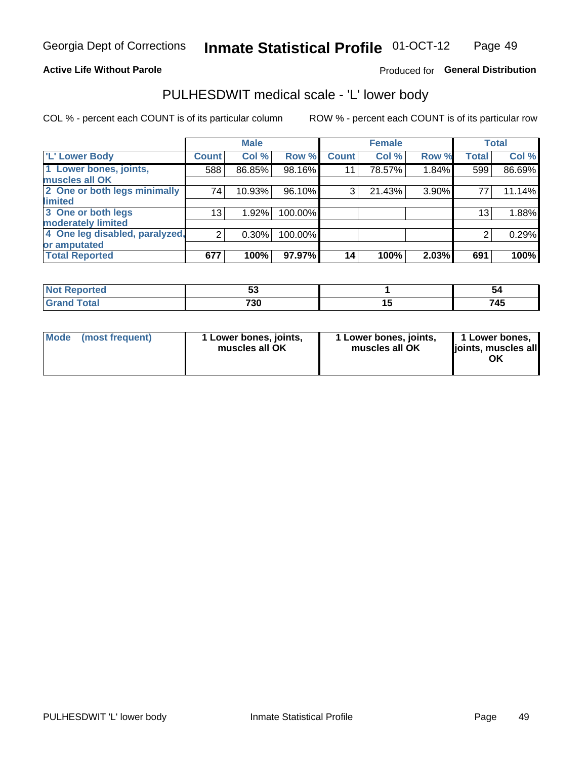Georgia Dept of Corrections **Inmate Statistical Profile** 01-OCT-12

**Active Life Without Parole**

Produced for **General Distribution**

## PULHESDWIT medical scale - 'L' lower body

COL % - percent each COUNT is of its particular column ROW % - percent each COUNT is of its particular row

| | Male | | | Female | | | Total | |
|---|---|---|---|---|---|---|---|---|
| 'L' Lower Body | Count | Col % | Row % | Count | Col % | Row % | Total | Col % |
| 1 Lower bones, joints, muscles all OK | 588 | 86.85% | 98.16% | 11 | 78.57% | 1.84% | 599 | 86.69% |
| 2 One or both legs minimally limited | 74 | 10.93% | 96.10% | 3 | 21.43% | 3.90% | 77 | 11.14% |
| 3 One or both legs moderately limited | 13 | 1.92% | 100.00% | | | | 13 | 1.88% |
| 4 One leg disabled, paralyzed, or amputated | 2 | 0.30% | 100.00% | | | | 2 | 0.29% |
| **Total Reported** | **677** | **100%** | **97.97%** | **14** | **100%** | **2.03%** | **691** | **100%** |

| | Male | Female | Total |
|---|---|---|---|
| Not Reported | 53 | 1 | 54 |
| Grand Total | 730 | 15 | 745 |

| | Male | Female | Total |
|---|---|---|---|
| Mode (most frequent) | 1 Lower bones, joints, muscles all OK | 1 Lower bones, joints, muscles all OK | 1 Lower bones, joints, muscles all OK |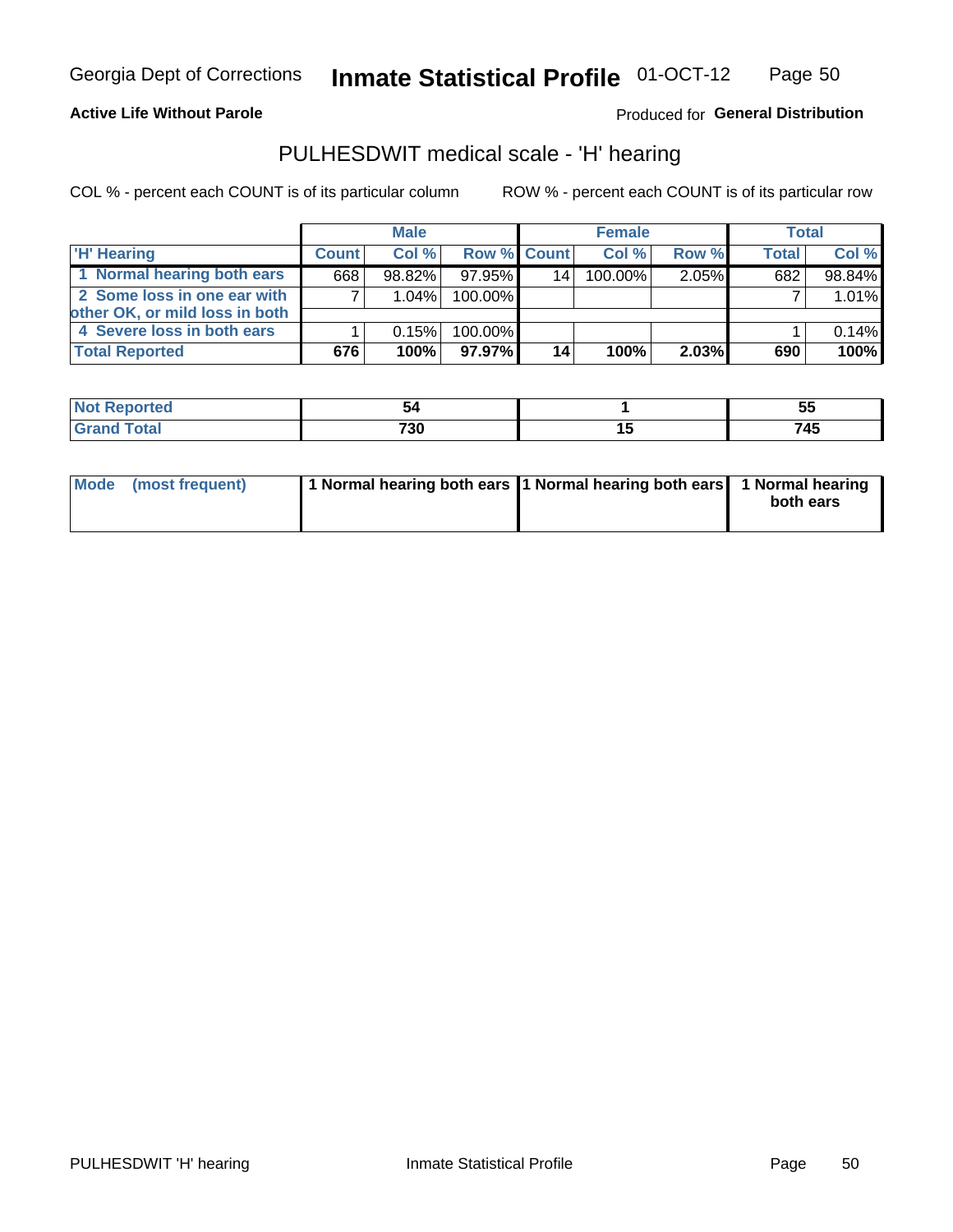Georgia Dept of Corrections **Inmate Statistical Profile** 01-OCT-12

**Active Life Without Parole**

Produced for **General Distribution**

## PULHESDWIT medical scale - 'H' hearing

COL % - percent each COUNT is of its particular column

ROW % - percent each COUNT is of its particular row

| | Male | | | Female | | | Total | |
|---|---|---|---|---|---|---|---|---|
| 'H' Hearing | Count | Col % | Row % | Count | Col % | Row % | Total | Col % |
| 1 Normal hearing both ears | 668 | 98.82% | 97.95% | 14 | 100.00% | 2.05% | 682 | 98.84% |
| 2 Some loss in one ear with other OK, or mild loss in both | 7 | 1.04% | 100.00% | | | | 7 | 1.01% |
| 4 Severe loss in both ears | 1 | 0.15% | 100.00% | | | | 1 | 0.14% |
| **Total Reported** | **676** | **100%** | **97.97%** | **14** | **100%** | **2.03%** | **690** | **100%** |

| | Male | Female | Total |
|---|---|---|---|
| Not Reported | 54 | 1 | 55 |
| Grand Total | 730 | 15 | 745 |

| | Male | Female | Total |
|---|---|---|---|
| Mode (most frequent) | 1 Normal hearing both ears | 1 Normal hearing both ears | 1 Normal hearing both ears |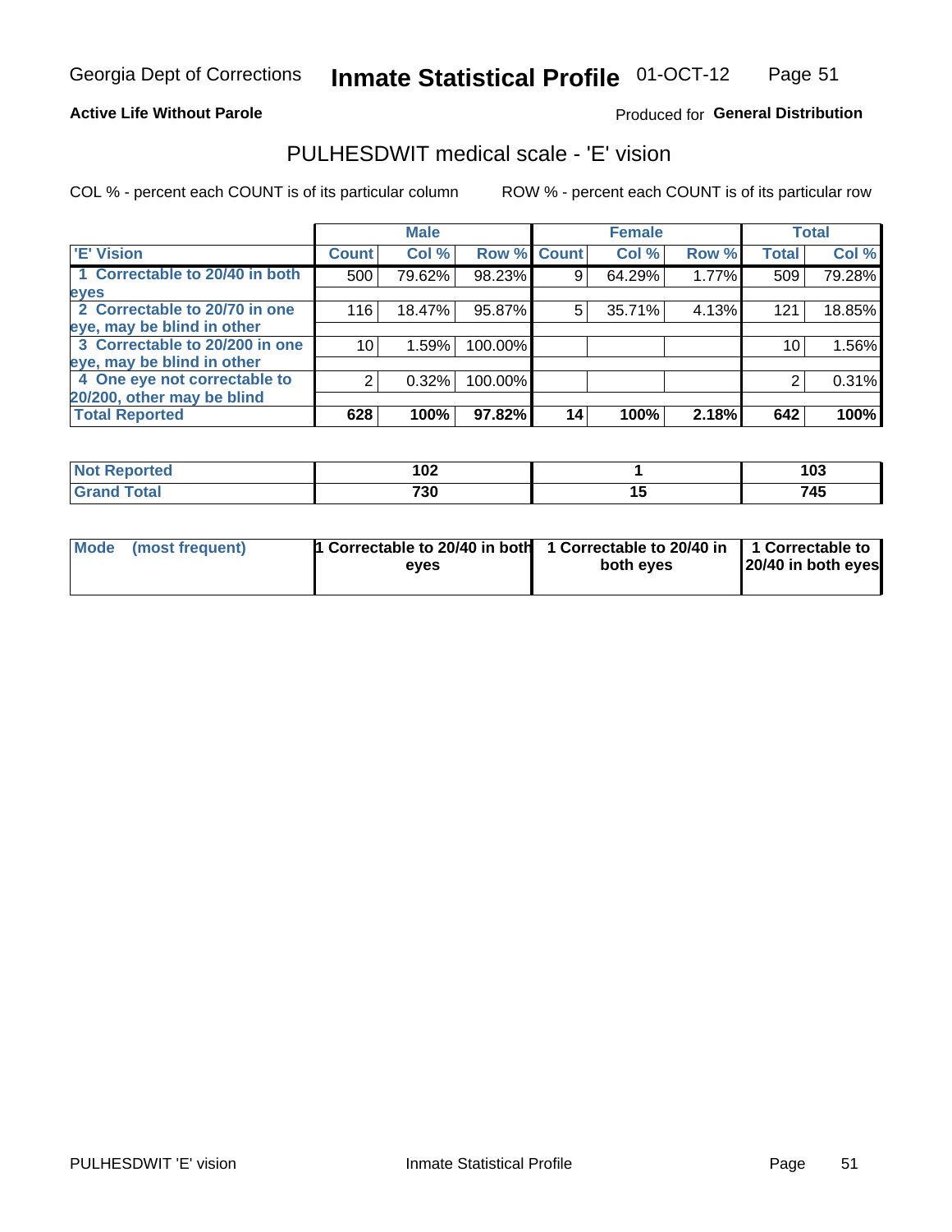Georgia Dept of Corrections **Inmate Statistical Profile** 01-OCT-12

**Active Life Without Parole** Produced for **General Distribution**

## PULHESDWIT medical scale - 'E' vision

COL % - percent each COUNT is of its particular column ROW % - percent each COUNT is of its particular row

| | Male | | | Female | | | Total | |
|---|---|---|---|---|---|---|---|---|
| 'E' Vision | Count | Col % | Row % | Count | Col % | Row % | Total | Col % |
| 1 Correctable to 20/40 in both eyes | 500 | 79.62% | 98.23% | 9 | 64.29% | 1.77% | 509 | 79.28% |
| 2 Correctable to 20/70 in one eye, may be blind in other | 116 | 18.47% | 95.87% | 5 | 35.71% | 4.13% | 121 | 18.85% |
| 3 Correctable to 20/200 in one eye, may be blind in other | 10 | 1.59% | 100.00% | | | | 10 | 1.56% |
| 4 One eye not correctable to 20/200, other may be blind | 2 | 0.32% | 100.00% | | | | 2 | 0.31% |
| **Total Reported** | **628** | **100%** | **97.82%** | **14** | **100%** | **2.18%** | **642** | **100%** |

| | Male | Female | Total |
|---|---|---|---|
| **Not Reported** | **102** | **1** | **103** |
| **Grand Total** | **730** | **15** | **745** |

| | Male | Female | Total |
|---|---|---|---|
| **Mode (most frequent)** | **1 Correctable to 20/40 in both eyes** | **1 Correctable to 20/40 in both eyes** | **1 Correctable to 20/40 in both eyes** |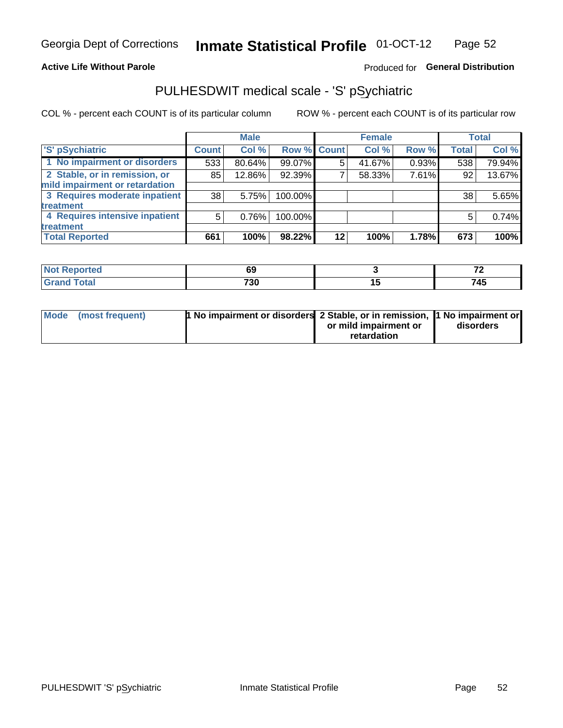Georgia Dept of Corrections **Inmate Statistical Profile** 01-OCT-12

**Active Life Without Parole**

Produced for **General Distribution**

## PULHESDWIT medical scale - 'S' pSychiatric

COL % - percent each COUNT is of its particular column ROW % - percent each COUNT is of its particular row

| | Male | | | Female | | | Total | |
|---|---|---|---|---|---|---|---|---|
| 'S' pSychiatric | Count | Col % | Row % | Count | Col % | Row % | Total | Col % |
| 1 No impairment or disorders | 533 | 80.64% | 99.07% | 5 | 41.67% | 0.93% | 538 | 79.94% |
| 2 Stable, or in remission, or mild impairment or retardation | 85 | 12.86% | 92.39% | 7 | 58.33% | 7.61% | 92 | 13.67% |
| 3 Requires moderate inpatient treatment | 38 | 5.75% | 100.00% | | | | 38 | 5.65% |
| 4 Requires intensive inpatient treatment | 5 | 0.76% | 100.00% | | | | 5 | 0.74% |
| **Total Reported** | **661** | **100%** | **98.22%** | **12** | **100%** | **1.78%** | **673** | **100%** |

| | Male | Female | Total |
|---|---|---|---|
| Not Reported | 69 | 3 | 72 |
| Grand Total | 730 | 15 | 745 |

| | Male | Female | Total |
|---|---|---|---|
| Mode (most frequent) | 1 No impairment or disorders | 2 Stable, or in remission, or mild impairment or retardation | 1 No impairment or disorders |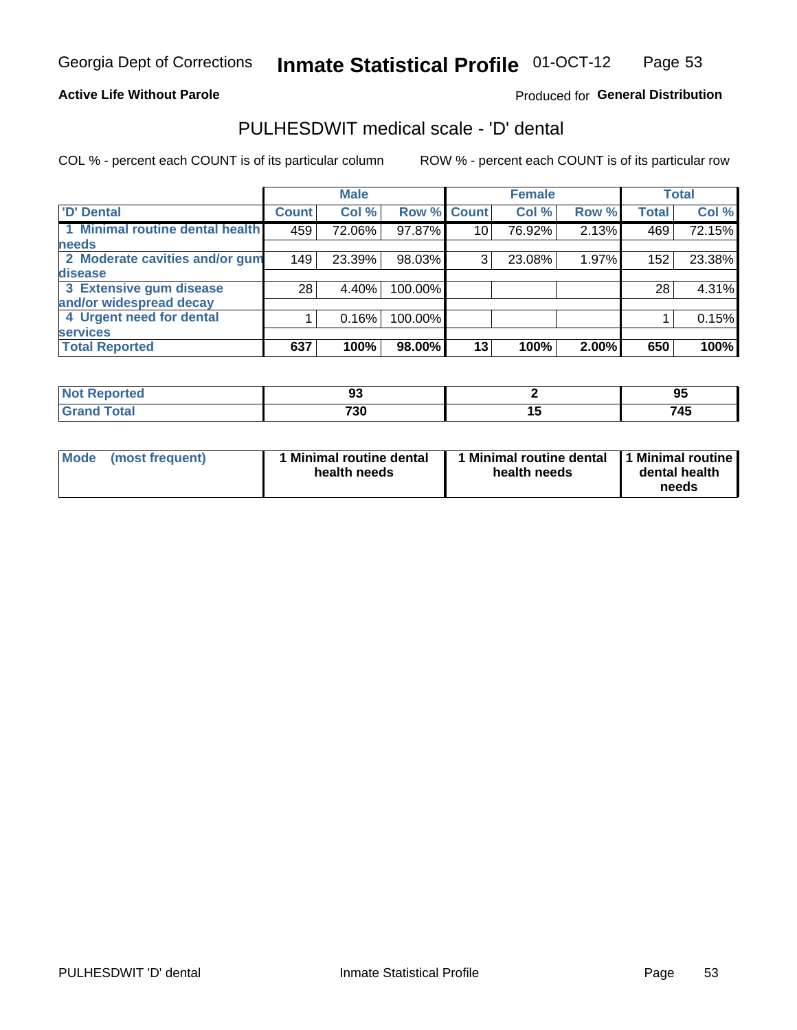# Inmate Statistical Profile

Georgia Dept of Corrections — 01-OCT-12

**Active Life Without Parole**

Produced for **General Distribution**

## PULHESDWIT medical scale - 'D' dental

COL % - percent each COUNT is of its particular column

ROW % - percent each COUNT is of its particular row

| | Male | | | Female | | | Total | |
|---|---|---|---|---|---|---|---|---|
| 'D' Dental | Count | Col % | Row % | Count | Col % | Row % | Total | Col % |
| 1 Minimal routine dental health needs | 459 | 72.06% | 97.87% | 10 | 76.92% | 2.13% | 469 | 72.15% |
| 2 Moderate cavities and/or gum disease | 149 | 23.39% | 98.03% | 3 | 23.08% | 1.97% | 152 | 23.38% |
| 3 Extensive gum disease and/or widespread decay | 28 | 4.40% | 100.00% | | | | 28 | 4.31% |
| 4 Urgent need for dental services | 1 | 0.16% | 100.00% | | | | 1 | 0.15% |
| **Total Reported** | **637** | **100%** | **98.00%** | **13** | **100%** | **2.00%** | **650** | **100%** |

| | Male | Female | Total |
|---|---|---|---|
| Not Reported | 93 | 2 | 95 |
| Grand Total | 730 | 15 | 745 |

| | Male | Female | Total |
|---|---|---|---|
| Mode (most frequent) | 1 Minimal routine dental health needs | 1 Minimal routine dental health needs | 1 Minimal routine dental health needs |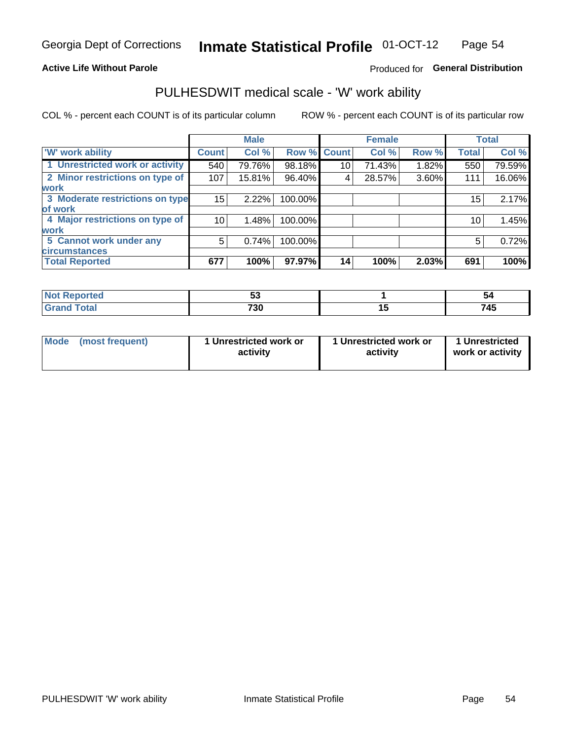Georgia Dept of Corrections **Inmate Statistical Profile** 01-OCT-12

**Active Life Without Parole** Produced for **General Distribution**

## PULHESDWIT medical scale - 'W' work ability

COL % - percent each COUNT is of its particular column ROW % - percent each COUNT is of its particular row

| | Male | | | Female | | | Total | |
|---|---|---|---|---|---|---|---|---|
| 'W' work ability | Count | Col % | Row % | Count | Col % | Row % | Total | Col % |
| 1 Unrestricted work or activity | 540 | 79.76% | 98.18% | 10 | 71.43% | 1.82% | 550 | 79.59% |
| 2 Minor restrictions on type of work | 107 | 15.81% | 96.40% | 4 | 28.57% | 3.60% | 111 | 16.06% |
| 3 Moderate restrictions on type of work | 15 | 2.22% | 100.00% | | | | 15 | 2.17% |
| 4 Major restrictions on type of work | 10 | 1.48% | 100.00% | | | | 10 | 1.45% |
| 5 Cannot work under any circumstances | 5 | 0.74% | 100.00% | | | | 5 | 0.72% |
| **Total Reported** | **677** | **100%** | **97.97%** | **14** | **100%** | **2.03%** | **691** | **100%** |

| | Male | Female | Total |
|---|---|---|---|
| Not Reported | 53 | 1 | 54 |
| Grand Total | 730 | 15 | 745 |

| | Male | Female | Total |
|---|---|---|---|
| Mode (most frequent) | 1 Unrestricted work or activity | 1 Unrestricted work or activity | 1 Unrestricted work or activity |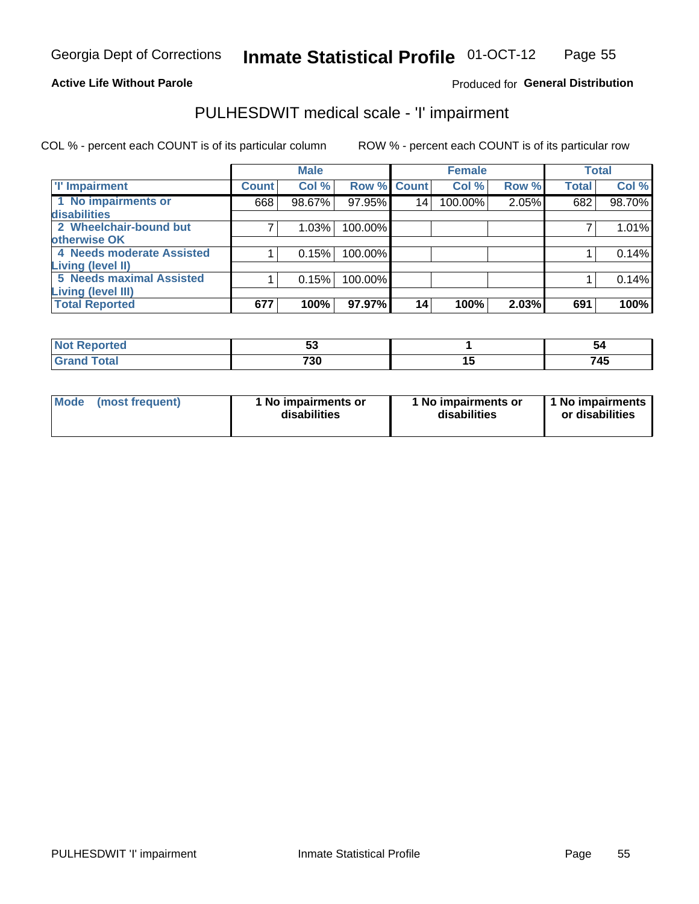Georgia Dept of Corrections **Inmate Statistical Profile** 01-OCT-12

**Active Life Without Parole**

Produced for **General Distribution**

## PULHESDWIT medical scale - 'I' impairment

COL % - percent each COUNT is of its particular column ROW % - percent each COUNT is of its particular row

| | Male | | | Female | | | Total | |
|---|---|---|---|---|---|---|---|---|
| 'I' Impairment | Count | Col % | Row % | Count | Col % | Row % | Total | Col % |
| 1 No impairments or disabilities | 668 | 98.67% | 97.95% | 14 | 100.00% | 2.05% | 682 | 98.70% |
| 2 Wheelchair-bound but otherwise OK | 7 | 1.03% | 100.00% | | | | 7 | 1.01% |
| 4 Needs moderate Assisted Living (level II) | 1 | 0.15% | 100.00% | | | | 1 | 0.14% |
| 5 Needs maximal Assisted Living (level III) | 1 | 0.15% | 100.00% | | | | 1 | 0.14% |
| **Total Reported** | **677** | **100%** | **97.97%** | **14** | **100%** | **2.03%** | **691** | **100%** |

| | Male | Female | Total |
|---|---|---|---|
| Not Reported | 53 | 1 | 54 |
| Grand Total | 730 | 15 | 745 |

| | Male | Female | Total |
|---|---|---|---|
| Mode (most frequent) | 1 No impairments or disabilities | 1 No impairments or disabilities | 1 No impairments or disabilities |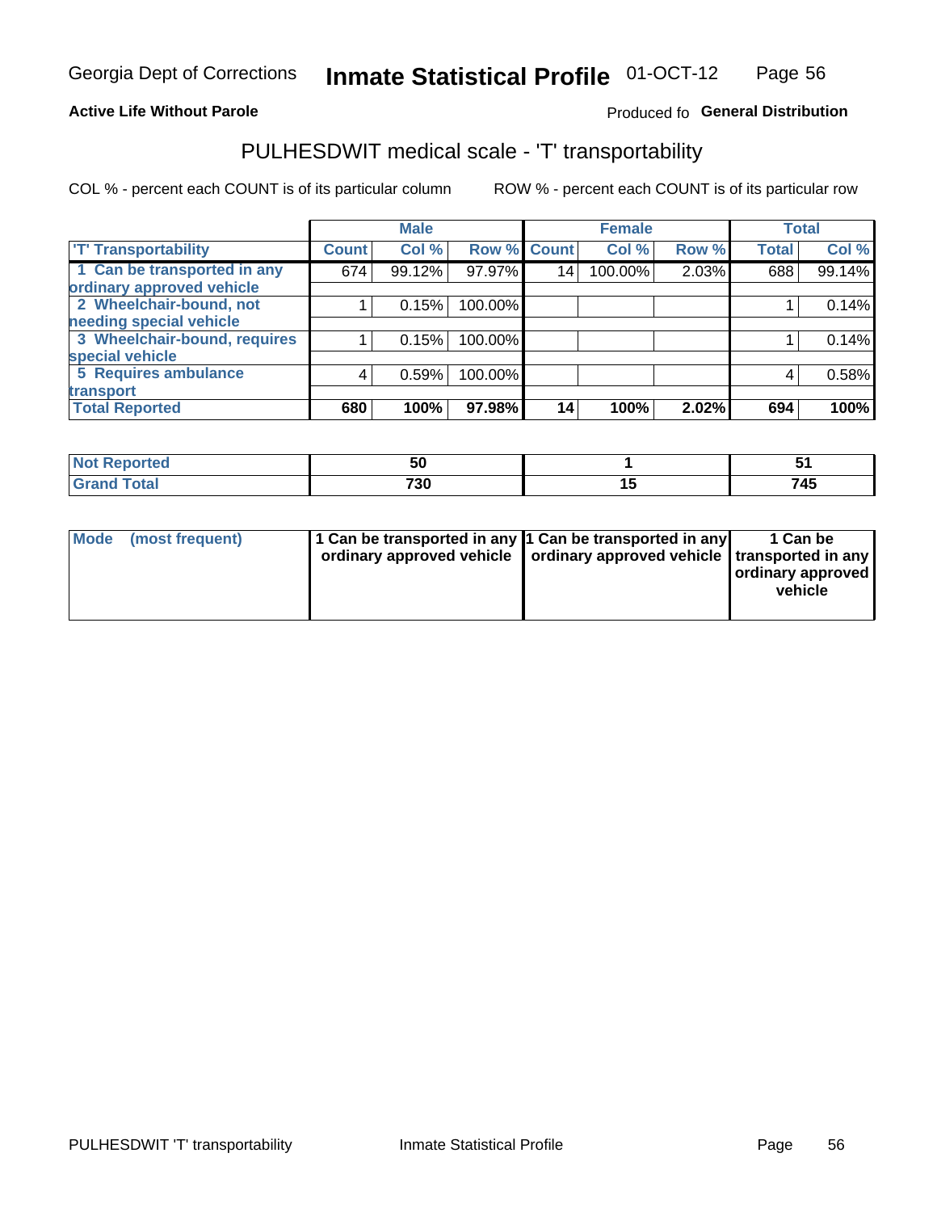Georgia Dept of Corrections **Inmate Statistical Profile** 01-OCT-12

**Active Life Without Parole**

Produced fo **General Distribution**

## PULHESDWIT medical scale - 'T' transportability

COL % - percent each COUNT is of its particular column ROW % - percent each COUNT is of its particular row

| | Male | | | Female | | | Total | |
|---|---|---|---|---|---|---|---|---|
| 'T' Transportability | Count | Col % | Row % | Count | Col % | Row % | Total | Col % |
| 1 Can be transported in any ordinary approved vehicle | 674 | 99.12% | 97.97% | 14 | 100.00% | 2.03% | 688 | 99.14% |
| 2 Wheelchair-bound, not needing special vehicle | 1 | 0.15% | 100.00% | | | | 1 | 0.14% |
| 3 Wheelchair-bound, requires special vehicle | 1 | 0.15% | 100.00% | | | | 1 | 0.14% |
| 5 Requires ambulance transport | 4 | 0.59% | 100.00% | | | | 4 | 0.58% |
| **Total Reported** | **680** | **100%** | **97.98%** | **14** | **100%** | **2.02%** | **694** | **100%** |

| | Male | Female | Total |
|---|---|---|---|
| Not Reported | 50 | 1 | 51 |
| Grand Total | 730 | 15 | 745 |

| | Male | Female | Total |
|---|---|---|---|
| Mode (most frequent) | 1 Can be transported in any ordinary approved vehicle | 1 Can be transported in any ordinary approved vehicle | 1 Can be transported in any ordinary approved vehicle |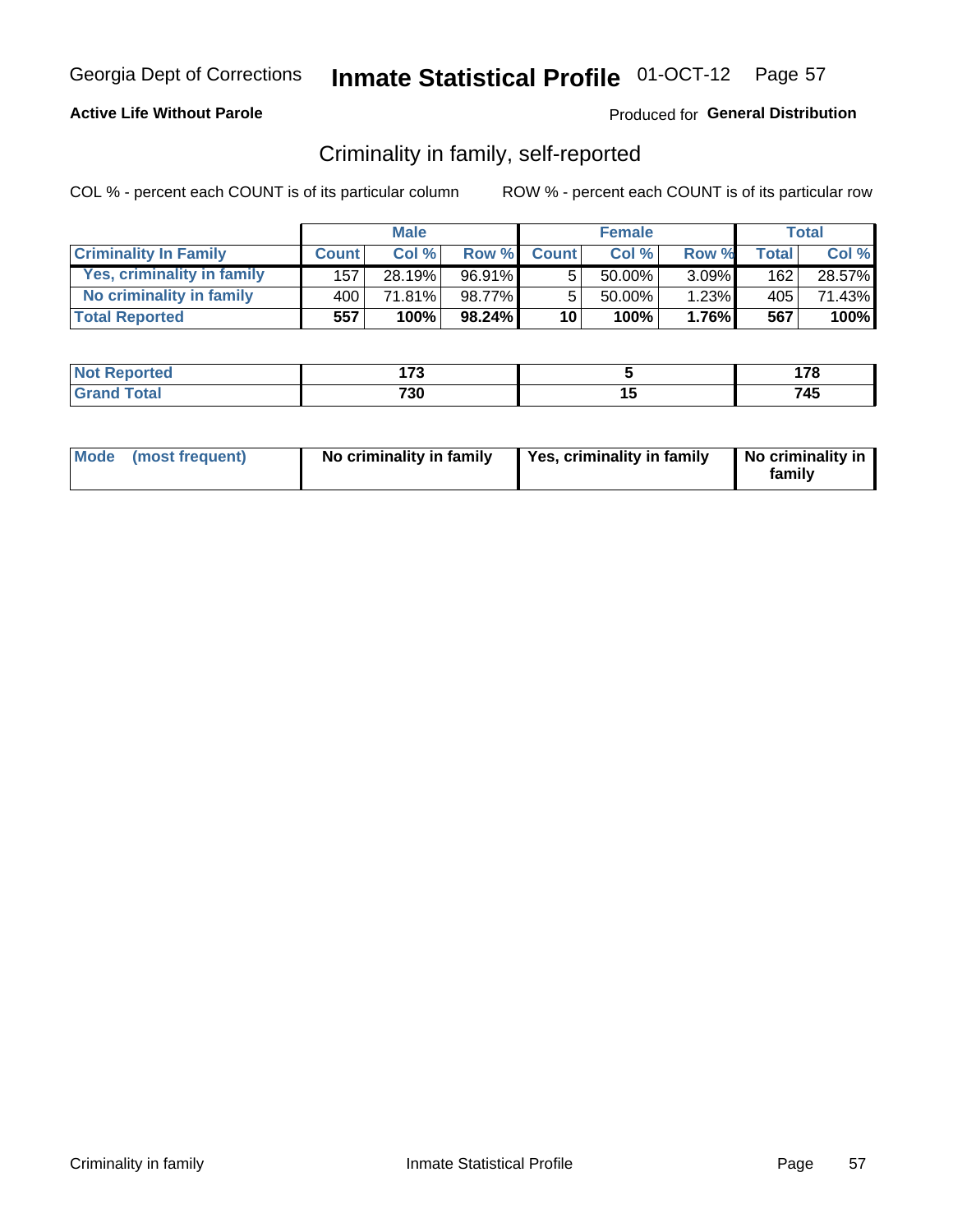Georgia Dept of Corrections **Inmate Statistical Profile** 01-OCT-12

**Active Life Without Parole**

Produced for **General Distribution**

## Criminality in family, self-reported

COL % - percent each COUNT is of its particular column

ROW % - percent each COUNT is of its particular row

| | Male | | | Female | | | Total | |
|---|---|---|---|---|---|---|---|---|
| **Criminality In Family** | **Count** | **Col %** | **Row %** | **Count** | **Col %** | **Row %** | **Total** | **Col %** |
| Yes, criminality in family | 157 | 28.19% | 96.91% | 5 | 50.00% | 3.09% | 162 | 28.57% |
| No criminality in family | 400 | 71.81% | 98.77% | 5 | 50.00% | 1.23% | 405 | 71.43% |
| **Total Reported** | **557** | **100%** | **98.24%** | **10** | **100%** | **1.76%** | **567** | **100%** |

| | Male | Female | Total |
|---|---|---|---|
| **Not Reported** | **173** | **5** | **178** |
| **Grand Total** | **730** | **15** | **745** |

| | Male | Female | Total |
|---|---|---|---|
| **Mode (most frequent)** | **No criminality in family** | **Yes, criminality in family** | **No criminality in family** |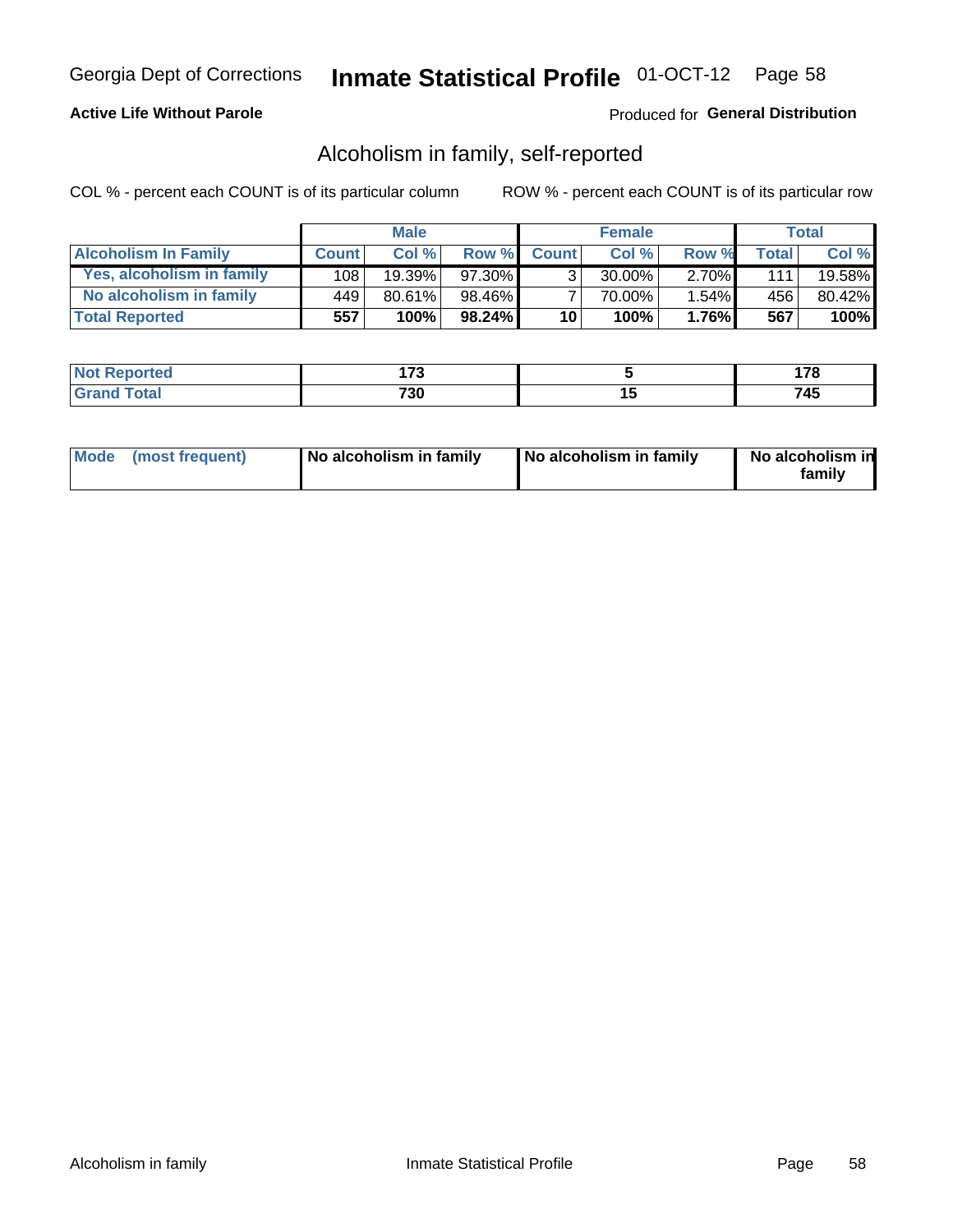Georgia Dept of Corrections **Inmate Statistical Profile** 01-OCT-12

**Active Life Without Parole**

Produced for **General Distribution**

## Alcoholism in family, self-reported

COL % - percent each COUNT is of its particular column

ROW % - percent each COUNT is of its particular row

| | Male | | | Female | | | Total | |
|---|---|---|---|---|---|---|---|---|
| **Alcoholism In Family** | **Count** | **Col %** | **Row %** | **Count** | **Col %** | **Row %** | **Total** | **Col %** |
| **Yes, alcoholism in family** | 108 | 19.39% | 97.30% | 3 | 30.00% | 2.70% | 111 | 19.58% |
| **No alcoholism in family** | 449 | 80.61% | 98.46% | 7 | 70.00% | 1.54% | 456 | 80.42% |
| **Total Reported** | **557** | **100%** | **98.24%** | **10** | **100%** | **1.76%** | **567** | **100%** |

| | Male | Female | Total |
|---|---|---|---|
| **Not Reported** | **173** | **5** | **178** |
| **Grand Total** | **730** | **15** | **745** |

| | Male | Female | Total |
|---|---|---|---|
| **Mode (most frequent)** | **No alcoholism in family** | **No alcoholism in family** | **No alcoholism in family** |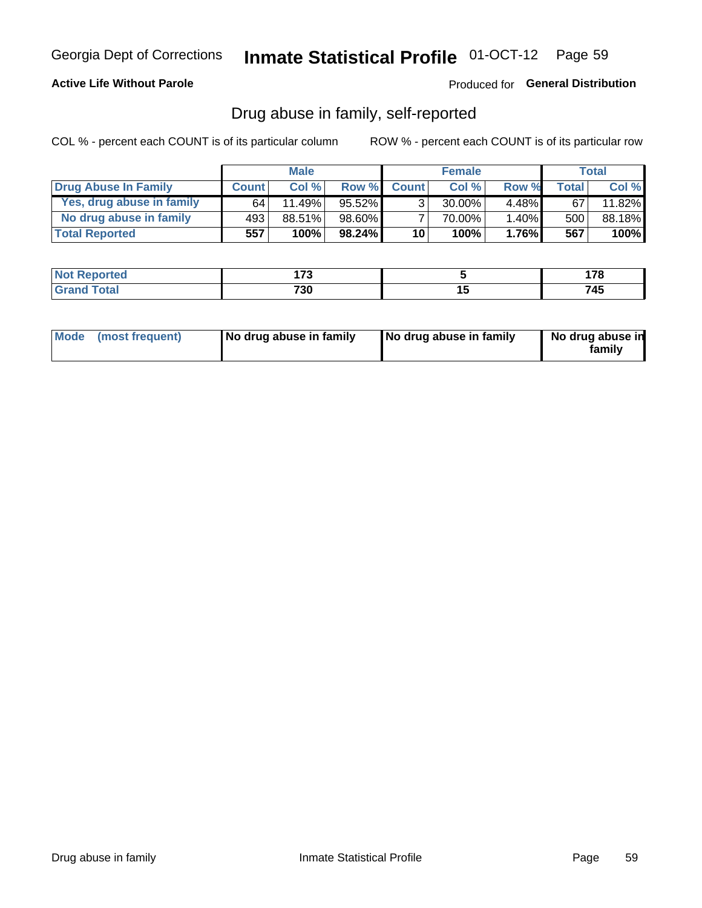Georgia Dept of Corrections **Inmate Statistical Profile** 01-OCT-12

**Active Life Without Parole**

Produced for **General Distribution**

## Drug abuse in family, self-reported

COL % - percent each COUNT is of its particular column

ROW % - percent each COUNT is of its particular row

| | Male | | | Female | | | Total | |
|---|---|---|---|---|---|---|---|---|
| **Drug Abuse In Family** | **Count** | **Col %** | **Row %** | **Count** | **Col %** | **Row %** | **Total** | **Col %** |
| Yes, drug abuse in family | 64 | 11.49% | 95.52% | 3 | 30.00% | 4.48% | 67 | 11.82% |
| No drug abuse in family | 493 | 88.51% | 98.60% | 7 | 70.00% | 1.40% | 500 | 88.18% |
| **Total Reported** | **557** | **100%** | **98.24%** | **10** | **100%** | **1.76%** | **567** | **100%** |

| | Male | Female | Total |
|---|---|---|---|
| **Not Reported** | **173** | **5** | **178** |
| **Grand Total** | **730** | **15** | **745** |

| | Male | Female | Total |
|---|---|---|---|
| **Mode (most frequent)** | **No drug abuse in family** | **No drug abuse in family** | **No drug abuse in family** |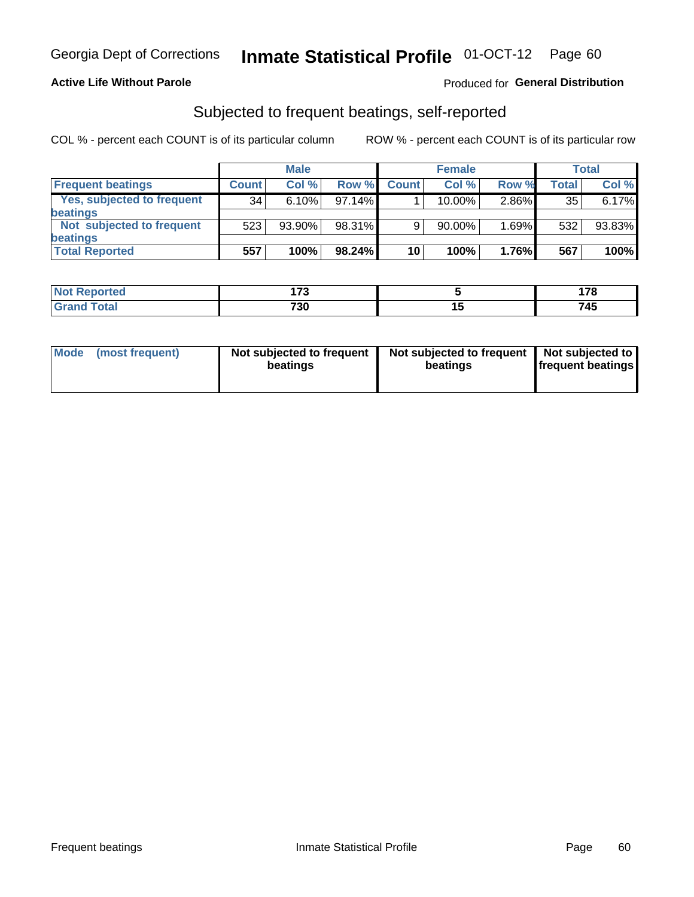Georgia Dept of Corrections **Inmate Statistical Profile** 01-OCT-12

**Active Life Without Parole**

Produced for **General Distribution**

## Subjected to frequent beatings, self-reported

COL % - percent each COUNT is of its particular column ROW % - percent each COUNT is of its particular row

| | Male | | | Female | | | Total | |
|---|---|---|---|---|---|---|---|---|
| **Frequent beatings** | **Count** | **Col %** | **Row %** | **Count** | **Col %** | **Row %** | **Total** | **Col %** |
| Yes, subjected to frequent beatings | 34 | 6.10% | 97.14% | 1 | 10.00% | 2.86% | 35 | 6.17% |
| Not subjected to frequent beatings | 523 | 93.90% | 98.31% | 9 | 90.00% | 1.69% | 532 | 93.83% |
| **Total Reported** | **557** | **100%** | **98.24%** | **10** | **100%** | **1.76%** | **567** | **100%** |

| | Male | Female | Total |
|---|---|---|---|
| **Not Reported** | **173** | **5** | **178** |
| **Grand Total** | **730** | **15** | **745** |

| | Male | Female | Total |
|---|---|---|---|
| **Mode (most frequent)** | **Not subjected to frequent beatings** | **Not subjected to frequent beatings** | **Not subjected to frequent beatings** |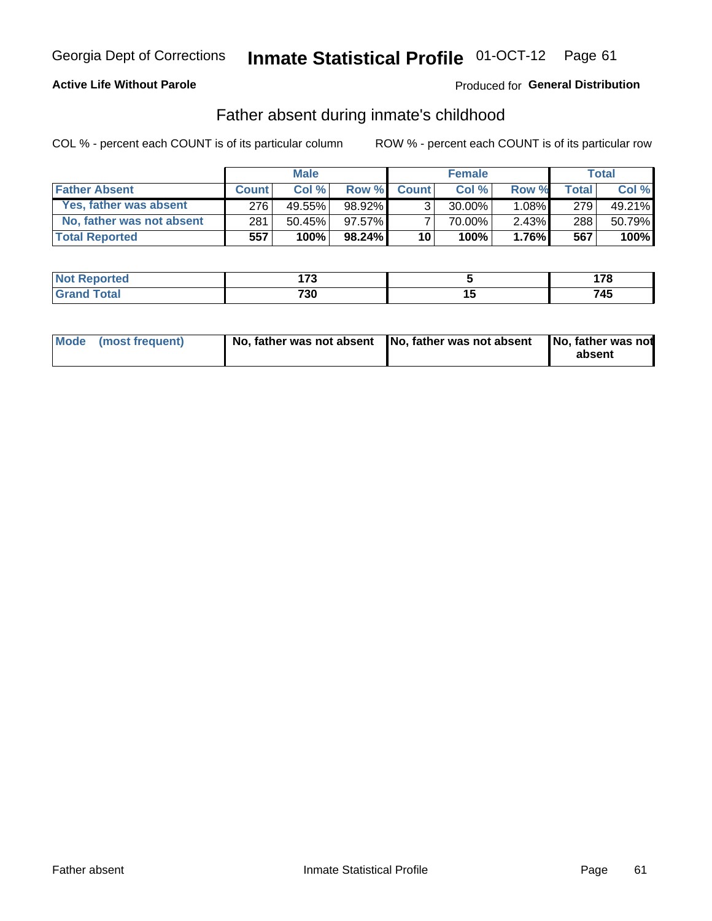Georgia Dept of Corrections **Inmate Statistical Profile** 01-OCT-12 Page 61

**Active Life Without Parole**

Produced for **General Distribution**

## Father absent during inmate's childhood

COL % - percent each COUNT is of its particular column ROW % - percent each COUNT is of its particular row

| | Male | | | Female | | | Total | |
|---|---|---|---|---|---|---|---|---|
| **Father Absent** | **Count** | **Col %** | **Row %** | **Count** | **Col %** | **Row %** | **Total** | **Col %** |
| Yes, father was absent | 276 | 49.55% | 98.92% | 3 | 30.00% | 1.08% | 279 | 49.21% |
| No, father was not absent | 281 | 50.45% | 97.57% | 7 | 70.00% | 2.43% | 288 | 50.79% |
| **Total Reported** | **557** | **100%** | **98.24%** | **10** | **100%** | **1.76%** | **567** | **100%** |

| | Male | Female | Total |
|---|---|---|---|
| **Not Reported** | **173** | **5** | **178** |
| **Grand Total** | **730** | **15** | **745** |

| | Male | Female | Total |
|---|---|---|---|
| **Mode (most frequent)** | **No, father was not absent** | **No, father was not absent** | **No, father was not absent** |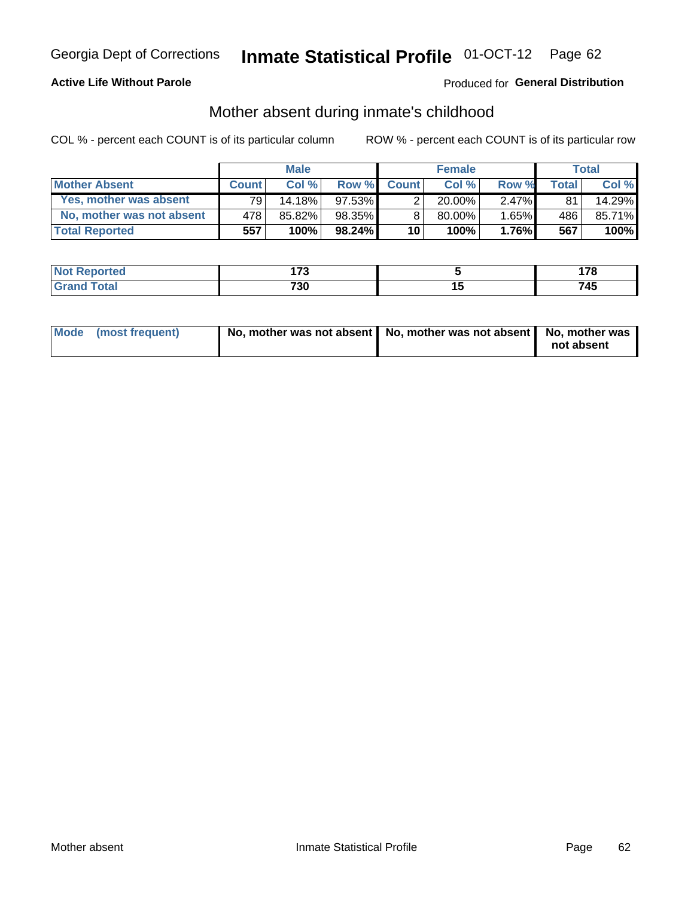Georgia Dept of Corrections **Inmate Statistical Profile** 01-OCT-12

**Active Life Without Parole**

Produced for **General Distribution**

## Mother absent during inmate's childhood

COL % - percent each COUNT is of its particular column

ROW % - percent each COUNT is of its particular row

| | Male | | | Female | | | Total | |
|---|---|---|---|---|---|---|---|---|
| **Mother Absent** | **Count** | **Col %** | **Row %** | **Count** | **Col %** | **Row %** | **Total** | **Col %** |
| **Yes, mother was absent** | 79 | 14.18% | 97.53% | 2 | 20.00% | 2.47% | 81 | 14.29% |
| **No, mother was not absent** | 478 | 85.82% | 98.35% | 8 | 80.00% | 1.65% | 486 | 85.71% |
| **Total Reported** | **557** | **100%** | **98.24%** | **10** | **100%** | **1.76%** | **567** | **100%** |

| | Male | Female | Total |
|---|---|---|---|
| **Not Reported** | **173** | **5** | **178** |
| **Grand Total** | **730** | **15** | **745** |

| | Male | Female | Total |
|---|---|---|---|
| **Mode (most frequent)** | **No, mother was not absent** | **No, mother was not absent** | **No, mother was not absent** |

Mother absent

Inmate Statistical Profile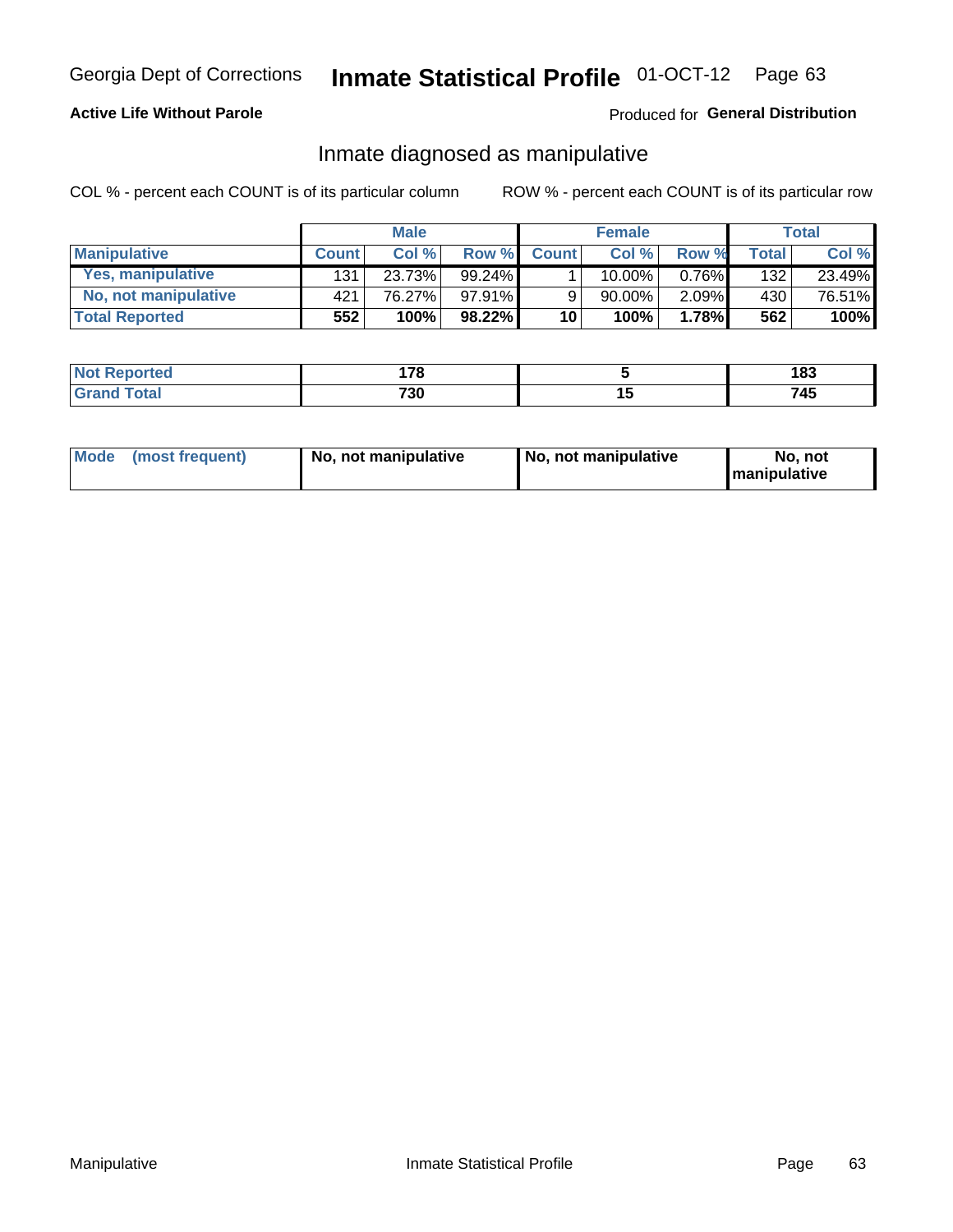Georgia Dept of Corrections **Inmate Statistical Profile** 01-OCT-12

**Active Life Without Parole**

Produced for **General Distribution**

## Inmate diagnosed as manipulative

COL % - percent each COUNT is of its particular column

ROW % - percent each COUNT is of its particular row

| | Male | | | Female | | | Total | |
|---|---|---|---|---|---|---|---|---|
| **Manipulative** | **Count** | **Col %** | **Row %** | **Count** | **Col %** | **Row %** | **Total** | **Col %** |
| **Yes, manipulative** | 131 | 23.73% | 99.24% | 1 | 10.00% | 0.76% | 132 | 23.49% |
| **No, not manipulative** | 421 | 76.27% | 97.91% | 9 | 90.00% | 2.09% | 430 | 76.51% |
| **Total Reported** | **552** | **100%** | **98.22%** | **10** | **100%** | **1.78%** | **562** | **100%** |

| | Male | Female | Total |
|---|---|---|---|
| **Not Reported** | **178** | **5** | **183** |
| **Grand Total** | **730** | **15** | **745** |

| | Male | Female | Total |
|---|---|---|---|
| **Mode (most frequent)** | **No, not manipulative** | **No, not manipulative** | **No, not manipulative** |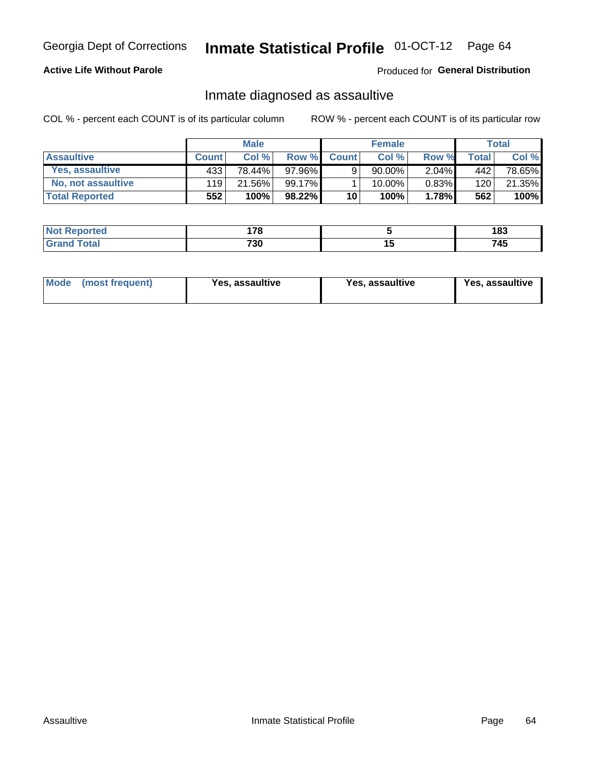Georgia Dept of Corrections **Inmate Statistical Profile** 01-OCT-12

**Active Life Without Parole**

Produced for **General Distribution**

## Inmate diagnosed as assaultive

COL % - percent each COUNT is of its particular column    ROW % - percent each COUNT is of its particular row

| | Male | | | Female | | | Total | |
|---|---|---|---|---|---|---|---|---|
| **Assaultive** | **Count** | **Col %** | **Row %** | **Count** | **Col %** | **Row %** | **Total** | **Col %** |
| **Yes, assaultive** | 433 | 78.44% | 97.96% | 9 | 90.00% | 2.04% | 442 | 78.65% |
| **No, not assaultive** | 119 | 21.56% | 99.17% | 1 | 10.00% | 0.83% | 120 | 21.35% |
| **Total Reported** | **552** | **100%** | **98.22%** | **10** | **100%** | **1.78%** | **562** | **100%** |

| | Male | Female | Total |
|---|---|---|---|
| **Not Reported** | **178** | **5** | **183** |
| **Grand Total** | **730** | **15** | **745** |

| | Male | Female | Total |
|---|---|---|---|
| **Mode (most frequent)** | **Yes, assaultive** | **Yes, assaultive** | **Yes, assaultive** |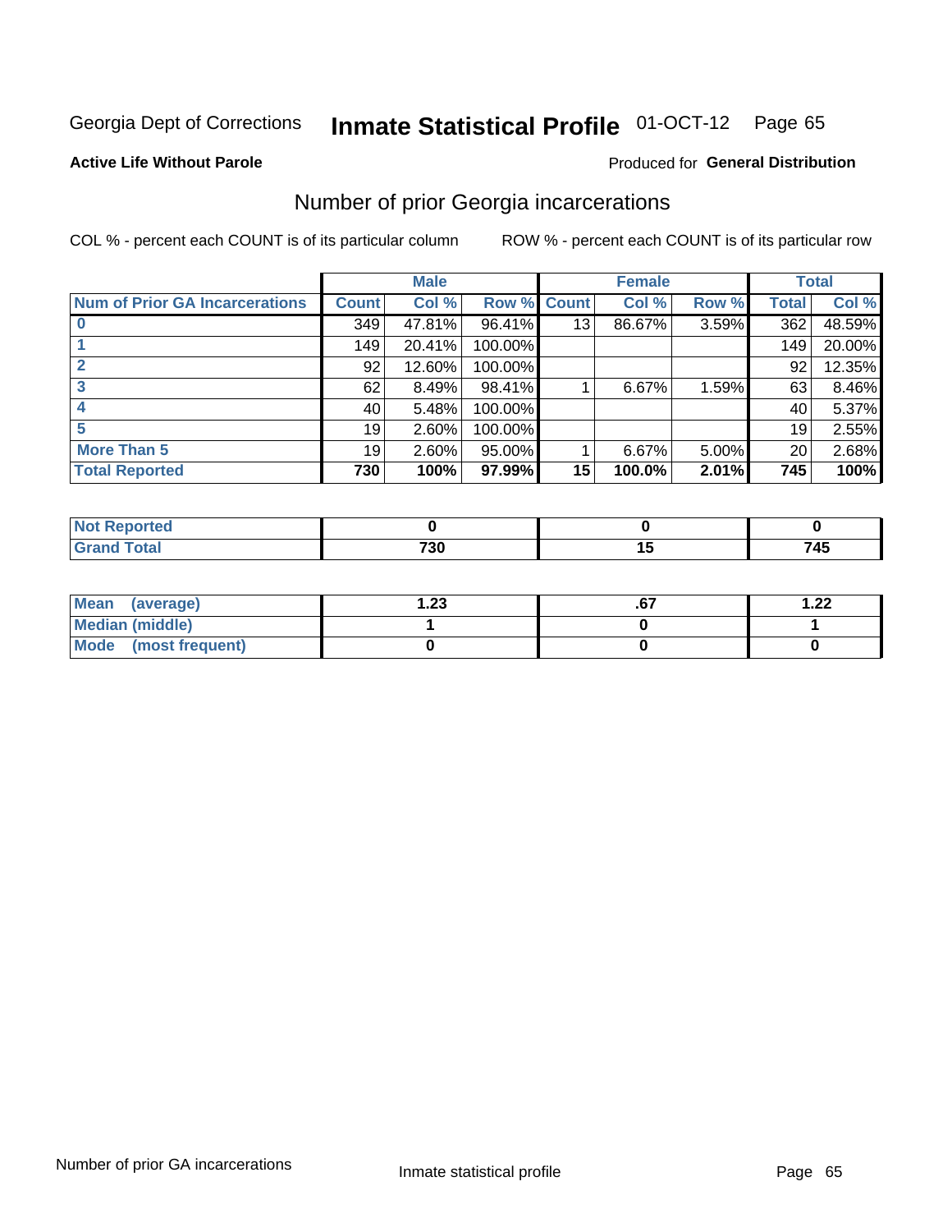Georgia Dept of Corrections **Inmate Statistical Profile** 01-OCT-12 Page 65

**Active Life Without Parole**

Produced for **General Distribution**

## Number of prior Georgia incarcerations

COL % - percent each COUNT is of its particular column ROW % - percent each COUNT is of its particular row

| | Male | | | Female | | | Total | |
|---|---|---|---|---|---|---|---|---|
| **Num of Prior GA Incarcerations** | **Count** | **Col %** | **Row %** | **Count** | **Col %** | **Row %** | **Total** | **Col %** |
| **0** | 349 | 47.81% | 96.41% | 13 | 86.67% | 3.59% | 362 | 48.59% |
| **1** | 149 | 20.41% | 100.00% | | | | 149 | 20.00% |
| **2** | 92 | 12.60% | 100.00% | | | | 92 | 12.35% |
| **3** | 62 | 8.49% | 98.41% | 1 | 6.67% | 1.59% | 63 | 8.46% |
| **4** | 40 | 5.48% | 100.00% | | | | 40 | 5.37% |
| **5** | 19 | 2.60% | 100.00% | | | | 19 | 2.55% |
| **More Than 5** | 19 | 2.60% | 95.00% | 1 | 6.67% | 5.00% | 20 | 2.68% |
| **Total Reported** | **730** | **100%** | **97.99%** | **15** | **100.0%** | **2.01%** | **745** | **100%** |

| | Male | Female | Total |
|---|---|---|---|
| **Not Reported** | **0** | **0** | **0** |
| **Grand Total** | **730** | **15** | **745** |

| | Male | Female | Total |
|---|---|---|---|
| **Mean (average)** | **1.23** | **.67** | **1.22** |
| **Median (middle)** | **1** | **0** | **1** |
| **Mode (most frequent)** | **0** | **0** | **0** |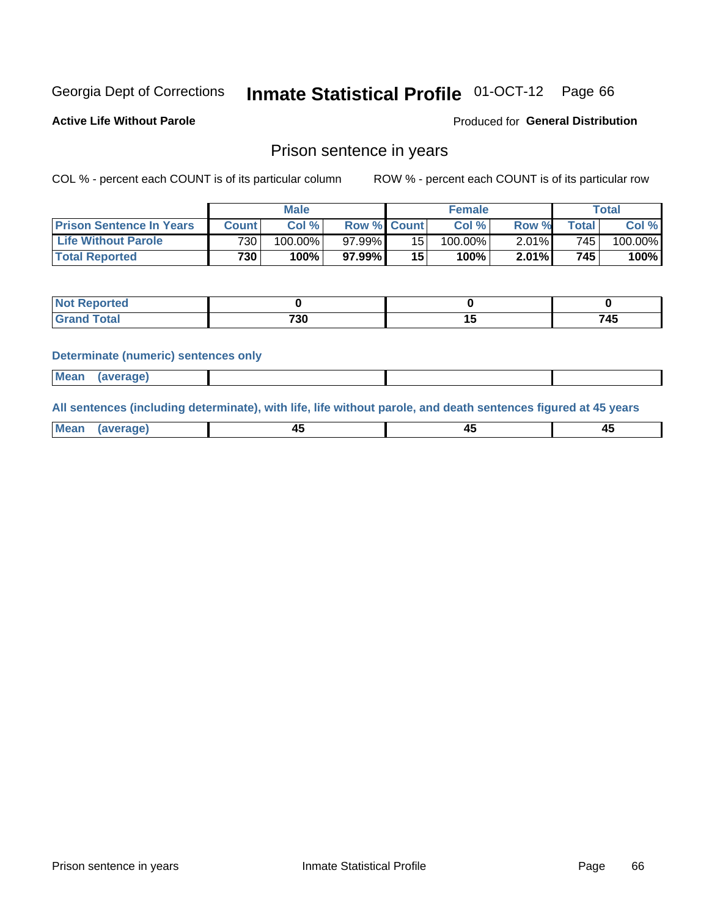Georgia Dept of Corrections **Inmate Statistical Profile** 01-OCT-12 Page 66

**Active Life Without Parole**

Produced for **General Distribution**

## Prison sentence in years

COL % - percent each COUNT is of its particular column

ROW % - percent each COUNT is of its particular row

| | Male | | | Female | | | Total | |
|---|---|---|---|---|---|---|---|---|
| **Prison Sentence In Years** | **Count** | **Col %** | **Row %** | **Count** | **Col %** | **Row %** | **Total** | **Col %** |
| **Life Without Parole** | 730 | 100.00% | 97.99% | 15 | 100.00% | 2.01% | 745 | 100.00% |
| **Total Reported** | **730** | **100%** | **97.99%** | **15** | **100%** | **2.01%** | **745** | **100%** |

| | Male | Female | Total |
|---|---|---|---|
| **Not Reported** | **0** | **0** | **0** |
| **Grand Total** | **730** | **15** | **745** |

**Determinate (numeric) sentences only**

| | Male | Female | Total |
|---|---|---|---|
| **Mean (average)** | | | |

**All sentences (including determinate), with life, life without parole, and death sentences figured at 45 years**

| | Male | Female | Total |
|---|---|---|---|
| **Mean (average)** | **45** | **45** | **45** |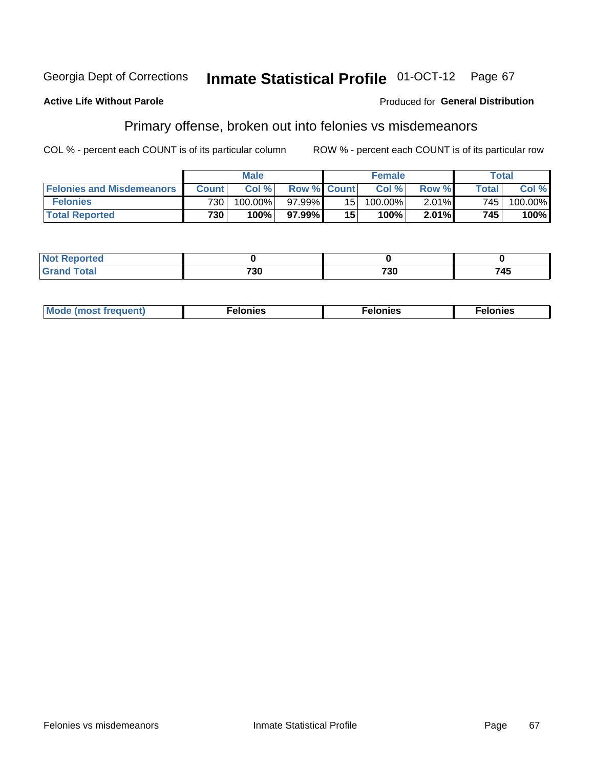Georgia Dept of Corrections **Inmate Statistical Profile** 01-OCT-12 Page 67

**Active Life Without Parole**

Produced for **General Distribution**

## Primary offense, broken out into felonies vs misdemeanors

COL % - percent each COUNT is of its particular column

ROW % - percent each COUNT is of its particular row

| | Male | | | Female | | | Total | |
|---|---|---|---|---|---|---|---|---|
| **Felonies and Misdemeanors** | **Count** | **Col %** | **Row %** | **Count** | **Col %** | **Row %** | **Total** | **Col %** |
| **Felonies** | 730 | 100.00% | 97.99% | 15 | 100.00% | 2.01% | 745 | 100.00% |
| **Total Reported** | **730** | **100%** | **97.99%** | **15** | **100%** | **2.01%** | **745** | **100%** |

| | Male | Female | Total |
|---|---|---|---|
| **Not Reported** | **0** | **0** | **0** |
| **Grand Total** | **730** | **730** | **745** |

| | Male | Female | Total |
|---|---|---|---|
| **Mode (most frequent)** | **Felonies** | **Felonies** | **Felonies** |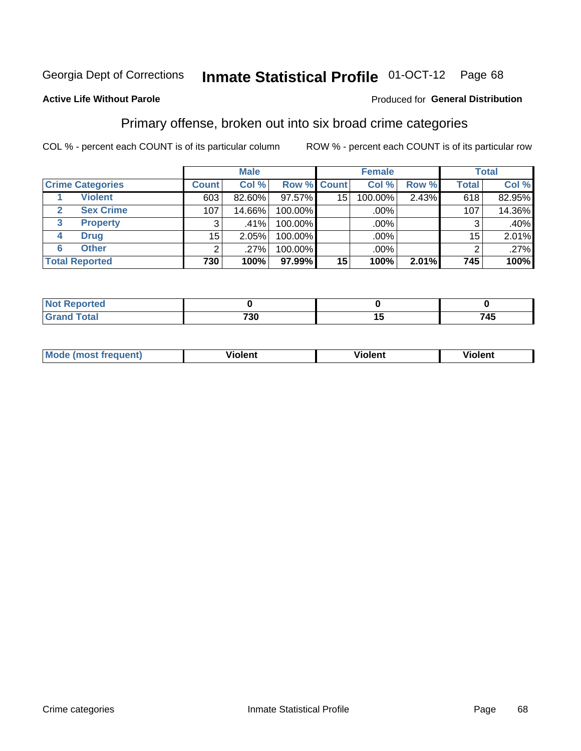Georgia Dept of Corrections **Inmate Statistical Profile** 01-OCT-12 Page 68

**Active Life Without Parole**

Produced for **General Distribution**

## Primary offense, broken out into six broad crime categories

COL % - percent each COUNT is of its particular column

ROW % - percent each COUNT is of its particular row

| | | Male | | | Female | | | Total | |
|---|---|---|---|---|---|---|---|---|---|
| **Crime Categories** | | **Count** | **Col %** | **Row %** | **Count** | **Col %** | **Row %** | **Total** | **Col %** |
| 1 | **Violent** | 603 | 82.60% | 97.57% | 15 | 100.00% | 2.43% | 618 | 82.95% |
| 2 | **Sex Crime** | 107 | 14.66% | 100.00% | | .00% | | 107 | 14.36% |
| 3 | **Property** | 3 | .41% | 100.00% | | .00% | | 3 | .40% |
| 4 | **Drug** | 15 | 2.05% | 100.00% | | .00% | | 15 | 2.01% |
| 6 | **Other** | 2 | .27% | 100.00% | | .00% | | 2 | .27% |
| **Total Reported** | | **730** | **100%** | **97.99%** | **15** | **100%** | **2.01%** | **745** | **100%** |

| | Male | Female | Total |
|---|---|---|---|
| **Not Reported** | **0** | **0** | **0** |
| **Grand Total** | **730** | **15** | **745** |

| | Male | Female | Total |
|---|---|---|---|
| **Mode (most frequent)** | **Violent** | **Violent** | **Violent** |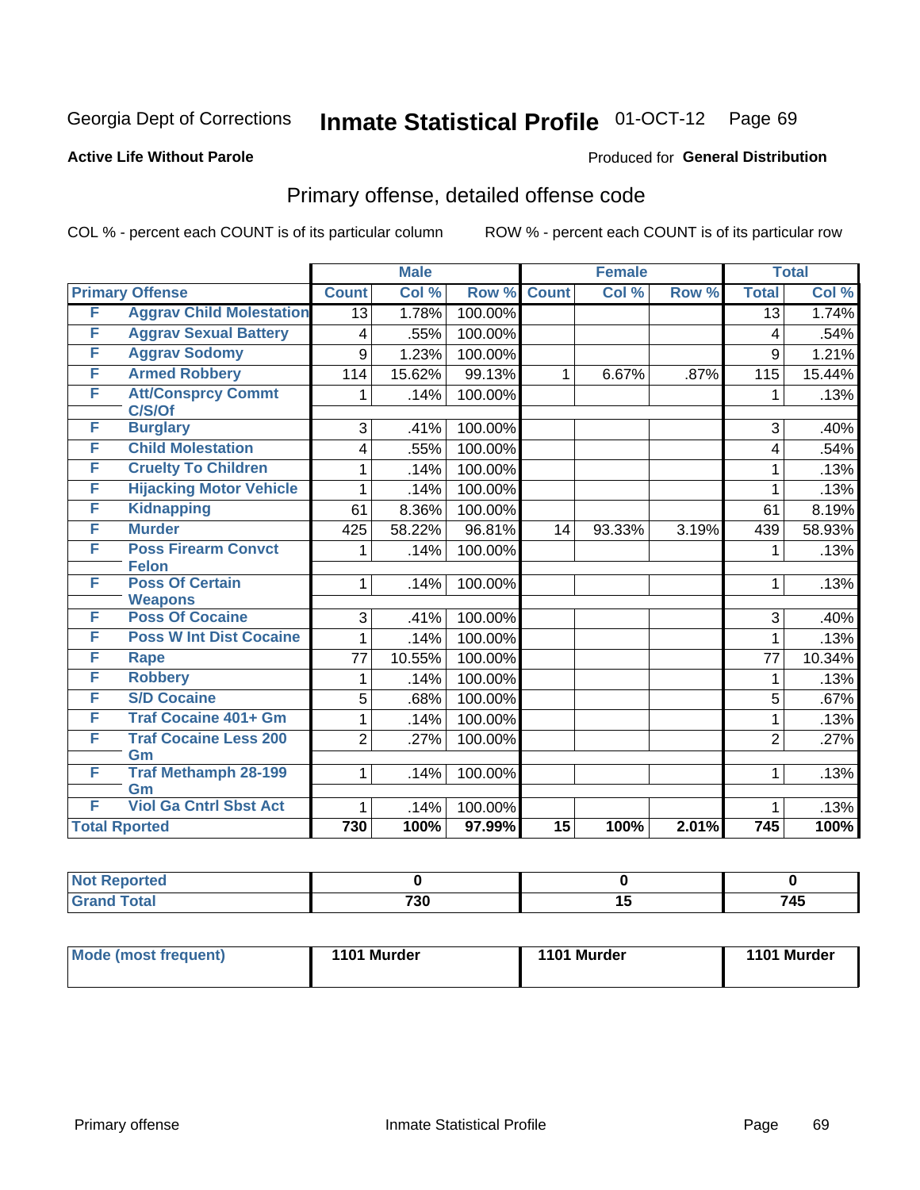Georgia Dept of Corrections **Inmate Statistical Profile** 01-OCT-12 Page 69

**Active Life Without Parole**

Produced for **General Distribution**

## Primary offense, detailed offense code

COL % - percent each COUNT is of its particular column

ROW % - percent each COUNT is of its particular row

| Primary Offense | | Male | | | Female | | | Total | |
|---|---|---|---|---|---|---|---|---|---|
| | | Count | Col % | Row % | Count | Col % | Row % | Total | Col % |
| F | Aggrav Child Molestation | 13 | 1.78% | 100.00% | | | | 13 | 1.74% |
| F | Aggrav Sexual Battery | 4 | .55% | 100.00% | | | | 4 | .54% |
| F | Aggrav Sodomy | 9 | 1.23% | 100.00% | | | | 9 | 1.21% |
| F | Armed Robbery | 114 | 15.62% | 99.13% | 1 | 6.67% | .87% | 115 | 15.44% |
| F | Att/Consprcy Commt C/S/Of | 1 | .14% | 100.00% | | | | 1 | .13% |
| F | Burglary | 3 | .41% | 100.00% | | | | 3 | .40% |
| F | Child Molestation | 4 | .55% | 100.00% | | | | 4 | .54% |
| F | Cruelty To Children | 1 | .14% | 100.00% | | | | 1 | .13% |
| F | Hijacking Motor Vehicle | 1 | .14% | 100.00% | | | | 1 | .13% |
| F | Kidnapping | 61 | 8.36% | 100.00% | | | | 61 | 8.19% |
| F | Murder | 425 | 58.22% | 96.81% | 14 | 93.33% | 3.19% | 439 | 58.93% |
| F | Poss Firearm Convct Felon | 1 | .14% | 100.00% | | | | 1 | .13% |
| F | Poss Of Certain Weapons | 1 | .14% | 100.00% | | | | 1 | .13% |
| F | Poss Of Cocaine | 3 | .41% | 100.00% | | | | 3 | .40% |
| F | Poss W Int Dist Cocaine | 1 | .14% | 100.00% | | | | 1 | .13% |
| F | Rape | 77 | 10.55% | 100.00% | | | | 77 | 10.34% |
| F | Robbery | 1 | .14% | 100.00% | | | | 1 | .13% |
| F | S/D Cocaine | 5 | .68% | 100.00% | | | | 5 | .67% |
| F | Traf Cocaine 401+ Gm | 1 | .14% | 100.00% | | | | 1 | .13% |
| F | Traf Cocaine Less 200 Gm | 2 | .27% | 100.00% | | | | 2 | .27% |
| F | Traf Methamph 28-199 Gm | 1 | .14% | 100.00% | | | | 1 | .13% |
| F | Viol Ga Cntrl Sbst Act | 1 | .14% | 100.00% | | | | 1 | .13% |
| **Total Rported** | | **730** | **100%** | **97.99%** | **15** | **100%** | **2.01%** | **745** | **100%** |

| | Male | Female | Total |
|---|---|---|---|
| Not Reported | 0 | 0 | 0 |
| Grand Total | 730 | 15 | 745 |

| | Male | Female | Total |
|---|---|---|---|
| Mode (most frequent) | 1101 Murder | 1101 Murder | 1101 Murder |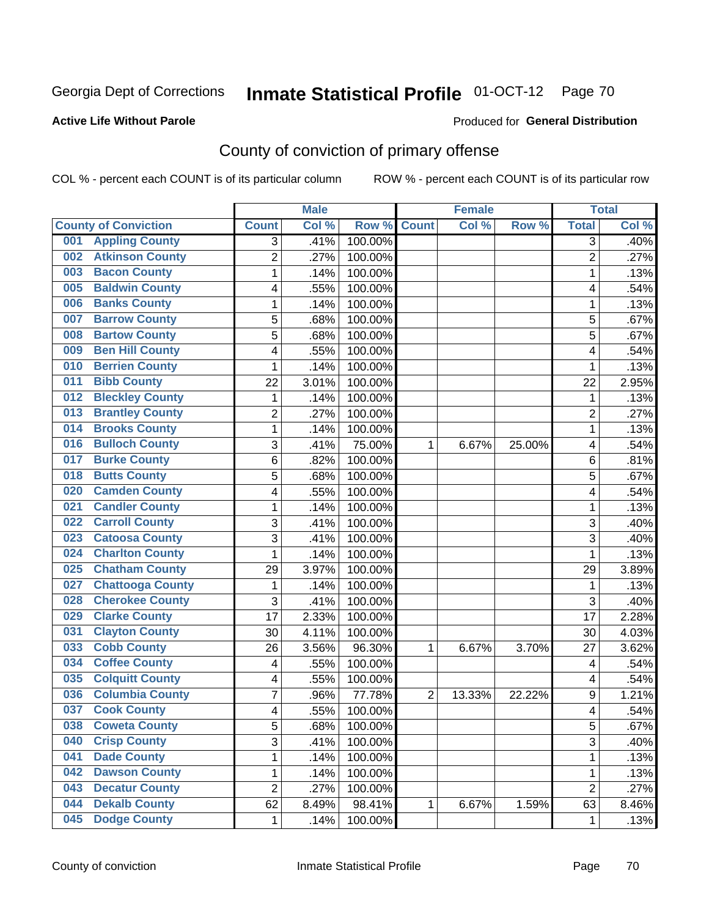Georgia Dept of Corrections **Inmate Statistical Profile** 01-OCT-12 Page 70

**Active Life Without Parole**

Produced for **General Distribution**

## County of conviction of primary offense

COL % - percent each COUNT is of its particular column ROW % - percent each COUNT is of its particular row

| County of Conviction | Male | | | Female | | | Total | |
|---|---|---|---|---|---|---|---|---|
| | Count | Col % | Row % | Count | Col % | Row % | Total | Col % |
| 001 Appling County | 3 | .41% | 100.00% | | | | 3 | .40% |
| 002 Atkinson County | 2 | .27% | 100.00% | | | | 2 | .27% |
| 003 Bacon County | 1 | .14% | 100.00% | | | | 1 | .13% |
| 005 Baldwin County | 4 | .55% | 100.00% | | | | 4 | .54% |
| 006 Banks County | 1 | .14% | 100.00% | | | | 1 | .13% |
| 007 Barrow County | 5 | .68% | 100.00% | | | | 5 | .67% |
| 008 Bartow County | 5 | .68% | 100.00% | | | | 5 | .67% |
| 009 Ben Hill County | 4 | .55% | 100.00% | | | | 4 | .54% |
| 010 Berrien County | 1 | .14% | 100.00% | | | | 1 | .13% |
| 011 Bibb County | 22 | 3.01% | 100.00% | | | | 22 | 2.95% |
| 012 Bleckley County | 1 | .14% | 100.00% | | | | 1 | .13% |
| 013 Brantley County | 2 | .27% | 100.00% | | | | 2 | .27% |
| 014 Brooks County | 1 | .14% | 100.00% | | | | 1 | .13% |
| 016 Bulloch County | 3 | .41% | 75.00% | 1 | 6.67% | 25.00% | 4 | .54% |
| 017 Burke County | 6 | .82% | 100.00% | | | | 6 | .81% |
| 018 Butts County | 5 | .68% | 100.00% | | | | 5 | .67% |
| 020 Camden County | 4 | .55% | 100.00% | | | | 4 | .54% |
| 021 Candler County | 1 | .14% | 100.00% | | | | 1 | .13% |
| 022 Carroll County | 3 | .41% | 100.00% | | | | 3 | .40% |
| 023 Catoosa County | 3 | .41% | 100.00% | | | | 3 | .40% |
| 024 Charlton County | 1 | .14% | 100.00% | | | | 1 | .13% |
| 025 Chatham County | 29 | 3.97% | 100.00% | | | | 29 | 3.89% |
| 027 Chattooga County | 1 | .14% | 100.00% | | | | 1 | .13% |
| 028 Cherokee County | 3 | .41% | 100.00% | | | | 3 | .40% |
| 029 Clarke County | 17 | 2.33% | 100.00% | | | | 17 | 2.28% |
| 031 Clayton County | 30 | 4.11% | 100.00% | | | | 30 | 4.03% |
| 033 Cobb County | 26 | 3.56% | 96.30% | 1 | 6.67% | 3.70% | 27 | 3.62% |
| 034 Coffee County | 4 | .55% | 100.00% | | | | 4 | .54% |
| 035 Colquitt County | 4 | .55% | 100.00% | | | | 4 | .54% |
| 036 Columbia County | 7 | .96% | 77.78% | 2 | 13.33% | 22.22% | 9 | 1.21% |
| 037 Cook County | 4 | .55% | 100.00% | | | | 4 | .54% |
| 038 Coweta County | 5 | .68% | 100.00% | | | | 5 | .67% |
| 040 Crisp County | 3 | .41% | 100.00% | | | | 3 | .40% |
| 041 Dade County | 1 | .14% | 100.00% | | | | 1 | .13% |
| 042 Dawson County | 1 | .14% | 100.00% | | | | 1 | .13% |
| 043 Decatur County | 2 | .27% | 100.00% | | | | 2 | .27% |
| 044 Dekalb County | 62 | 8.49% | 98.41% | 1 | 6.67% | 1.59% | 63 | 8.46% |
| 045 Dodge County | 1 | .14% | 100.00% | | | | 1 | .13% |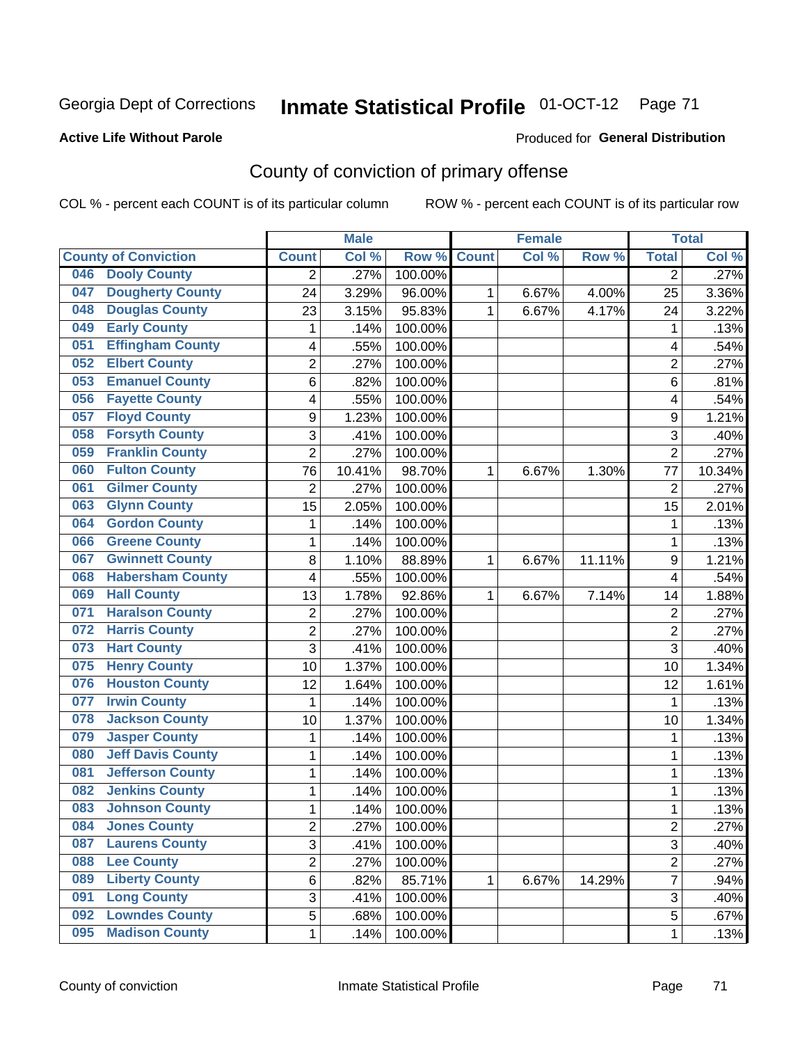Georgia Dept of Corrections **Inmate Statistical Profile** 01-OCT-12

**Active Life Without Parole**

Produced for **General Distribution**

## County of conviction of primary offense

COL % - percent each COUNT is of its particular column ROW % - percent each COUNT is of its particular row

| County of Conviction | Male | | | Female | | | Total | |
|---|---|---|---|---|---|---|---|---|
| | Count | Col % | Row % | Count | Col % | Row % | Total | Col % |
| 046 Dooly County | 2 | .27% | 100.00% | | | | 2 | .27% |
| 047 Dougherty County | 24 | 3.29% | 96.00% | 1 | 6.67% | 4.00% | 25 | 3.36% |
| 048 Douglas County | 23 | 3.15% | 95.83% | 1 | 6.67% | 4.17% | 24 | 3.22% |
| 049 Early County | 1 | .14% | 100.00% | | | | 1 | .13% |
| 051 Effingham County | 4 | .55% | 100.00% | | | | 4 | .54% |
| 052 Elbert County | 2 | .27% | 100.00% | | | | 2 | .27% |
| 053 Emanuel County | 6 | .82% | 100.00% | | | | 6 | .81% |
| 056 Fayette County | 4 | .55% | 100.00% | | | | 4 | .54% |
| 057 Floyd County | 9 | 1.23% | 100.00% | | | | 9 | 1.21% |
| 058 Forsyth County | 3 | .41% | 100.00% | | | | 3 | .40% |
| 059 Franklin County | 2 | .27% | 100.00% | | | | 2 | .27% |
| 060 Fulton County | 76 | 10.41% | 98.70% | 1 | 6.67% | 1.30% | 77 | 10.34% |
| 061 Gilmer County | 2 | .27% | 100.00% | | | | 2 | .27% |
| 063 Glynn County | 15 | 2.05% | 100.00% | | | | 15 | 2.01% |
| 064 Gordon County | 1 | .14% | 100.00% | | | | 1 | .13% |
| 066 Greene County | 1 | .14% | 100.00% | | | | 1 | .13% |
| 067 Gwinnett County | 8 | 1.10% | 88.89% | 1 | 6.67% | 11.11% | 9 | 1.21% |
| 068 Habersham County | 4 | .55% | 100.00% | | | | 4 | .54% |
| 069 Hall County | 13 | 1.78% | 92.86% | 1 | 6.67% | 7.14% | 14 | 1.88% |
| 071 Haralson County | 2 | .27% | 100.00% | | | | 2 | .27% |
| 072 Harris County | 2 | .27% | 100.00% | | | | 2 | .27% |
| 073 Hart County | 3 | .41% | 100.00% | | | | 3 | .40% |
| 075 Henry County | 10 | 1.37% | 100.00% | | | | 10 | 1.34% |
| 076 Houston County | 12 | 1.64% | 100.00% | | | | 12 | 1.61% |
| 077 Irwin County | 1 | .14% | 100.00% | | | | 1 | .13% |
| 078 Jackson County | 10 | 1.37% | 100.00% | | | | 10 | 1.34% |
| 079 Jasper County | 1 | .14% | 100.00% | | | | 1 | .13% |
| 080 Jeff Davis County | 1 | .14% | 100.00% | | | | 1 | .13% |
| 081 Jefferson County | 1 | .14% | 100.00% | | | | 1 | .13% |
| 082 Jenkins County | 1 | .14% | 100.00% | | | | 1 | .13% |
| 083 Johnson County | 1 | .14% | 100.00% | | | | 1 | .13% |
| 084 Jones County | 2 | .27% | 100.00% | | | | 2 | .27% |
| 087 Laurens County | 3 | .41% | 100.00% | | | | 3 | .40% |
| 088 Lee County | 2 | .27% | 100.00% | | | | 2 | .27% |
| 089 Liberty County | 6 | .82% | 85.71% | 1 | 6.67% | 14.29% | 7 | .94% |
| 091 Long County | 3 | .41% | 100.00% | | | | 3 | .40% |
| 092 Lowndes County | 5 | .68% | 100.00% | | | | 5 | .67% |
| 095 Madison County | 1 | .14% | 100.00% | | | | 1 | .13% |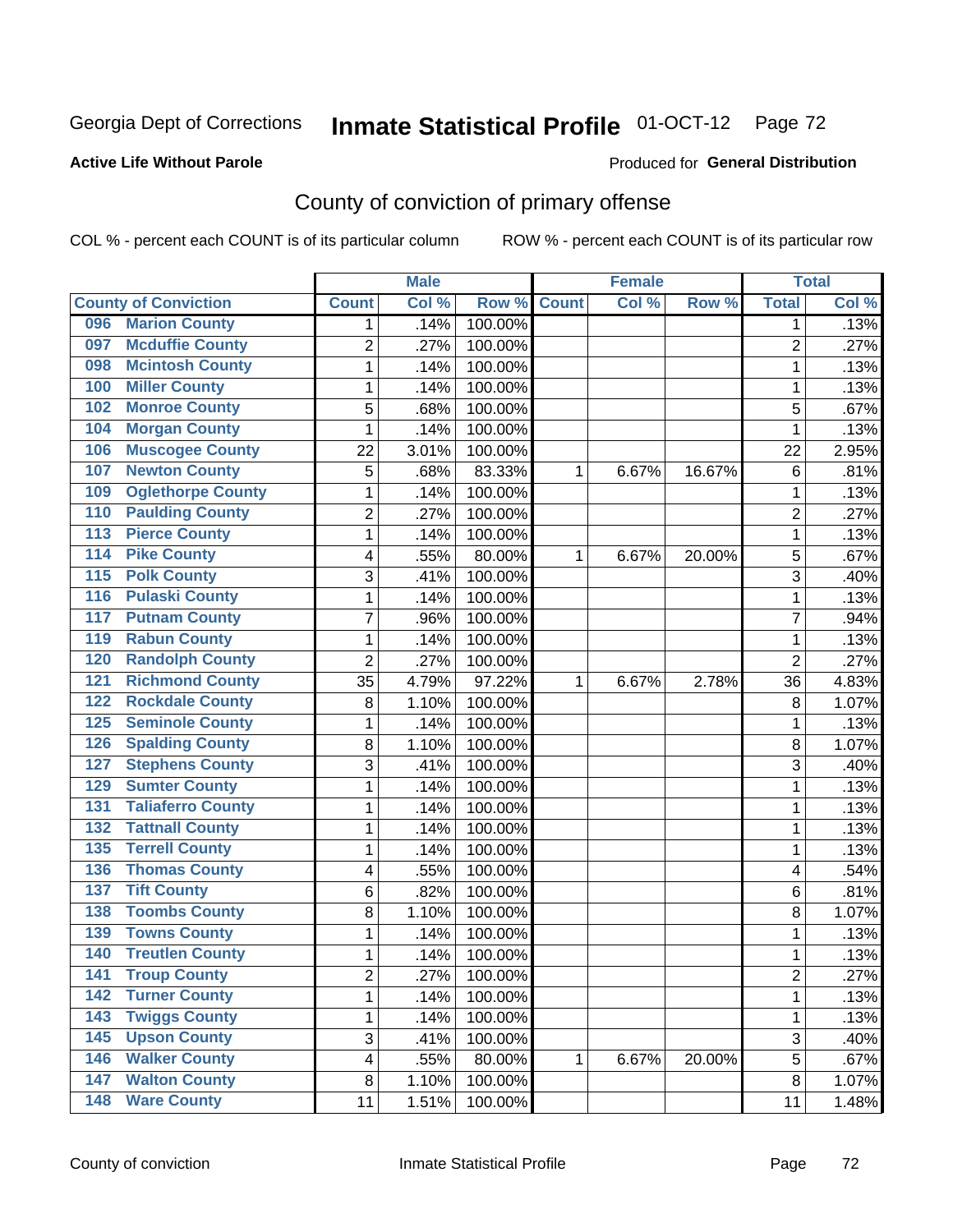Georgia Dept of Corrections **Inmate Statistical Profile** 01-OCT-12

**Active Life Without Parole**

Produced for **General Distribution**

## County of conviction of primary offense

COL % - percent each COUNT is of its particular column    ROW % - percent each COUNT is of its particular row

| County of Conviction | Male | | | Female | | | Total | |
|---|---|---|---|---|---|---|---|---|
| | Count | Col % | Row % | Count | Col % | Row % | Total | Col % |
| 096 Marion County | 1 | .14% | 100.00% | | | | 1 | .13% |
| 097 Mcduffie County | 2 | .27% | 100.00% | | | | 2 | .27% |
| 098 Mcintosh County | 1 | .14% | 100.00% | | | | 1 | .13% |
| 100 Miller County | 1 | .14% | 100.00% | | | | 1 | .13% |
| 102 Monroe County | 5 | .68% | 100.00% | | | | 5 | .67% |
| 104 Morgan County | 1 | .14% | 100.00% | | | | 1 | .13% |
| 106 Muscogee County | 22 | 3.01% | 100.00% | | | | 22 | 2.95% |
| 107 Newton County | 5 | .68% | 83.33% | 1 | 6.67% | 16.67% | 6 | .81% |
| 109 Oglethorpe County | 1 | .14% | 100.00% | | | | 1 | .13% |
| 110 Paulding County | 2 | .27% | 100.00% | | | | 2 | .27% |
| 113 Pierce County | 1 | .14% | 100.00% | | | | 1 | .13% |
| 114 Pike County | 4 | .55% | 80.00% | 1 | 6.67% | 20.00% | 5 | .67% |
| 115 Polk County | 3 | .41% | 100.00% | | | | 3 | .40% |
| 116 Pulaski County | 1 | .14% | 100.00% | | | | 1 | .13% |
| 117 Putnam County | 7 | .96% | 100.00% | | | | 7 | .94% |
| 119 Rabun County | 1 | .14% | 100.00% | | | | 1 | .13% |
| 120 Randolph County | 2 | .27% | 100.00% | | | | 2 | .27% |
| 121 Richmond County | 35 | 4.79% | 97.22% | 1 | 6.67% | 2.78% | 36 | 4.83% |
| 122 Rockdale County | 8 | 1.10% | 100.00% | | | | 8 | 1.07% |
| 125 Seminole County | 1 | .14% | 100.00% | | | | 1 | .13% |
| 126 Spalding County | 8 | 1.10% | 100.00% | | | | 8 | 1.07% |
| 127 Stephens County | 3 | .41% | 100.00% | | | | 3 | .40% |
| 129 Sumter County | 1 | .14% | 100.00% | | | | 1 | .13% |
| 131 Taliaferro County | 1 | .14% | 100.00% | | | | 1 | .13% |
| 132 Tattnall County | 1 | .14% | 100.00% | | | | 1 | .13% |
| 135 Terrell County | 1 | .14% | 100.00% | | | | 1 | .13% |
| 136 Thomas County | 4 | .55% | 100.00% | | | | 4 | .54% |
| 137 Tift County | 6 | .82% | 100.00% | | | | 6 | .81% |
| 138 Toombs County | 8 | 1.10% | 100.00% | | | | 8 | 1.07% |
| 139 Towns County | 1 | .14% | 100.00% | | | | 1 | .13% |
| 140 Treutlen County | 1 | .14% | 100.00% | | | | 1 | .13% |
| 141 Troup County | 2 | .27% | 100.00% | | | | 2 | .27% |
| 142 Turner County | 1 | .14% | 100.00% | | | | 1 | .13% |
| 143 Twiggs County | 1 | .14% | 100.00% | | | | 1 | .13% |
| 145 Upson County | 3 | .41% | 100.00% | | | | 3 | .40% |
| 146 Walker County | 4 | .55% | 80.00% | 1 | 6.67% | 20.00% | 5 | .67% |
| 147 Walton County | 8 | 1.10% | 100.00% | | | | 8 | 1.07% |
| 148 Ware County | 11 | 1.51% | 100.00% | | | | 11 | 1.48% |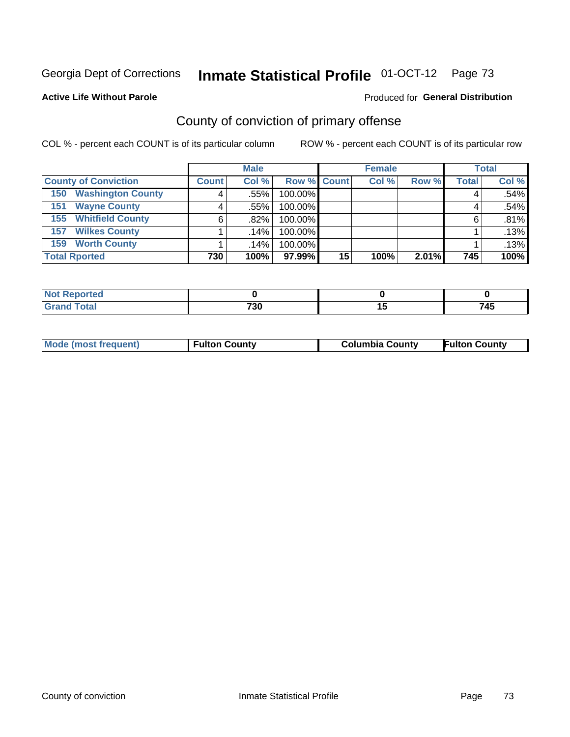Georgia Dept of Corrections **Inmate Statistical Profile** 01-OCT-12

**Active Life Without Parole**

Produced for **General Distribution**

## County of conviction of primary offense

COL % - percent each COUNT is of its particular column

ROW % - percent each COUNT is of its particular row

| | Male | | | Female | | | Total | |
|---|---|---|---|---|---|---|---|---|
| **County of Conviction** | **Count** | **Col %** | **Row %** | **Count** | **Col %** | **Row %** | **Total** | **Col %** |
| 150 Washington County | 4 | .55% | 100.00% | | | | 4 | .54% |
| 151 Wayne County | 4 | .55% | 100.00% | | | | 4 | .54% |
| 155 Whitfield County | 6 | .82% | 100.00% | | | | 6 | .81% |
| 157 Wilkes County | 1 | .14% | 100.00% | | | | 1 | .13% |
| 159 Worth County | 1 | .14% | 100.00% | | | | 1 | .13% |
| **Total Rported** | **730** | **100%** | **97.99%** | **15** | **100%** | **2.01%** | **745** | **100%** |

| | Male | Female | Total |
|---|---|---|---|
| **Not Reported** | **0** | **0** | **0** |
| **Grand Total** | **730** | **15** | **745** |

| | Male | Female | Total |
|---|---|---|---|
| **Mode (most frequent)** | **Fulton County** | **Columbia County** | **Fulton County** |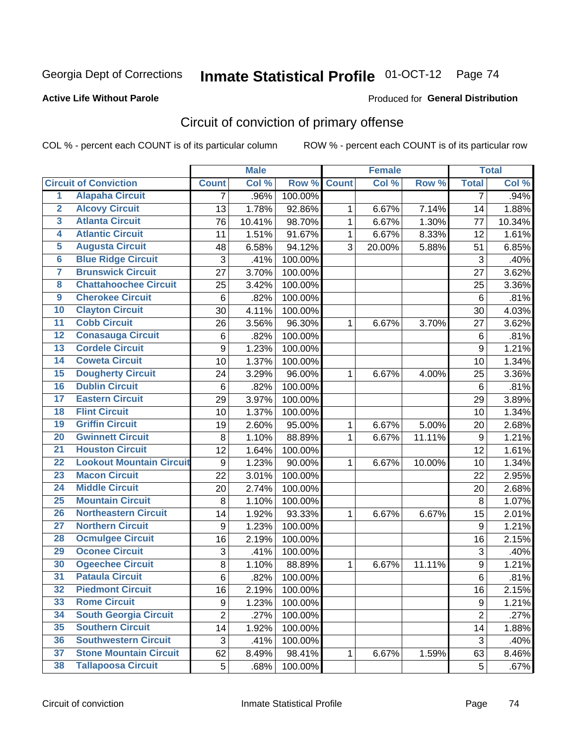Georgia Dept of Corrections **Inmate Statistical Profile** 01-OCT-12

**Active Life Without Parole**

Produced for **General Distribution**

## Circuit of conviction of primary offense

COL % - percent each COUNT is of its particular column ROW % - percent each COUNT is of its particular row

| | Circuit of Conviction | Male | | | Female | | | Total | |
|---|---|---|---|---|---|---|---|---|---|
| | | Count | Col % | Row % | Count | Col % | Row % | Total | Col % |
| 1 | Alapaha Circuit | 7 | .96% | 100.00% | | | | 7 | .94% |
| 2 | Alcovy Circuit | 13 | 1.78% | 92.86% | 1 | 6.67% | 7.14% | 14 | 1.88% |
| 3 | Atlanta Circuit | 76 | 10.41% | 98.70% | 1 | 6.67% | 1.30% | 77 | 10.34% |
| 4 | Atlantic Circuit | 11 | 1.51% | 91.67% | 1 | 6.67% | 8.33% | 12 | 1.61% |
| 5 | Augusta Circuit | 48 | 6.58% | 94.12% | 3 | 20.00% | 5.88% | 51 | 6.85% |
| 6 | Blue Ridge Circuit | 3 | .41% | 100.00% | | | | 3 | .40% |
| 7 | Brunswick Circuit | 27 | 3.70% | 100.00% | | | | 27 | 3.62% |
| 8 | Chattahoochee Circuit | 25 | 3.42% | 100.00% | | | | 25 | 3.36% |
| 9 | Cherokee Circuit | 6 | .82% | 100.00% | | | | 6 | .81% |
| 10 | Clayton Circuit | 30 | 4.11% | 100.00% | | | | 30 | 4.03% |
| 11 | Cobb Circuit | 26 | 3.56% | 96.30% | 1 | 6.67% | 3.70% | 27 | 3.62% |
| 12 | Conasauga Circuit | 6 | .82% | 100.00% | | | | 6 | .81% |
| 13 | Cordele Circuit | 9 | 1.23% | 100.00% | | | | 9 | 1.21% |
| 14 | Coweta Circuit | 10 | 1.37% | 100.00% | | | | 10 | 1.34% |
| 15 | Dougherty Circuit | 24 | 3.29% | 96.00% | 1 | 6.67% | 4.00% | 25 | 3.36% |
| 16 | Dublin Circuit | 6 | .82% | 100.00% | | | | 6 | .81% |
| 17 | Eastern Circuit | 29 | 3.97% | 100.00% | | | | 29 | 3.89% |
| 18 | Flint Circuit | 10 | 1.37% | 100.00% | | | | 10 | 1.34% |
| 19 | Griffin Circuit | 19 | 2.60% | 95.00% | 1 | 6.67% | 5.00% | 20 | 2.68% |
| 20 | Gwinnett Circuit | 8 | 1.10% | 88.89% | 1 | 6.67% | 11.11% | 9 | 1.21% |
| 21 | Houston Circuit | 12 | 1.64% | 100.00% | | | | 12 | 1.61% |
| 22 | Lookout Mountain Circuit | 9 | 1.23% | 90.00% | 1 | 6.67% | 10.00% | 10 | 1.34% |
| 23 | Macon Circuit | 22 | 3.01% | 100.00% | | | | 22 | 2.95% |
| 24 | Middle Circuit | 20 | 2.74% | 100.00% | | | | 20 | 2.68% |
| 25 | Mountain Circuit | 8 | 1.10% | 100.00% | | | | 8 | 1.07% |
| 26 | Northeastern Circuit | 14 | 1.92% | 93.33% | 1 | 6.67% | 6.67% | 15 | 2.01% |
| 27 | Northern Circuit | 9 | 1.23% | 100.00% | | | | 9 | 1.21% |
| 28 | Ocmulgee Circuit | 16 | 2.19% | 100.00% | | | | 16 | 2.15% |
| 29 | Oconee Circuit | 3 | .41% | 100.00% | | | | 3 | .40% |
| 30 | Ogeechee Circuit | 8 | 1.10% | 88.89% | 1 | 6.67% | 11.11% | 9 | 1.21% |
| 31 | Pataula Circuit | 6 | .82% | 100.00% | | | | 6 | .81% |
| 32 | Piedmont Circuit | 16 | 2.19% | 100.00% | | | | 16 | 2.15% |
| 33 | Rome Circuit | 9 | 1.23% | 100.00% | | | | 9 | 1.21% |
| 34 | South Georgia Circuit | 2 | .27% | 100.00% | | | | 2 | .27% |
| 35 | Southern Circuit | 14 | 1.92% | 100.00% | | | | 14 | 1.88% |
| 36 | Southwestern Circuit | 3 | .41% | 100.00% | | | | 3 | .40% |
| 37 | Stone Mountain Circuit | 62 | 8.49% | 98.41% | 1 | 6.67% | 1.59% | 63 | 8.46% |
| 38 | Tallapoosa Circuit | 5 | .68% | 100.00% | | | | 5 | .67% |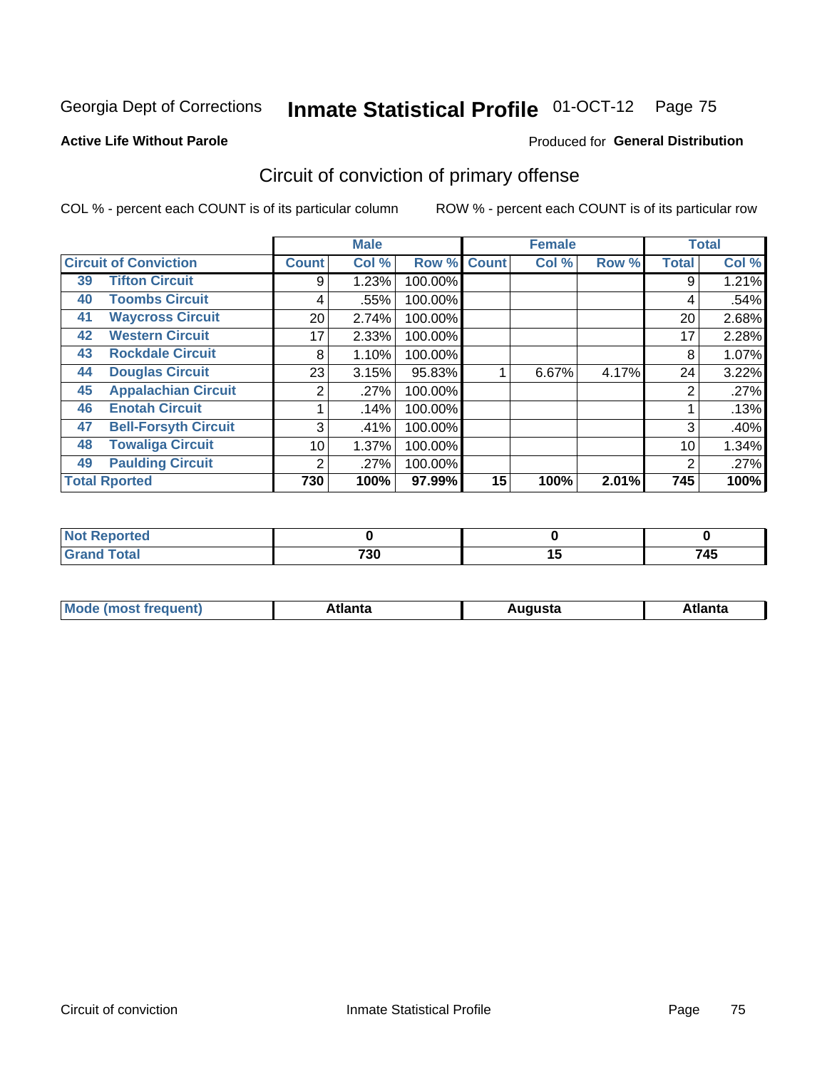Georgia Dept of Corrections **Inmate Statistical Profile** 01-OCT-12

**Active Life Without Parole**

Produced for **General Distribution**

## Circuit of conviction of primary offense

COL % - percent each COUNT is of its particular column ROW % - percent each COUNT is of its particular row

| Circuit of Conviction | | Male | | | Female | | | Total | |
|---|---|---|---|---|---|---|---|---|---|
| | | Count | Col % | Row % | Count | Col % | Row % | Total | Col % |
| 39 | Tifton Circuit | 9 | 1.23% | 100.00% | | | | 9 | 1.21% |
| 40 | Toombs Circuit | 4 | .55% | 100.00% | | | | 4 | .54% |
| 41 | Waycross Circuit | 20 | 2.74% | 100.00% | | | | 20 | 2.68% |
| 42 | Western Circuit | 17 | 2.33% | 100.00% | | | | 17 | 2.28% |
| 43 | Rockdale Circuit | 8 | 1.10% | 100.00% | | | | 8 | 1.07% |
| 44 | Douglas Circuit | 23 | 3.15% | 95.83% | 1 | 6.67% | 4.17% | 24 | 3.22% |
| 45 | Appalachian Circuit | 2 | .27% | 100.00% | | | | 2 | .27% |
| 46 | Enotah Circuit | 1 | .14% | 100.00% | | | | 1 | .13% |
| 47 | Bell-Forsyth Circuit | 3 | .41% | 100.00% | | | | 3 | .40% |
| 48 | Towaliga Circuit | 10 | 1.37% | 100.00% | | | | 10 | 1.34% |
| 49 | Paulding Circuit | 2 | .27% | 100.00% | | | | 2 | .27% |
| Total Rported | | 730 | 100% | 97.99% | 15 | 100% | 2.01% | 745 | 100% |

| | Male | Female | Total |
|---|---|---|---|
| Not Reported | 0 | 0 | 0 |
| Grand Total | 730 | 15 | 745 |

| | Male | Female | Total |
|---|---|---|---|
| Mode (most frequent) | Atlanta | Augusta | Atlanta |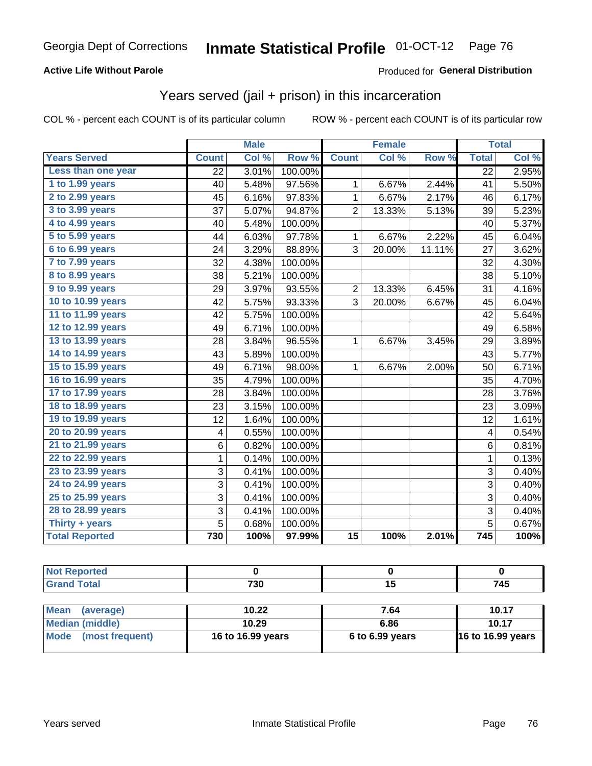# Georgia Dept of Corrections — Inmate Statistical Profile — 01-OCT-12

**Active Life Without Parole**

Produced for **General Distribution**

## Years served (jail + prison) in this incarceration

COL % - percent each COUNT is of its particular column

ROW % - percent each COUNT is of its particular row

| | Male | | | Female | | | Total | |
|---|---|---|---|---|---|---|---|---|
| **Years Served** | **Count** | **Col %** | **Row %** | **Count** | **Col %** | **Row %** | **Total** | **Col %** |
| Less than one year | 22 | 3.01% | 100.00% | | | | 22 | 2.95% |
| 1 to 1.99 years | 40 | 5.48% | 97.56% | 1 | 6.67% | 2.44% | 41 | 5.50% |
| 2 to 2.99 years | 45 | 6.16% | 97.83% | 1 | 6.67% | 2.17% | 46 | 6.17% |
| 3 to 3.99 years | 37 | 5.07% | 94.87% | 2 | 13.33% | 5.13% | 39 | 5.23% |
| 4 to 4.99 years | 40 | 5.48% | 100.00% | | | | 40 | 5.37% |
| 5 to 5.99 years | 44 | 6.03% | 97.78% | 1 | 6.67% | 2.22% | 45 | 6.04% |
| 6 to 6.99 years | 24 | 3.29% | 88.89% | 3 | 20.00% | 11.11% | 27 | 3.62% |
| 7 to 7.99 years | 32 | 4.38% | 100.00% | | | | 32 | 4.30% |
| 8 to 8.99 years | 38 | 5.21% | 100.00% | | | | 38 | 5.10% |
| 9 to 9.99 years | 29 | 3.97% | 93.55% | 2 | 13.33% | 6.45% | 31 | 4.16% |
| 10 to 10.99 years | 42 | 5.75% | 93.33% | 3 | 20.00% | 6.67% | 45 | 6.04% |
| 11 to 11.99 years | 42 | 5.75% | 100.00% | | | | 42 | 5.64% |
| 12 to 12.99 years | 49 | 6.71% | 100.00% | | | | 49 | 6.58% |
| 13 to 13.99 years | 28 | 3.84% | 96.55% | 1 | 6.67% | 3.45% | 29 | 3.89% |
| 14 to 14.99 years | 43 | 5.89% | 100.00% | | | | 43 | 5.77% |
| 15 to 15.99 years | 49 | 6.71% | 98.00% | 1 | 6.67% | 2.00% | 50 | 6.71% |
| 16 to 16.99 years | 35 | 4.79% | 100.00% | | | | 35 | 4.70% |
| 17 to 17.99 years | 28 | 3.84% | 100.00% | | | | 28 | 3.76% |
| 18 to 18.99 years | 23 | 3.15% | 100.00% | | | | 23 | 3.09% |
| 19 to 19.99 years | 12 | 1.64% | 100.00% | | | | 12 | 1.61% |
| 20 to 20.99 years | 4 | 0.55% | 100.00% | | | | 4 | 0.54% |
| 21 to 21.99 years | 6 | 0.82% | 100.00% | | | | 6 | 0.81% |
| 22 to 22.99 years | 1 | 0.14% | 100.00% | | | | 1 | 0.13% |
| 23 to 23.99 years | 3 | 0.41% | 100.00% | | | | 3 | 0.40% |
| 24 to 24.99 years | 3 | 0.41% | 100.00% | | | | 3 | 0.40% |
| 25 to 25.99 years | 3 | 0.41% | 100.00% | | | | 3 | 0.40% |
| 28 to 28.99 years | 3 | 0.41% | 100.00% | | | | 3 | 0.40% |
| Thirty + years | 5 | 0.68% | 100.00% | | | | 5 | 0.67% |
| **Total Reported** | **730** | **100%** | **97.99%** | **15** | **100%** | **2.01%** | **745** | **100%** |

| | Male | Female | Total |
|---|---|---|---|
| Not Reported | 0 | 0 | 0 |
| Grand Total | 730 | 15 | 745 |

| | Male | Female | Total |
|---|---|---|---|
| Mean (average) | 10.22 | 7.64 | 10.17 |
| Median (middle) | 10.29 | 6.86 | 10.17 |
| Mode (most frequent) | 16 to 16.99 years | 6 to 6.99 years | 16 to 16.99 years |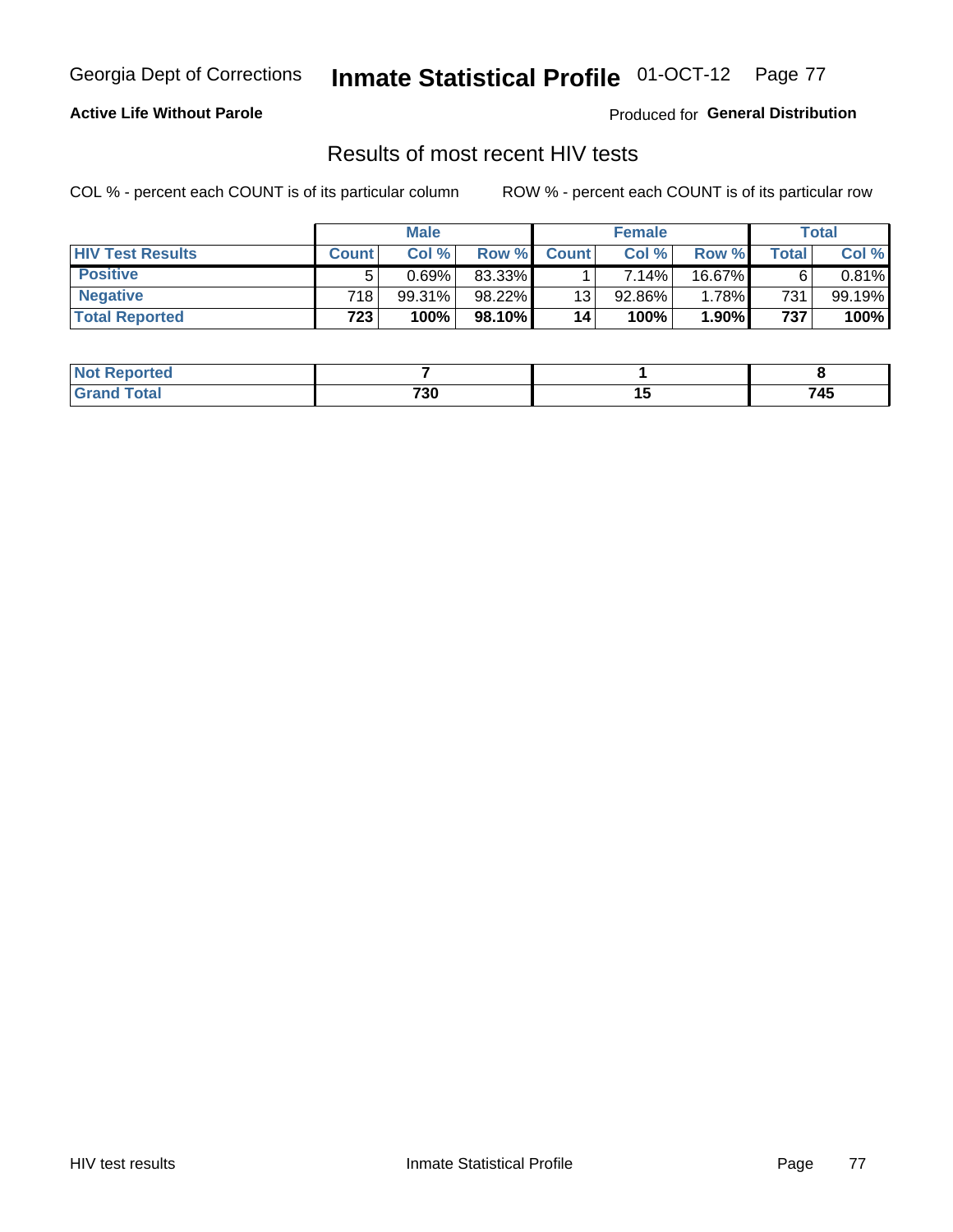Georgia Dept of Corrections **Inmate Statistical Profile** 01-OCT-12

**Active Life Without Parole**

Produced for **General Distribution**

## Results of most recent HIV tests

COL % - percent each COUNT is of its particular column     ROW % - percent each COUNT is of its particular row

| | Male | | | Female | | | Total | |
|---|---|---|---|---|---|---|---|---|
| **HIV Test Results** | **Count** | **Col %** | **Row %** | **Count** | **Col %** | **Row %** | **Total** | **Col %** |
| **Positive** | 5 | 0.69% | 83.33% | 1 | 7.14% | 16.67% | 6 | 0.81% |
| **Negative** | 718 | 99.31% | 98.22% | 13 | 92.86% | 1.78% | 731 | 99.19% |
| **Total Reported** | **723** | **100%** | **98.10%** | **14** | **100%** | **1.90%** | **737** | **100%** |

| | Male | Female | Total |
|---|---|---|---|
| **Not Reported** | **7** | **1** | **8** |
| **Grand Total** | **730** | **15** | **745** |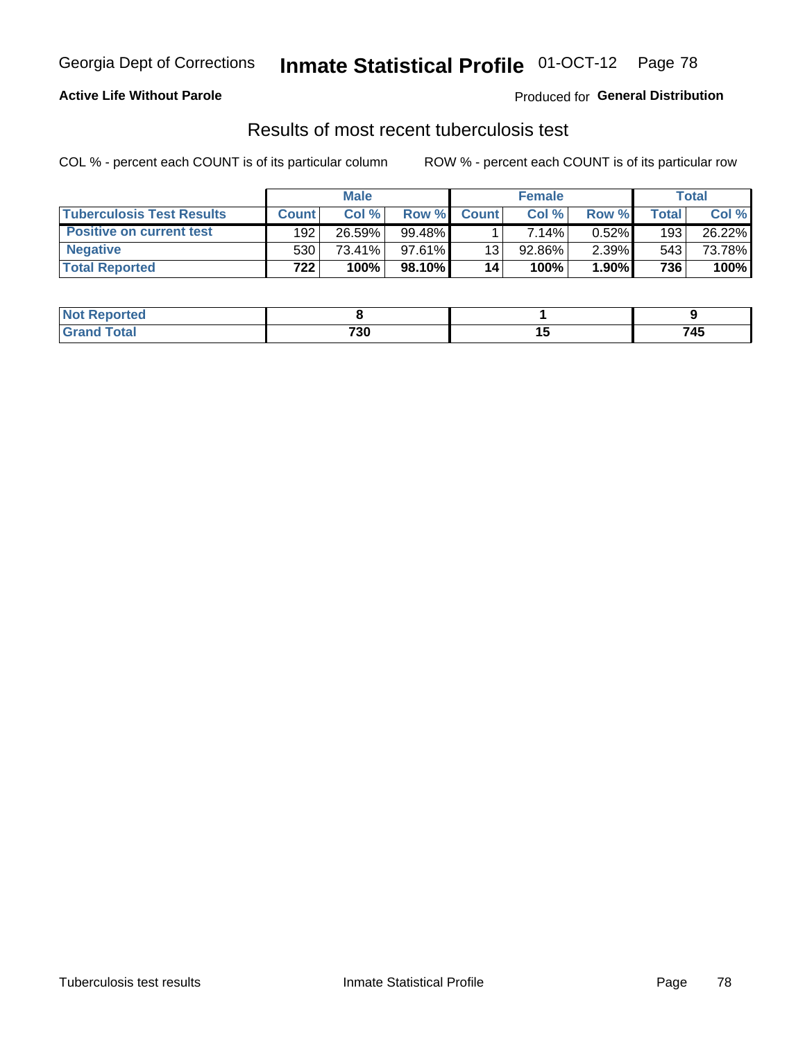**Active Life Without Parole**

Produced for **General Distribution**

## Results of most recent tuberculosis test

COL % - percent each COUNT is of its particular column

ROW % - percent each COUNT is of its particular row

| | Male | | | Female | | | Total | |
|---|---|---|---|---|---|---|---|---|
| **Tuberculosis Test Results** | **Count** | **Col %** | **Row %** | **Count** | **Col %** | **Row %** | **Total** | **Col %** |
| **Positive on current test** | 192 | 26.59% | 99.48% | 1 | 7.14% | 0.52% | 193 | 26.22% |
| **Negative** | 530 | 73.41% | 97.61% | 13 | 92.86% | 2.39% | 543 | 73.78% |
| **Total Reported** | **722** | **100%** | **98.10%** | **14** | **100%** | **1.90%** | **736** | **100%** |

| | Male | Female | Total |
|---|---|---|---|
| **Not Reported** | **8** | **1** | **9** |
| **Grand Total** | **730** | **15** | **745** |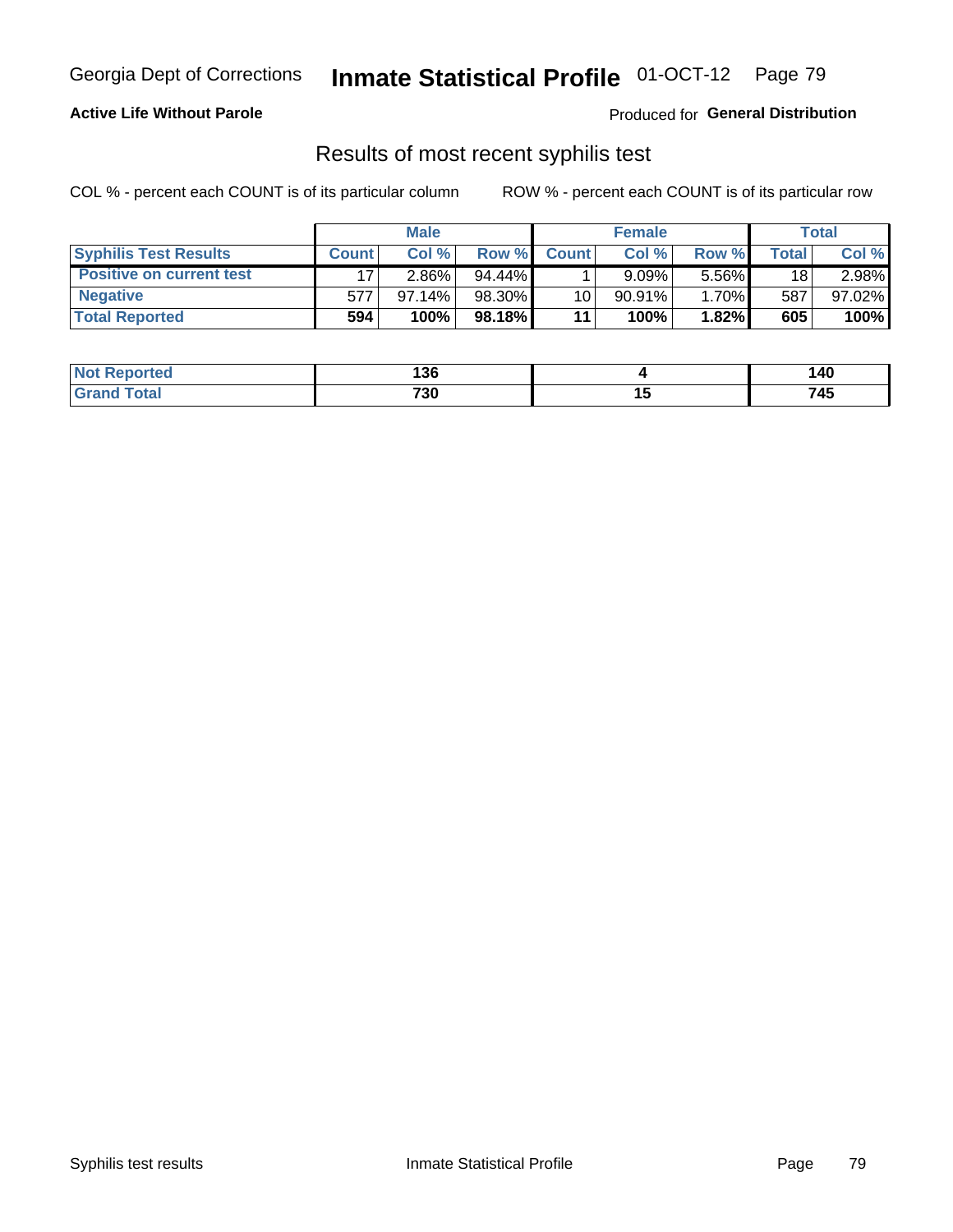**Active Life Without Parole**

Produced for **General Distribution**

## Results of most recent syphilis test

COL % - percent each COUNT is of its particular column

ROW % - percent each COUNT is of its particular row

| | Male | | | Female | | | Total | |
|---|---|---|---|---|---|---|---|---|
| **Syphilis Test Results** | **Count** | **Col %** | **Row %** | **Count** | **Col %** | **Row %** | **Total** | **Col %** |
| **Positive on current test** | 17 | 2.86% | 94.44% | 1 | 9.09% | 5.56% | 18 | 2.98% |
| **Negative** | 577 | 97.14% | 98.30% | 10 | 90.91% | 1.70% | 587 | 97.02% |
| **Total Reported** | **594** | **100%** | **98.18%** | **11** | **100%** | **1.82%** | **605** | **100%** |

| | Male | Female | Total |
|---|---|---|---|
| **Not Reported** | **136** | **4** | **140** |
| **Grand Total** | **730** | **15** | **745** |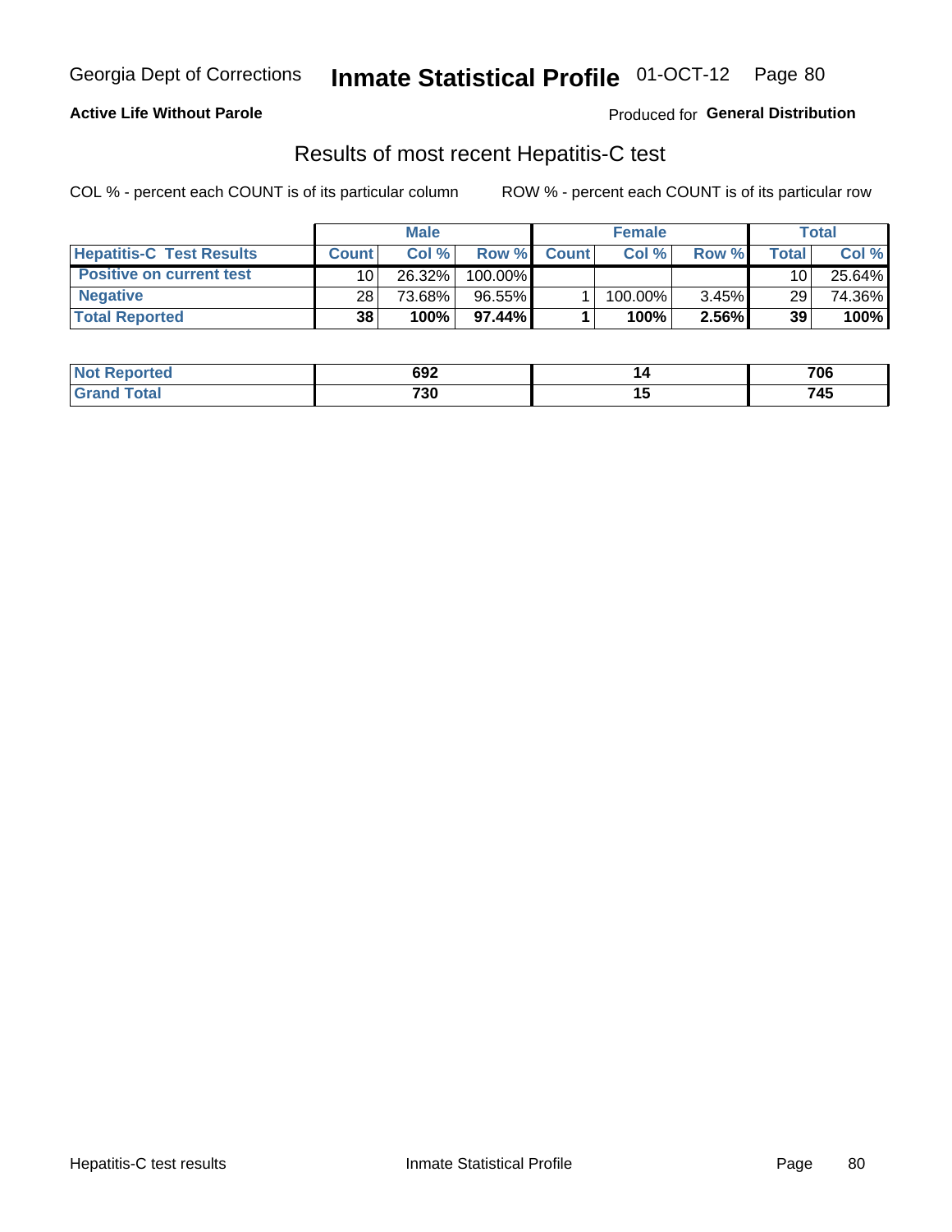Georgia Dept of Corrections **Inmate Statistical Profile** 01-OCT-12

**Active Life Without Parole**

Produced for **General Distribution**

## Results of most recent Hepatitis-C test

COL % - percent each COUNT is of its particular column ROW % - percent each COUNT is of its particular row

| | Male | | | Female | | | Total | |
|---|---|---|---|---|---|---|---|---|
| **Hepatitis-C Test Results** | **Count** | **Col %** | **Row %** | **Count** | **Col %** | **Row %** | **Total** | **Col %** |
| **Positive on current test** | 10 | 26.32% | 100.00% | | | | 10 | 25.64% |
| **Negative** | 28 | 73.68% | 96.55% | 1 | 100.00% | 3.45% | 29 | 74.36% |
| **Total Reported** | **38** | **100%** | **97.44%** | **1** | **100%** | **2.56%** | **39** | **100%** |

| | Male | Female | Total |
|---|---|---|---|
| **Not Reported** | **692** | **14** | **706** |
| **Grand Total** | **730** | **15** | **745** |